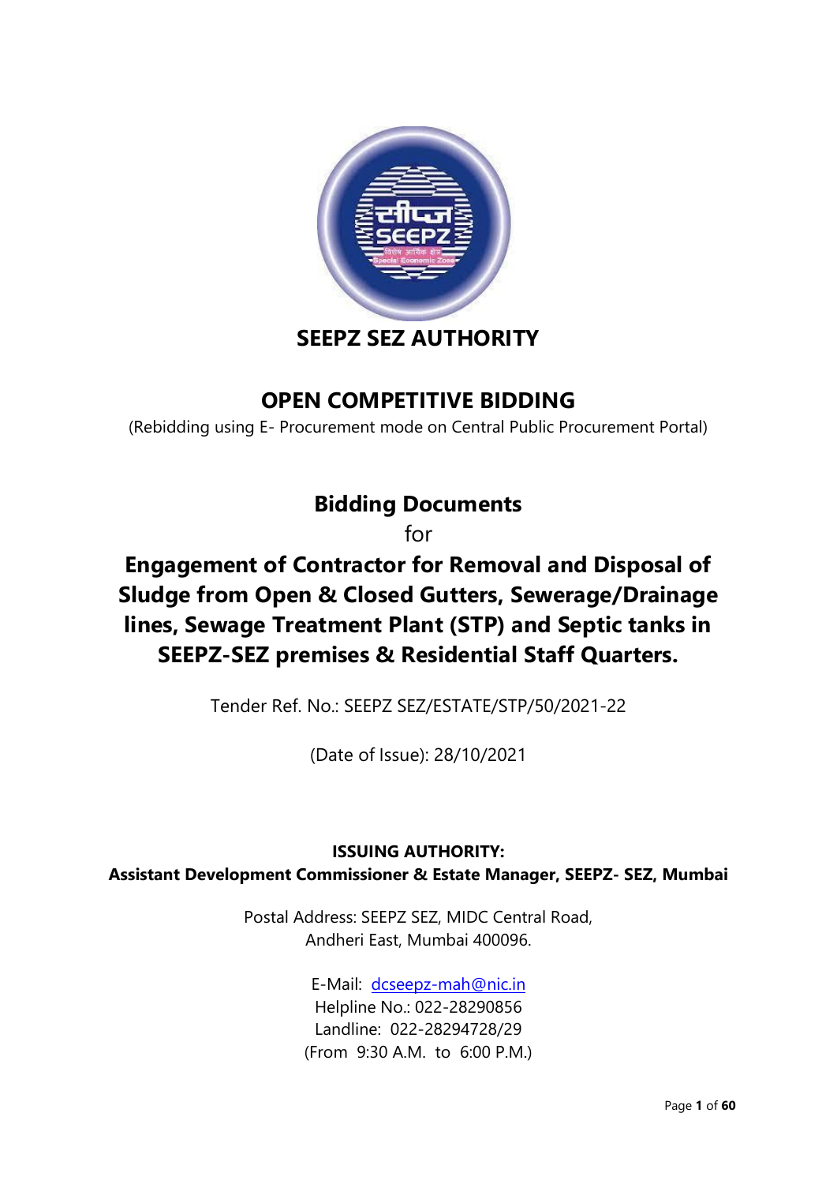# SEEPZ SEZ AUTHORITY

## OPEN COMPETITIVE BIDDING

(Rebidding using E- Procurement mode on Central Public Procurement Portal)

## Bidding Documents

for

## Engagement of Contractor for Removal and Disposal of Sludge from Open & Closed Gutters, Sewerage/Drainage lines, Sewage Treatment Plant (STP) and Septic tanks in SEEPZ-SEZ premises & Residential Staff Quarters.

Tender Ref. No.: SEEPZ SEZ/ESTATE/STP/50/2021-22

(Date of Issue): 28/10/2021

**ISSUING AUTHORITY:**
**Assistant Development Commissioner & Estate Manager, SEEPZ- SEZ, Mumbai**

Postal Address: SEEPZ SEZ, MIDC Central Road,
Andheri East, Mumbai 400096.

E-Mail: dcseepz-mah@nic.in
Helpline No.: 022-28290856
Landline: 022-28294728/29
(From 9:30 A.M. to 6:00 P.M.)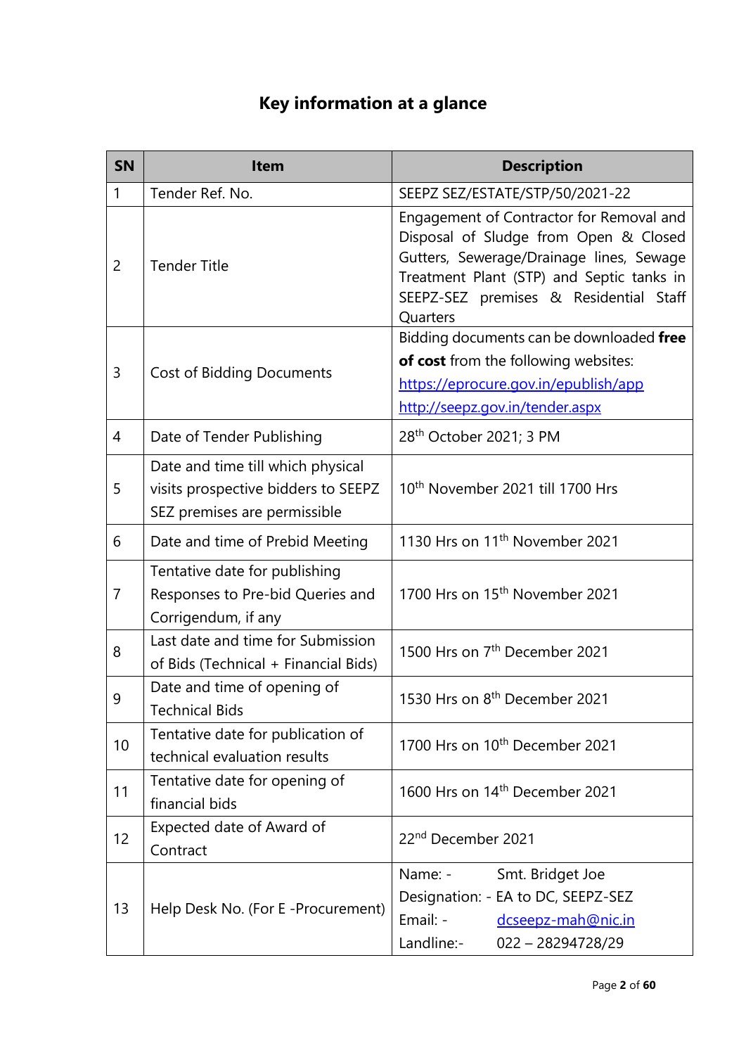# Key information at a glance

| SN | Item | Description |
|---|---|---|
| 1 | Tender Ref. No. | SEEPZ SEZ/ESTATE/STP/50/2021-22 |
| 2 | Tender Title | Engagement of Contractor for Removal and Disposal of Sludge from Open & Closed Gutters, Sewerage/Drainage lines, Sewage Treatment Plant (STP) and Septic tanks in SEEPZ-SEZ premises & Residential Staff Quarters |
| 3 | Cost of Bidding Documents | Bidding documents can be downloaded **free of cost** from the following websites: https://eprocure.gov.in/epublish/app http://seepz.gov.in/tender.aspx |
| 4 | Date of Tender Publishing | 28th October 2021; 3 PM |
| 5 | Date and time till which physical visits prospective bidders to SEEPZ SEZ premises are permissible | 10th November 2021 till 1700 Hrs |
| 6 | Date and time of Prebid Meeting | 1130 Hrs on 11th November 2021 |
| 7 | Tentative date for publishing Responses to Pre-bid Queries and Corrigendum, if any | 1700 Hrs on 15th November 2021 |
| 8 | Last date and time for Submission of Bids (Technical + Financial Bids) | 1500 Hrs on 7th December 2021 |
| 9 | Date and time of opening of Technical Bids | 1530 Hrs on 8th December 2021 |
| 10 | Tentative date for publication of technical evaluation results | 1700 Hrs on 10th December 2021 |
| 11 | Tentative date for opening of financial bids | 1600 Hrs on 14th December 2021 |
| 12 | Expected date of Award of Contract | 22nd December 2021 |
| 13 | Help Desk No. (For E -Procurement) | Name: - Smt. Bridget Joe<br>Designation: - EA to DC, SEEPZ-SEZ<br>Email: - dcseepz-mah@nic.in<br>Landline:- 022 – 28294728/29 |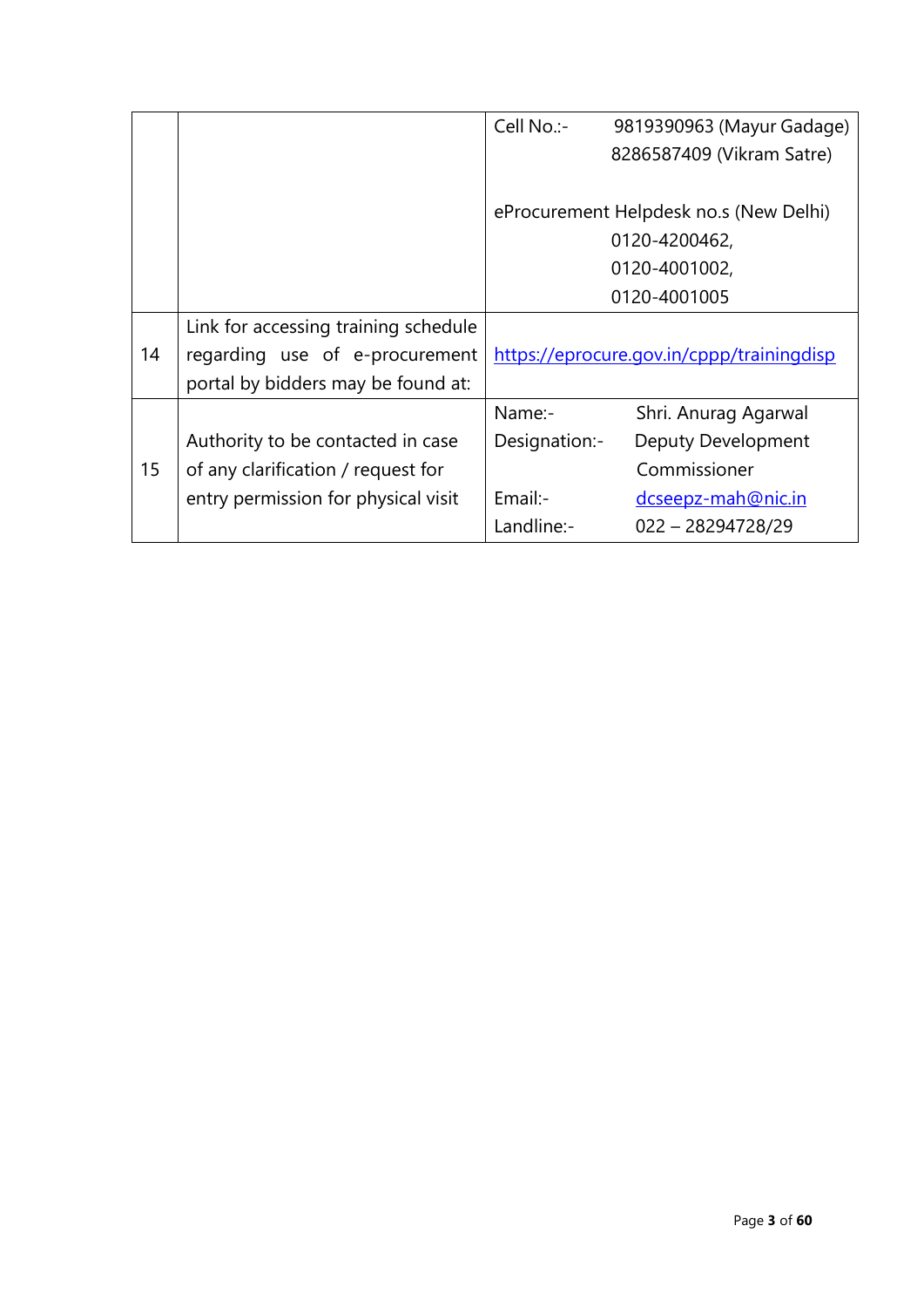| | | |
|---|---|---|
| | | Cell No.:- 9819390963 (Mayur Gadage)<br>8286587409 (Vikram Satre)<br><br>eProcurement Helpdesk no.s (New Delhi)<br>0120-4200462,<br>0120-4001002,<br>0120-4001005 |
| 14 | Link for accessing training schedule regarding use of e-procurement portal by bidders may be found at: | https://eprocure.gov.in/cppp/trainingdisp |
| 15 | Authority to be contacted in case of any clarification / request for entry permission for physical visit | Name:- Shri. Anurag Agarwal<br>Designation:- Deputy Development Commissioner<br>Email:- dcseepz-mah@nic.in<br>Landline:- 022 – 28294728/29 |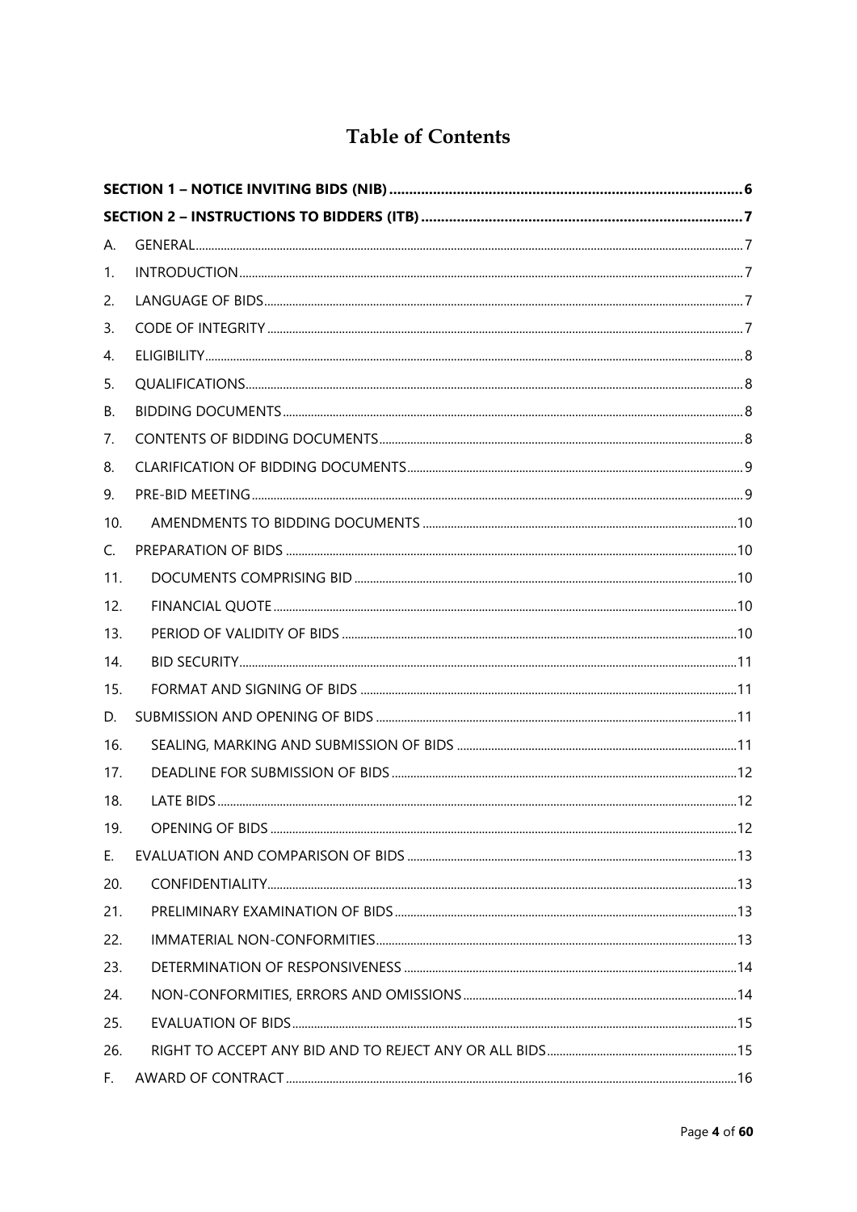# Table of Contents

| | | |
|---|---|---|
| **SECTION 1 – NOTICE INVITING BIDS (NIB)** | | **6** |
| **SECTION 2 – INSTRUCTIONS TO BIDDERS (ITB)** | | **7** |
| A. | GENERAL | 7 |
| 1. | INTRODUCTION | 7 |
| 2. | LANGUAGE OF BIDS | 7 |
| 3. | CODE OF INTEGRITY | 7 |
| 4. | ELIGIBILITY | 8 |
| 5. | QUALIFICATIONS | 8 |
| B. | BIDDING DOCUMENTS | 8 |
| 7. | CONTENTS OF BIDDING DOCUMENTS | 8 |
| 8. | CLARIFICATION OF BIDDING DOCUMENTS | 9 |
| 9. | PRE-BID MEETING | 9 |
| 10. | AMENDMENTS TO BIDDING DOCUMENTS | 10 |
| C. | PREPARATION OF BIDS | 10 |
| 11. | DOCUMENTS COMPRISING BID | 10 |
| 12. | FINANCIAL QUOTE | 10 |
| 13. | PERIOD OF VALIDITY OF BIDS | 10 |
| 14. | BID SECURITY | 11 |
| 15. | FORMAT AND SIGNING OF BIDS | 11 |
| D. | SUBMISSION AND OPENING OF BIDS | 11 |
| 16. | SEALING, MARKING AND SUBMISSION OF BIDS | 11 |
| 17. | DEADLINE FOR SUBMISSION OF BIDS | 12 |
| 18. | LATE BIDS | 12 |
| 19. | OPENING OF BIDS | 12 |
| E. | EVALUATION AND COMPARISON OF BIDS | 13 |
| 20. | CONFIDENTIALITY | 13 |
| 21. | PRELIMINARY EXAMINATION OF BIDS | 13 |
| 22. | IMMATERIAL NON-CONFORMITIES | 13 |
| 23. | DETERMINATION OF RESPONSIVENESS | 14 |
| 24. | NON-CONFORMITIES, ERRORS AND OMISSIONS | 14 |
| 25. | EVALUATION OF BIDS | 15 |
| 26. | RIGHT TO ACCEPT ANY BID AND TO REJECT ANY OR ALL BIDS | 15 |
| F. | AWARD OF CONTRACT | 16 |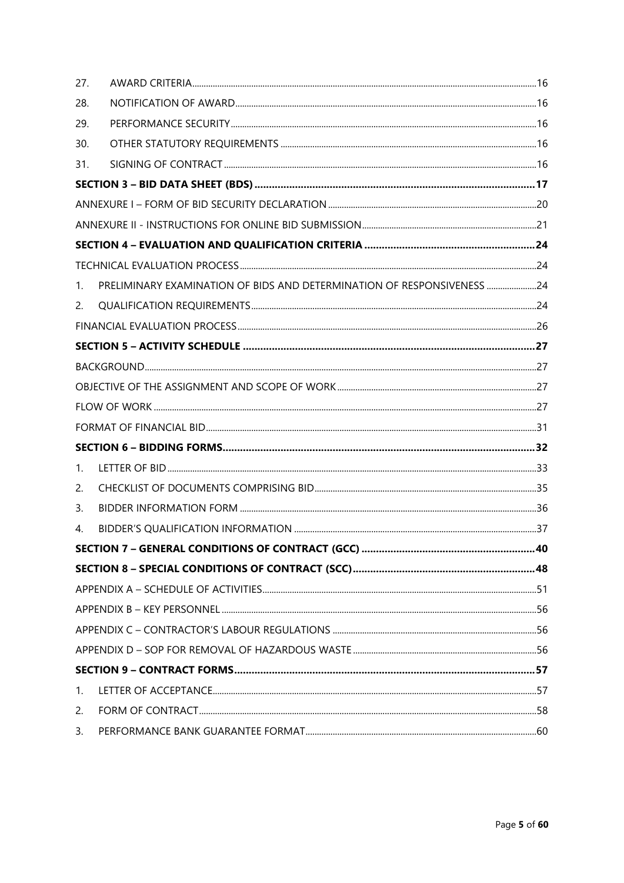| | | |
|---|---|---|
| 27. | AWARD CRITERIA | 16 |
| 28. | NOTIFICATION OF AWARD | 16 |
| 29. | PERFORMANCE SECURITY | 16 |
| 30. | OTHER STATUTORY REQUIREMENTS | 16 |
| 31. | SIGNING OF CONTRACT | 16 |
| | **SECTION 3 – BID DATA SHEET (BDS)** | **17** |
| | ANNEXURE I – FORM OF BID SECURITY DECLARATION | 20 |
| | ANNEXURE II - INSTRUCTIONS FOR ONLINE BID SUBMISSION | 21 |
| | **SECTION 4 – EVALUATION AND QUALIFICATION CRITERIA** | **24** |
| | TECHNICAL EVALUATION PROCESS | 24 |
| 1. | PRELIMINARY EXAMINATION OF BIDS AND DETERMINATION OF RESPONSIVENESS | 24 |
| 2. | QUALIFICATION REQUIREMENTS | 24 |
| | FINANCIAL EVALUATION PROCESS | 26 |
| | **SECTION 5 – ACTIVITY SCHEDULE** | **27** |
| | BACKGROUND | 27 |
| | OBJECTIVE OF THE ASSIGNMENT AND SCOPE OF WORK | 27 |
| | FLOW OF WORK | 27 |
| | FORMAT OF FINANCIAL BID | 31 |
| | **SECTION 6 – BIDDING FORMS** | **32** |
| 1. | LETTER OF BID | 33 |
| 2. | CHECKLIST OF DOCUMENTS COMPRISING BID | 35 |
| 3. | BIDDER INFORMATION FORM | 36 |
| 4. | BIDDER'S QUALIFICATION INFORMATION | 37 |
| | **SECTION 7 – GENERAL CONDITIONS OF CONTRACT (GCC)** | **40** |
| | **SECTION 8 – SPECIAL CONDITIONS OF CONTRACT (SCC)** | **48** |
| | APPENDIX A – SCHEDULE OF ACTIVITIES | 51 |
| | APPENDIX B – KEY PERSONNEL | 56 |
| | APPENDIX C – CONTRACTOR'S LABOUR REGULATIONS | 56 |
| | APPENDIX D – SOP FOR REMOVAL OF HAZARDOUS WASTE | 56 |
| | **SECTION 9 – CONTRACT FORMS** | **57** |
| 1. | LETTER OF ACCEPTANCE | 57 |
| 2. | FORM OF CONTRACT | 58 |
| 3. | PERFORMANCE BANK GUARANTEE FORMAT | 60 |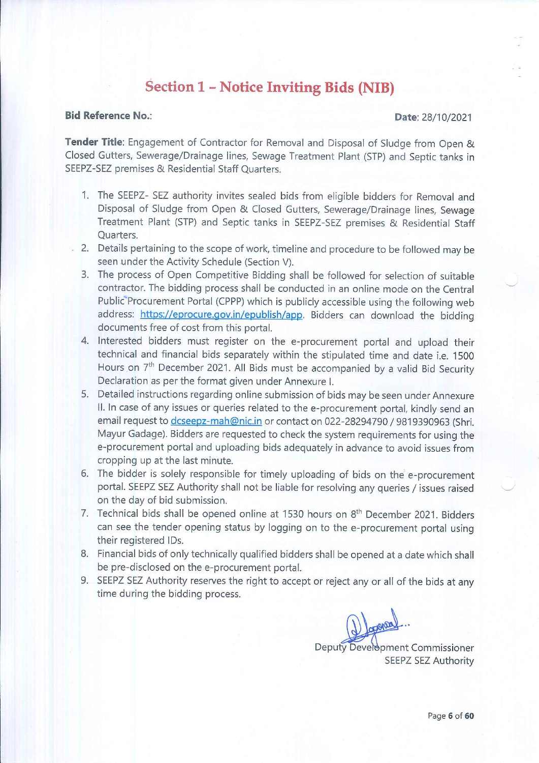# Section 1 – Notice Inviting Bids (NIB)

**Bid Reference No.:** **Date**: 28/10/2021

**Tender Title**: Engagement of Contractor for Removal and Disposal of Sludge from Open & Closed Gutters, Sewerage/Drainage lines, Sewage Treatment Plant (STP) and Septic tanks in SEEPZ-SEZ premises & Residential Staff Quarters.

1. The SEEPZ- SEZ authority invites sealed bids from eligible bidders for Removal and Disposal of Sludge from Open & Closed Gutters, Sewerage/Drainage lines, Sewage Treatment Plant (STP) and Septic tanks in SEEPZ-SEZ premises & Residential Staff Quarters.
2. Details pertaining to the scope of work, timeline and procedure to be followed may be seen under the Activity Schedule (Section V).
3. The process of Open Competitive Bidding shall be followed for selection of suitable contractor. The bidding process shall be conducted in an online mode on the Central Public Procurement Portal (CPPP) which is publicly accessible using the following web address: https://eprocure.gov.in/epublish/app. Bidders can download the bidding documents free of cost from this portal.
4. Interested bidders must register on the e-procurement portal and upload their technical and financial bids separately within the stipulated time and date i.e. 1500 Hours on 7th December 2021. All Bids must be accompanied by a valid Bid Security Declaration as per the format given under Annexure I.
5. Detailed instructions regarding online submission of bids may be seen under Annexure II. In case of any issues or queries related to the e-procurement portal, kindly send an email request to dcseepz-mah@nic.in or contact on 022-28294790 / 9819390963 (Shri. Mayur Gadage). Bidders are requested to check the system requirements for using the e-procurement portal and uploading bids adequately in advance to avoid issues from cropping up at the last minute.
6. The bidder is solely responsible for timely uploading of bids on the e-procurement portal. SEEPZ SEZ Authority shall not be liable for resolving any queries / issues raised on the day of bid submission.
7. Technical bids shall be opened online at 1530 hours on 8th December 2021. Bidders can see the tender opening status by logging on to the e-procurement portal using their registered IDs.
8. Financial bids of only technically qualified bidders shall be opened at a date which shall be pre-disclosed on the e-procurement portal.
9. SEEPZ SEZ Authority reserves the right to accept or reject any or all of the bids at any time during the bidding process.

Deputy Development Commissioner
SEEPZ SEZ Authority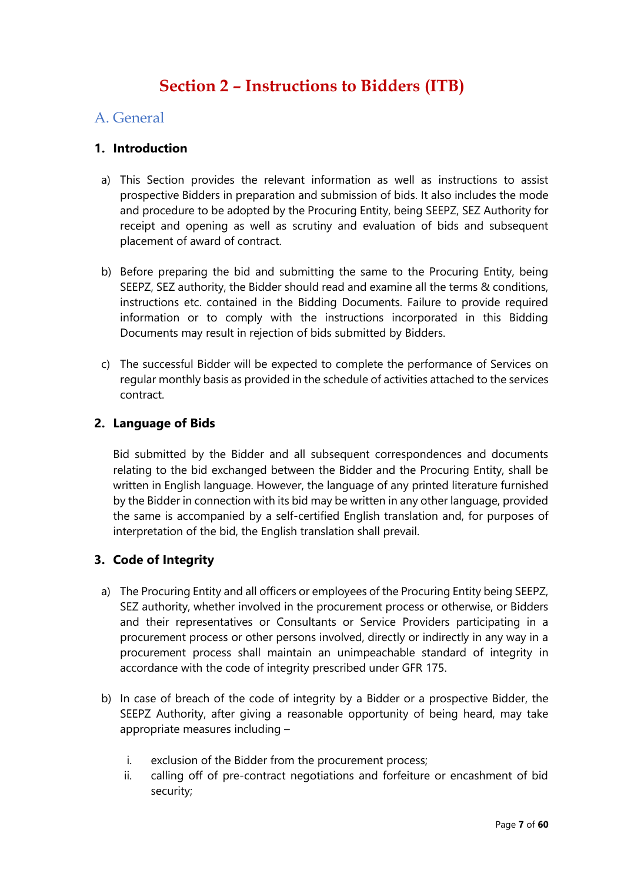# Section 2 – Instructions to Bidders (ITB)

## A. General

### 1. Introduction

a) This Section provides the relevant information as well as instructions to assist prospective Bidders in preparation and submission of bids. It also includes the mode and procedure to be adopted by the Procuring Entity, being SEEPZ, SEZ Authority for receipt and opening as well as scrutiny and evaluation of bids and subsequent placement of award of contract.

b) Before preparing the bid and submitting the same to the Procuring Entity, being SEEPZ, SEZ authority, the Bidder should read and examine all the terms & conditions, instructions etc. contained in the Bidding Documents. Failure to provide required information or to comply with the instructions incorporated in this Bidding Documents may result in rejection of bids submitted by Bidders.

c) The successful Bidder will be expected to complete the performance of Services on regular monthly basis as provided in the schedule of activities attached to the services contract.

### 2. Language of Bids

Bid submitted by the Bidder and all subsequent correspondences and documents relating to the bid exchanged between the Bidder and the Procuring Entity, shall be written in English language. However, the language of any printed literature furnished by the Bidder in connection with its bid may be written in any other language, provided the same is accompanied by a self-certified English translation and, for purposes of interpretation of the bid, the English translation shall prevail.

### 3. Code of Integrity

a) The Procuring Entity and all officers or employees of the Procuring Entity being SEEPZ, SEZ authority, whether involved in the procurement process or otherwise, or Bidders and their representatives or Consultants or Service Providers participating in a procurement process or other persons involved, directly or indirectly in any way in a procurement process shall maintain an unimpeachable standard of integrity in accordance with the code of integrity prescribed under GFR 175.

b) In case of breach of the code of integrity by a Bidder or a prospective Bidder, the SEEPZ Authority, after giving a reasonable opportunity of being heard, may take appropriate measures including –

   i. exclusion of the Bidder from the procurement process;
   ii. calling off of pre-contract negotiations and forfeiture or encashment of bid security;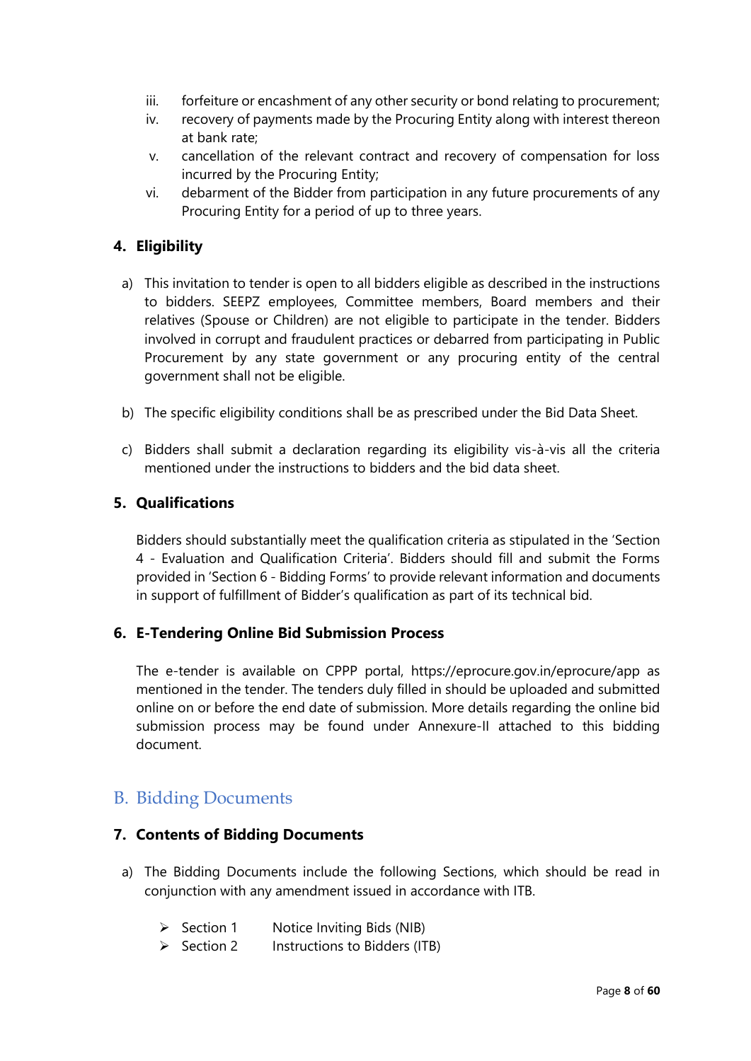iii. forfeiture or encashment of any other security or bond relating to procurement;

iv. recovery of payments made by the Procuring Entity along with interest thereon at bank rate;

v. cancellation of the relevant contract and recovery of compensation for loss incurred by the Procuring Entity;

vi. debarment of the Bidder from participation in any future procurements of any Procuring Entity for a period of up to three years.

### 4. Eligibility

a) This invitation to tender is open to all bidders eligible as described in the instructions to bidders. SEEPZ employees, Committee members, Board members and their relatives (Spouse or Children) are not eligible to participate in the tender. Bidders involved in corrupt and fraudulent practices or debarred from participating in Public Procurement by any state government or any procuring entity of the central government shall not be eligible.

b) The specific eligibility conditions shall be as prescribed under the Bid Data Sheet.

c) Bidders shall submit a declaration regarding its eligibility vis-à-vis all the criteria mentioned under the instructions to bidders and the bid data sheet.

### 5. Qualifications

Bidders should substantially meet the qualification criteria as stipulated in the 'Section 4 - Evaluation and Qualification Criteria'. Bidders should fill and submit the Forms provided in 'Section 6 - Bidding Forms' to provide relevant information and documents in support of fulfillment of Bidder's qualification as part of its technical bid.

### 6. E-Tendering Online Bid Submission Process

The e-tender is available on CPPP portal, https://eprocure.gov.in/eprocure/app as mentioned in the tender. The tenders duly filled in should be uploaded and submitted online on or before the end date of submission. More details regarding the online bid submission process may be found under Annexure-II attached to this bidding document.

## B. Bidding Documents

### 7. Contents of Bidding Documents

a) The Bidding Documents include the following Sections, which should be read in conjunction with any amendment issued in accordance with ITB.

- Section 1 Notice Inviting Bids (NIB)
- Section 2 Instructions to Bidders (ITB)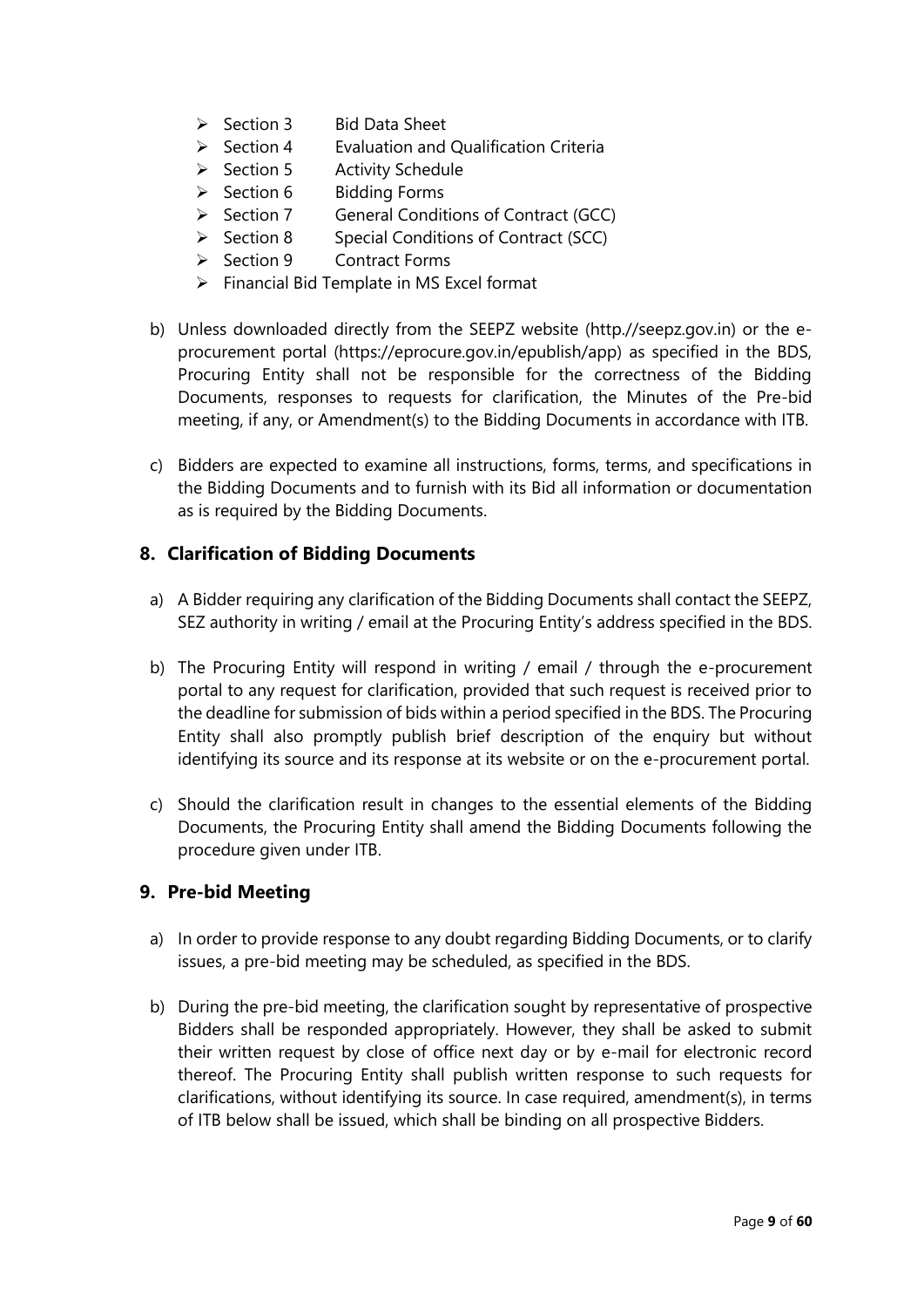- Section 3 Bid Data Sheet
- Section 4 Evaluation and Qualification Criteria
- Section 5 Activity Schedule
- Section 6 Bidding Forms
- Section 7 General Conditions of Contract (GCC)
- Section 8 Special Conditions of Contract (SCC)
- Section 9 Contract Forms
- Financial Bid Template in MS Excel format

b) Unless downloaded directly from the SEEPZ website (http://seepz.gov.in) or the e-procurement portal (https://eprocure.gov.in/epublish/app) as specified in the BDS, Procuring Entity shall not be responsible for the correctness of the Bidding Documents, responses to requests for clarification, the Minutes of the Pre-bid meeting, if any, or Amendment(s) to the Bidding Documents in accordance with ITB.

c) Bidders are expected to examine all instructions, forms, terms, and specifications in the Bidding Documents and to furnish with its Bid all information or documentation as is required by the Bidding Documents.

## 8. Clarification of Bidding Documents

a) A Bidder requiring any clarification of the Bidding Documents shall contact the SEEPZ, SEZ authority in writing / email at the Procuring Entity's address specified in the BDS.

b) The Procuring Entity will respond in writing / email / through the e-procurement portal to any request for clarification, provided that such request is received prior to the deadline for submission of bids within a period specified in the BDS. The Procuring Entity shall also promptly publish brief description of the enquiry but without identifying its source and its response at its website or on the e-procurement portal.

c) Should the clarification result in changes to the essential elements of the Bidding Documents, the Procuring Entity shall amend the Bidding Documents following the procedure given under ITB.

## 9. Pre-bid Meeting

a) In order to provide response to any doubt regarding Bidding Documents, or to clarify issues, a pre-bid meeting may be scheduled, as specified in the BDS.

b) During the pre-bid meeting, the clarification sought by representative of prospective Bidders shall be responded appropriately. However, they shall be asked to submit their written request by close of office next day or by e-mail for electronic record thereof. The Procuring Entity shall publish written response to such requests for clarifications, without identifying its source. In case required, amendment(s), in terms of ITB below shall be issued, which shall be binding on all prospective Bidders.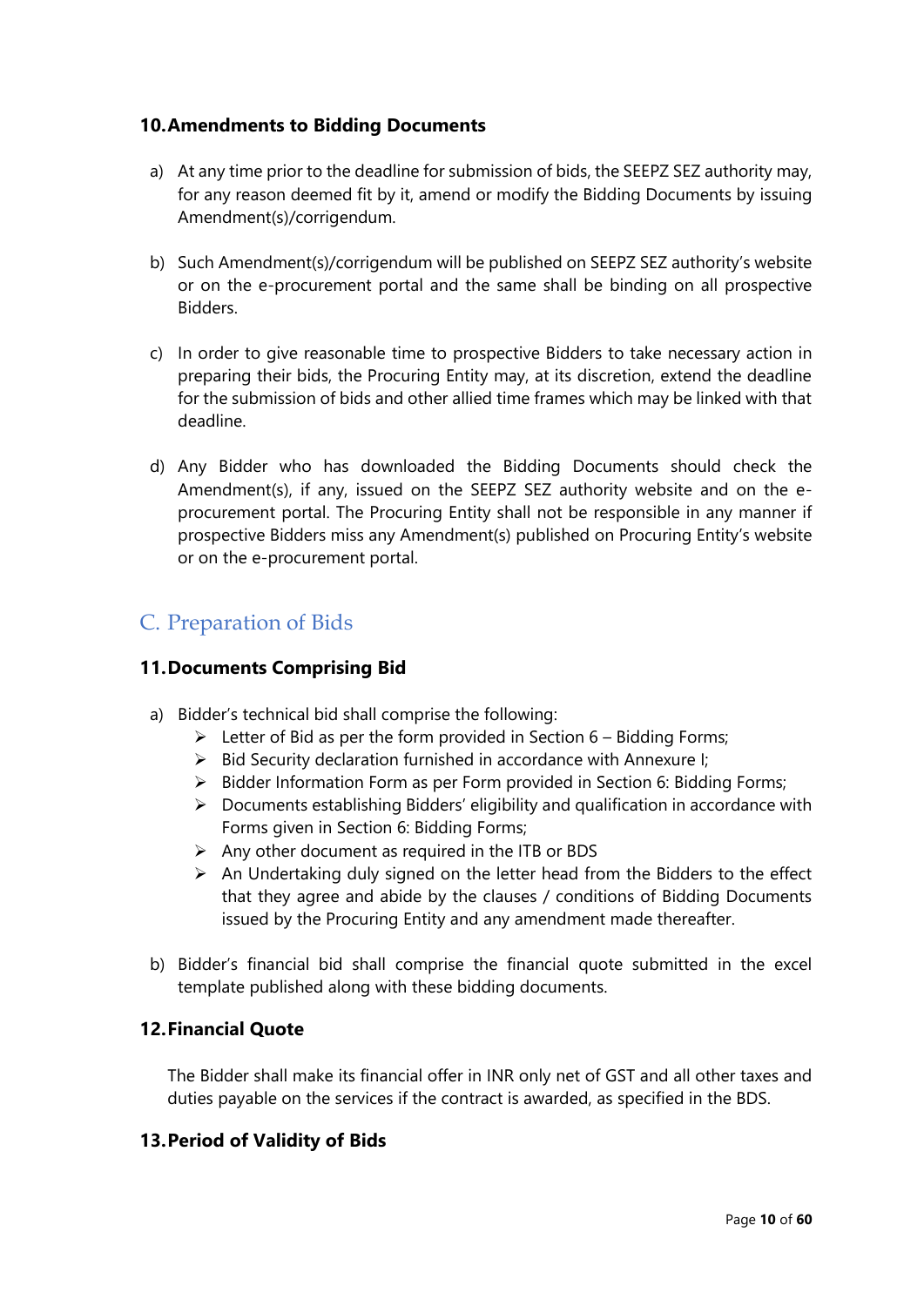### 10. Amendments to Bidding Documents

a) At any time prior to the deadline for submission of bids, the SEEPZ SEZ authority may, for any reason deemed fit by it, amend or modify the Bidding Documents by issuing Amendment(s)/corrigendum.

b) Such Amendment(s)/corrigendum will be published on SEEPZ SEZ authority's website or on the e-procurement portal and the same shall be binding on all prospective Bidders.

c) In order to give reasonable time to prospective Bidders to take necessary action in preparing their bids, the Procuring Entity may, at its discretion, extend the deadline for the submission of bids and other allied time frames which may be linked with that deadline.

d) Any Bidder who has downloaded the Bidding Documents should check the Amendment(s), if any, issued on the SEEPZ SEZ authority website and on the e-procurement portal. The Procuring Entity shall not be responsible in any manner if prospective Bidders miss any Amendment(s) published on Procuring Entity's website or on the e-procurement portal.

## C. Preparation of Bids

### 11. Documents Comprising Bid

a) Bidder's technical bid shall comprise the following:
   - Letter of Bid as per the form provided in Section 6 – Bidding Forms;
   - Bid Security declaration furnished in accordance with Annexure I;
   - Bidder Information Form as per Form provided in Section 6: Bidding Forms;
   - Documents establishing Bidders' eligibility and qualification in accordance with Forms given in Section 6: Bidding Forms;
   - Any other document as required in the ITB or BDS
   - An Undertaking duly signed on the letter head from the Bidders to the effect that they agree and abide by the clauses / conditions of Bidding Documents issued by the Procuring Entity and any amendment made thereafter.

b) Bidder's financial bid shall comprise the financial quote submitted in the excel template published along with these bidding documents.

### 12. Financial Quote

The Bidder shall make its financial offer in INR only net of GST and all other taxes and duties payable on the services if the contract is awarded, as specified in the BDS.

### 13. Period of Validity of Bids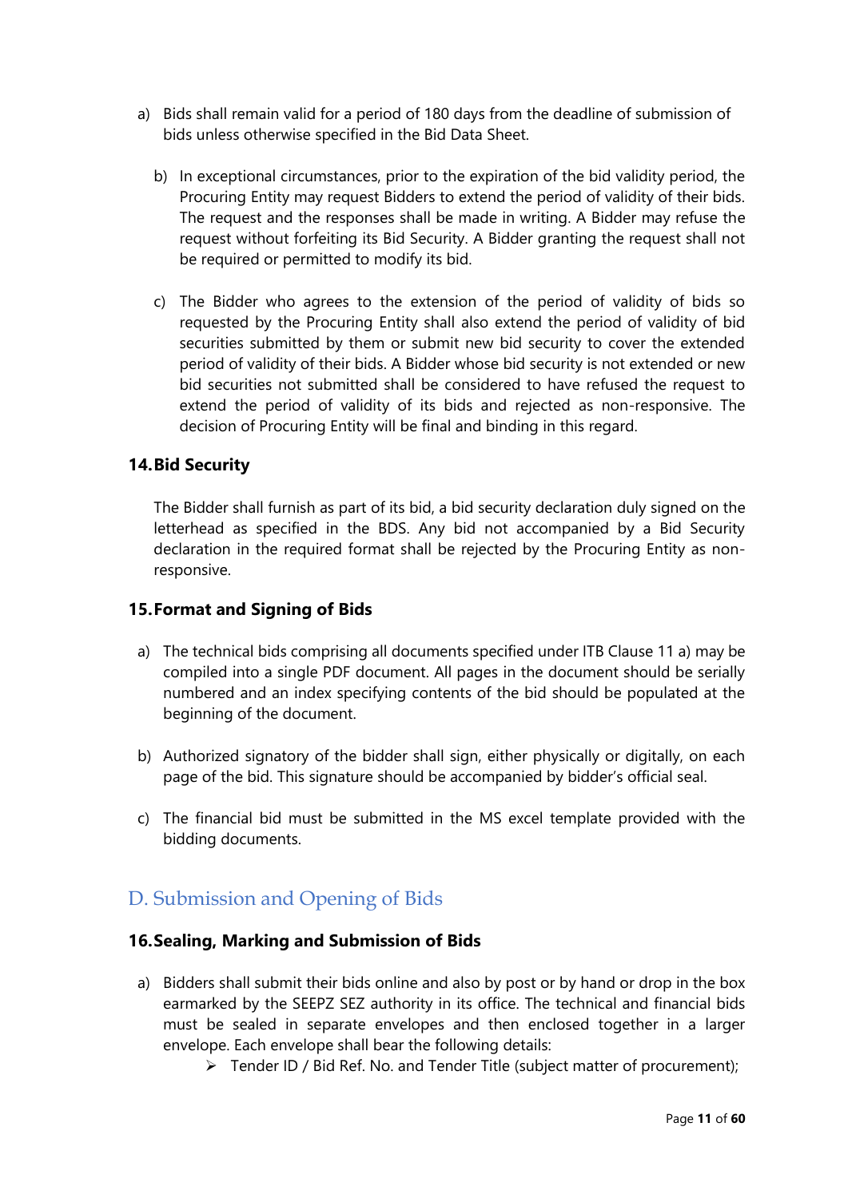a) Bids shall remain valid for a period of 180 days from the deadline of submission of bids unless otherwise specified in the Bid Data Sheet.

b) In exceptional circumstances, prior to the expiration of the bid validity period, the Procuring Entity may request Bidders to extend the period of validity of their bids. The request and the responses shall be made in writing. A Bidder may refuse the request without forfeiting its Bid Security. A Bidder granting the request shall not be required or permitted to modify its bid.

c) The Bidder who agrees to the extension of the period of validity of bids so requested by the Procuring Entity shall also extend the period of validity of bid securities submitted by them or submit new bid security to cover the extended period of validity of their bids. A Bidder whose bid security is not extended or new bid securities not submitted shall be considered to have refused the request to extend the period of validity of its bids and rejected as non-responsive. The decision of Procuring Entity will be final and binding in this regard.

### 14. Bid Security

The Bidder shall furnish as part of its bid, a bid security declaration duly signed on the letterhead as specified in the BDS. Any bid not accompanied by a Bid Security declaration in the required format shall be rejected by the Procuring Entity as non-responsive.

### 15. Format and Signing of Bids

a) The technical bids comprising all documents specified under ITB Clause 11 a) may be compiled into a single PDF document. All pages in the document should be serially numbered and an index specifying contents of the bid should be populated at the beginning of the document.

b) Authorized signatory of the bidder shall sign, either physically or digitally, on each page of the bid. This signature should be accompanied by bidder's official seal.

c) The financial bid must be submitted in the MS excel template provided with the bidding documents.

## D. Submission and Opening of Bids

### 16. Sealing, Marking and Submission of Bids

a) Bidders shall submit their bids online and also by post or by hand or drop in the box earmarked by the SEEPZ SEZ authority in its office. The technical and financial bids must be sealed in separate envelopes and then enclosed together in a larger envelope. Each envelope shall bear the following details:
   - Tender ID / Bid Ref. No. and Tender Title (subject matter of procurement);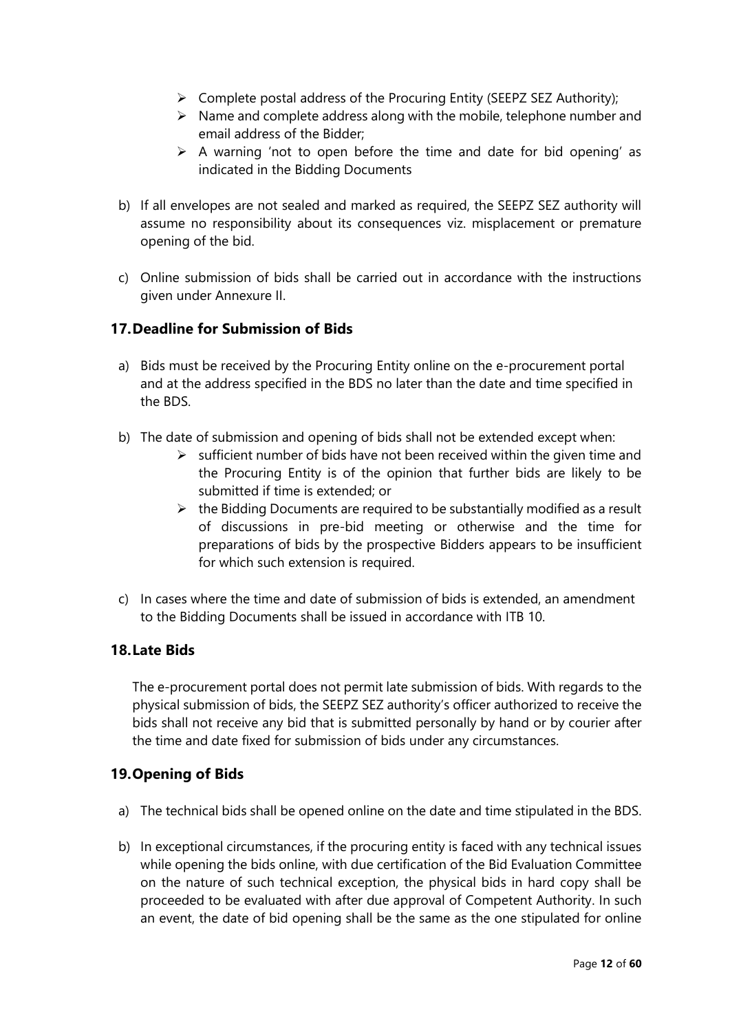- Complete postal address of the Procuring Entity (SEEPZ SEZ Authority);
- Name and complete address along with the mobile, telephone number and email address of the Bidder;
- A warning 'not to open before the time and date for bid opening' as indicated in the Bidding Documents

b) If all envelopes are not sealed and marked as required, the SEEPZ SEZ authority will assume no responsibility about its consequences viz. misplacement or premature opening of the bid.

c) Online submission of bids shall be carried out in accordance with the instructions given under Annexure II.

### 17. Deadline for Submission of Bids

a) Bids must be received by the Procuring Entity online on the e-procurement portal and at the address specified in the BDS no later than the date and time specified in the BDS.

b) The date of submission and opening of bids shall not be extended except when:
   - sufficient number of bids have not been received within the given time and the Procuring Entity is of the opinion that further bids are likely to be submitted if time is extended; or
   - the Bidding Documents are required to be substantially modified as a result of discussions in pre-bid meeting or otherwise and the time for preparations of bids by the prospective Bidders appears to be insufficient for which such extension is required.

c) In cases where the time and date of submission of bids is extended, an amendment to the Bidding Documents shall be issued in accordance with ITB 10.

### 18. Late Bids

The e-procurement portal does not permit late submission of bids. With regards to the physical submission of bids, the SEEPZ SEZ authority's officer authorized to receive the bids shall not receive any bid that is submitted personally by hand or by courier after the time and date fixed for submission of bids under any circumstances.

### 19. Opening of Bids

a) The technical bids shall be opened online on the date and time stipulated in the BDS.

b) In exceptional circumstances, if the procuring entity is faced with any technical issues while opening the bids online, with due certification of the Bid Evaluation Committee on the nature of such technical exception, the physical bids in hard copy shall be proceeded to be evaluated with after due approval of Competent Authority. In such an event, the date of bid opening shall be the same as the one stipulated for online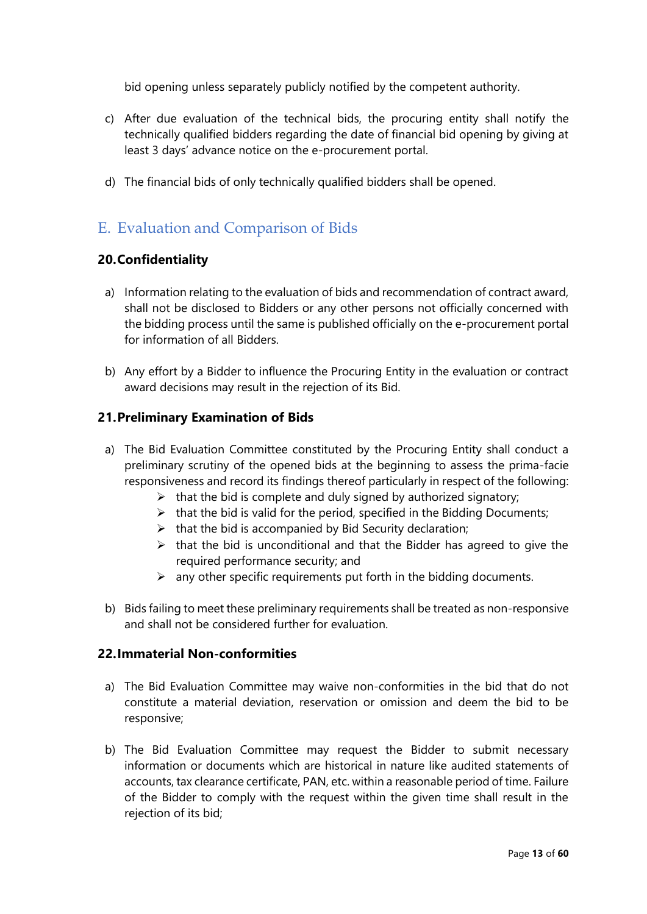bid opening unless separately publicly notified by the competent authority.

c) After due evaluation of the technical bids, the procuring entity shall notify the technically qualified bidders regarding the date of financial bid opening by giving at least 3 days' advance notice on the e-procurement portal.

d) The financial bids of only technically qualified bidders shall be opened.

## E. Evaluation and Comparison of Bids

### 20. Confidentiality

a) Information relating to the evaluation of bids and recommendation of contract award, shall not be disclosed to Bidders or any other persons not officially concerned with the bidding process until the same is published officially on the e-procurement portal for information of all Bidders.

b) Any effort by a Bidder to influence the Procuring Entity in the evaluation or contract award decisions may result in the rejection of its Bid.

### 21. Preliminary Examination of Bids

a) The Bid Evaluation Committee constituted by the Procuring Entity shall conduct a preliminary scrutiny of the opened bids at the beginning to assess the prima-facie responsiveness and record its findings thereof particularly in respect of the following:
   - that the bid is complete and duly signed by authorized signatory;
   - that the bid is valid for the period, specified in the Bidding Documents;
   - that the bid is accompanied by Bid Security declaration;
   - that the bid is unconditional and that the Bidder has agreed to give the required performance security; and
   - any other specific requirements put forth in the bidding documents.

b) Bids failing to meet these preliminary requirements shall be treated as non-responsive and shall not be considered further for evaluation.

### 22. Immaterial Non-conformities

a) The Bid Evaluation Committee may waive non-conformities in the bid that do not constitute a material deviation, reservation or omission and deem the bid to be responsive;

b) The Bid Evaluation Committee may request the Bidder to submit necessary information or documents which are historical in nature like audited statements of accounts, tax clearance certificate, PAN, etc. within a reasonable period of time. Failure of the Bidder to comply with the request within the given time shall result in the rejection of its bid;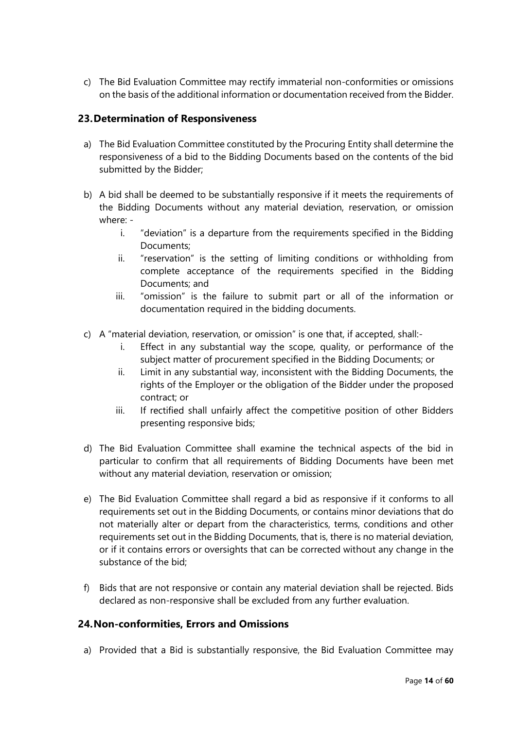c) The Bid Evaluation Committee may rectify immaterial non-conformities or omissions on the basis of the additional information or documentation received from the Bidder.

## 23. Determination of Responsiveness

a) The Bid Evaluation Committee constituted by the Procuring Entity shall determine the responsiveness of a bid to the Bidding Documents based on the contents of the bid submitted by the Bidder;

b) A bid shall be deemed to be substantially responsive if it meets the requirements of the Bidding Documents without any material deviation, reservation, or omission where: -

   i. "deviation" is a departure from the requirements specified in the Bidding Documents;

   ii. "reservation" is the setting of limiting conditions or withholding from complete acceptance of the requirements specified in the Bidding Documents; and

   iii. "omission" is the failure to submit part or all of the information or documentation required in the bidding documents.

c) A "material deviation, reservation, or omission" is one that, if accepted, shall:-

   i. Effect in any substantial way the scope, quality, or performance of the subject matter of procurement specified in the Bidding Documents; or

   ii. Limit in any substantial way, inconsistent with the Bidding Documents, the rights of the Employer or the obligation of the Bidder under the proposed contract; or

   iii. If rectified shall unfairly affect the competitive position of other Bidders presenting responsive bids;

d) The Bid Evaluation Committee shall examine the technical aspects of the bid in particular to confirm that all requirements of Bidding Documents have been met without any material deviation, reservation or omission;

e) The Bid Evaluation Committee shall regard a bid as responsive if it conforms to all requirements set out in the Bidding Documents, or contains minor deviations that do not materially alter or depart from the characteristics, terms, conditions and other requirements set out in the Bidding Documents, that is, there is no material deviation, or if it contains errors or oversights that can be corrected without any change in the substance of the bid;

f) Bids that are not responsive or contain any material deviation shall be rejected. Bids declared as non-responsive shall be excluded from any further evaluation.

## 24. Non-conformities, Errors and Omissions

a) Provided that a Bid is substantially responsive, the Bid Evaluation Committee may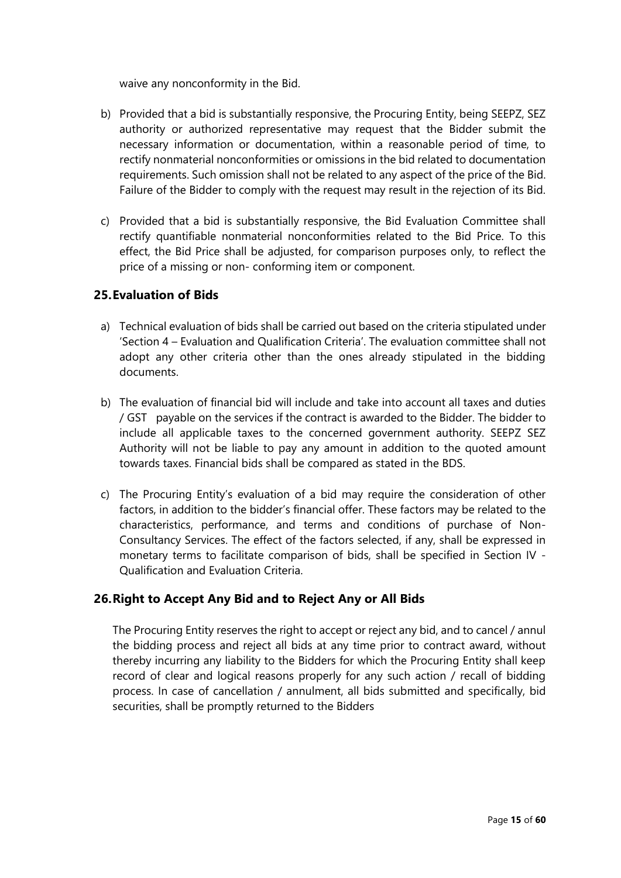waive any nonconformity in the Bid.

b) Provided that a bid is substantially responsive, the Procuring Entity, being SEEPZ, SEZ authority or authorized representative may request that the Bidder submit the necessary information or documentation, within a reasonable period of time, to rectify nonmaterial nonconformities or omissions in the bid related to documentation requirements. Such omission shall not be related to any aspect of the price of the Bid. Failure of the Bidder to comply with the request may result in the rejection of its Bid.

c) Provided that a bid is substantially responsive, the Bid Evaluation Committee shall rectify quantifiable nonmaterial nonconformities related to the Bid Price. To this effect, the Bid Price shall be adjusted, for comparison purposes only, to reflect the price of a missing or non- conforming item or component.

## 25. Evaluation of Bids

a) Technical evaluation of bids shall be carried out based on the criteria stipulated under 'Section 4 – Evaluation and Qualification Criteria'. The evaluation committee shall not adopt any other criteria other than the ones already stipulated in the bidding documents.

b) The evaluation of financial bid will include and take into account all taxes and duties / GST payable on the services if the contract is awarded to the Bidder. The bidder to include all applicable taxes to the concerned government authority. SEEPZ SEZ Authority will not be liable to pay any amount in addition to the quoted amount towards taxes. Financial bids shall be compared as stated in the BDS.

c) The Procuring Entity's evaluation of a bid may require the consideration of other factors, in addition to the bidder's financial offer. These factors may be related to the characteristics, performance, and terms and conditions of purchase of Non-Consultancy Services. The effect of the factors selected, if any, shall be expressed in monetary terms to facilitate comparison of bids, shall be specified in Section IV - Qualification and Evaluation Criteria.

## 26. Right to Accept Any Bid and to Reject Any or All Bids

The Procuring Entity reserves the right to accept or reject any bid, and to cancel / annul the bidding process and reject all bids at any time prior to contract award, without thereby incurring any liability to the Bidders for which the Procuring Entity shall keep record of clear and logical reasons properly for any such action / recall of bidding process. In case of cancellation / annulment, all bids submitted and specifically, bid securities, shall be promptly returned to the Bidders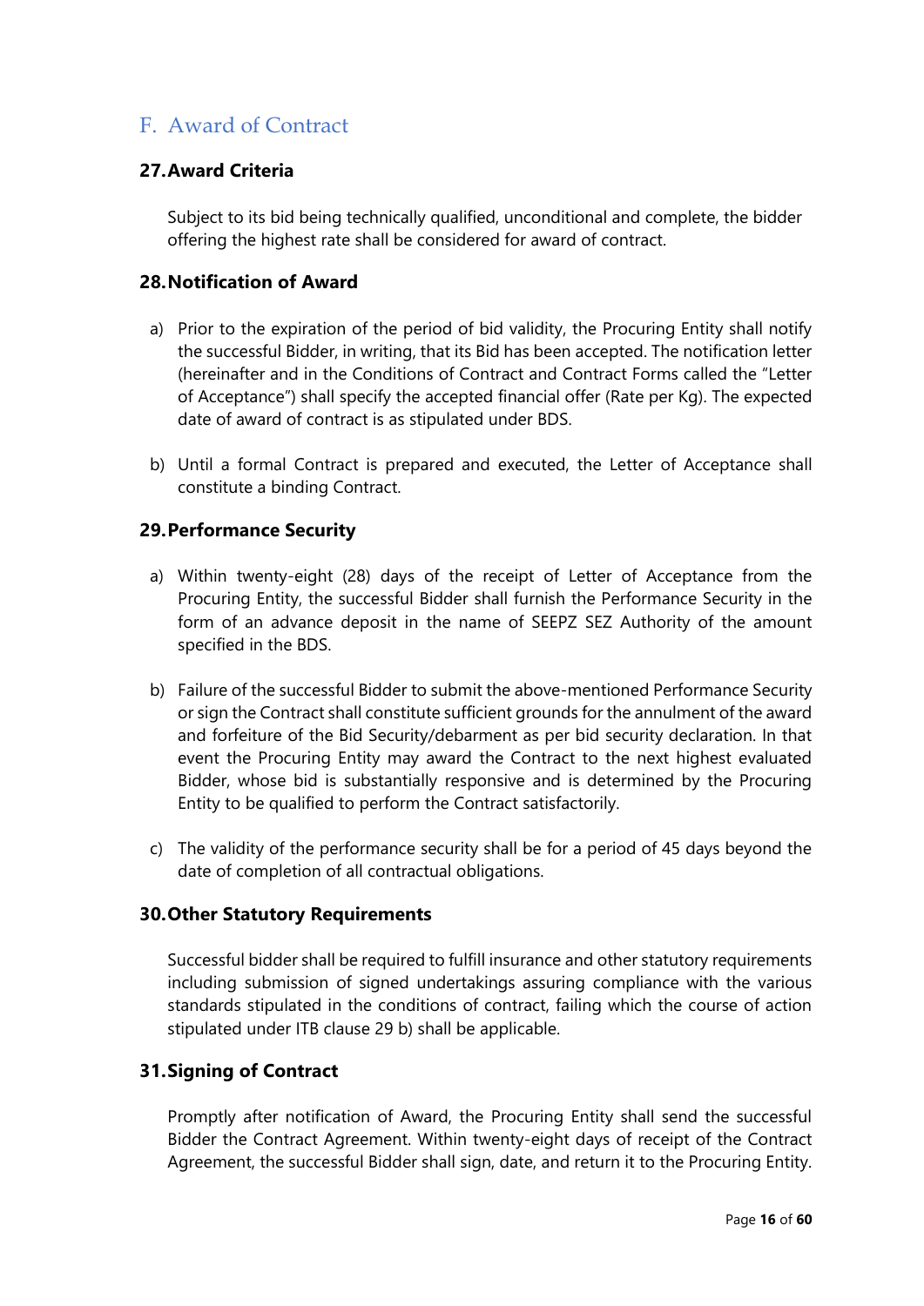## F. Award of Contract

### 27. Award Criteria

Subject to its bid being technically qualified, unconditional and complete, the bidder offering the highest rate shall be considered for award of contract.

### 28. Notification of Award

a) Prior to the expiration of the period of bid validity, the Procuring Entity shall notify the successful Bidder, in writing, that its Bid has been accepted. The notification letter (hereinafter and in the Conditions of Contract and Contract Forms called the "Letter of Acceptance") shall specify the accepted financial offer (Rate per Kg). The expected date of award of contract is as stipulated under BDS.

b) Until a formal Contract is prepared and executed, the Letter of Acceptance shall constitute a binding Contract.

### 29. Performance Security

a) Within twenty-eight (28) days of the receipt of Letter of Acceptance from the Procuring Entity, the successful Bidder shall furnish the Performance Security in the form of an advance deposit in the name of SEEPZ SEZ Authority of the amount specified in the BDS.

b) Failure of the successful Bidder to submit the above-mentioned Performance Security or sign the Contract shall constitute sufficient grounds for the annulment of the award and forfeiture of the Bid Security/debarment as per bid security declaration. In that event the Procuring Entity may award the Contract to the next highest evaluated Bidder, whose bid is substantially responsive and is determined by the Procuring Entity to be qualified to perform the Contract satisfactorily.

c) The validity of the performance security shall be for a period of 45 days beyond the date of completion of all contractual obligations.

### 30. Other Statutory Requirements

Successful bidder shall be required to fulfill insurance and other statutory requirements including submission of signed undertakings assuring compliance with the various standards stipulated in the conditions of contract, failing which the course of action stipulated under ITB clause 29 b) shall be applicable.

### 31. Signing of Contract

Promptly after notification of Award, the Procuring Entity shall send the successful Bidder the Contract Agreement. Within twenty-eight days of receipt of the Contract Agreement, the successful Bidder shall sign, date, and return it to the Procuring Entity.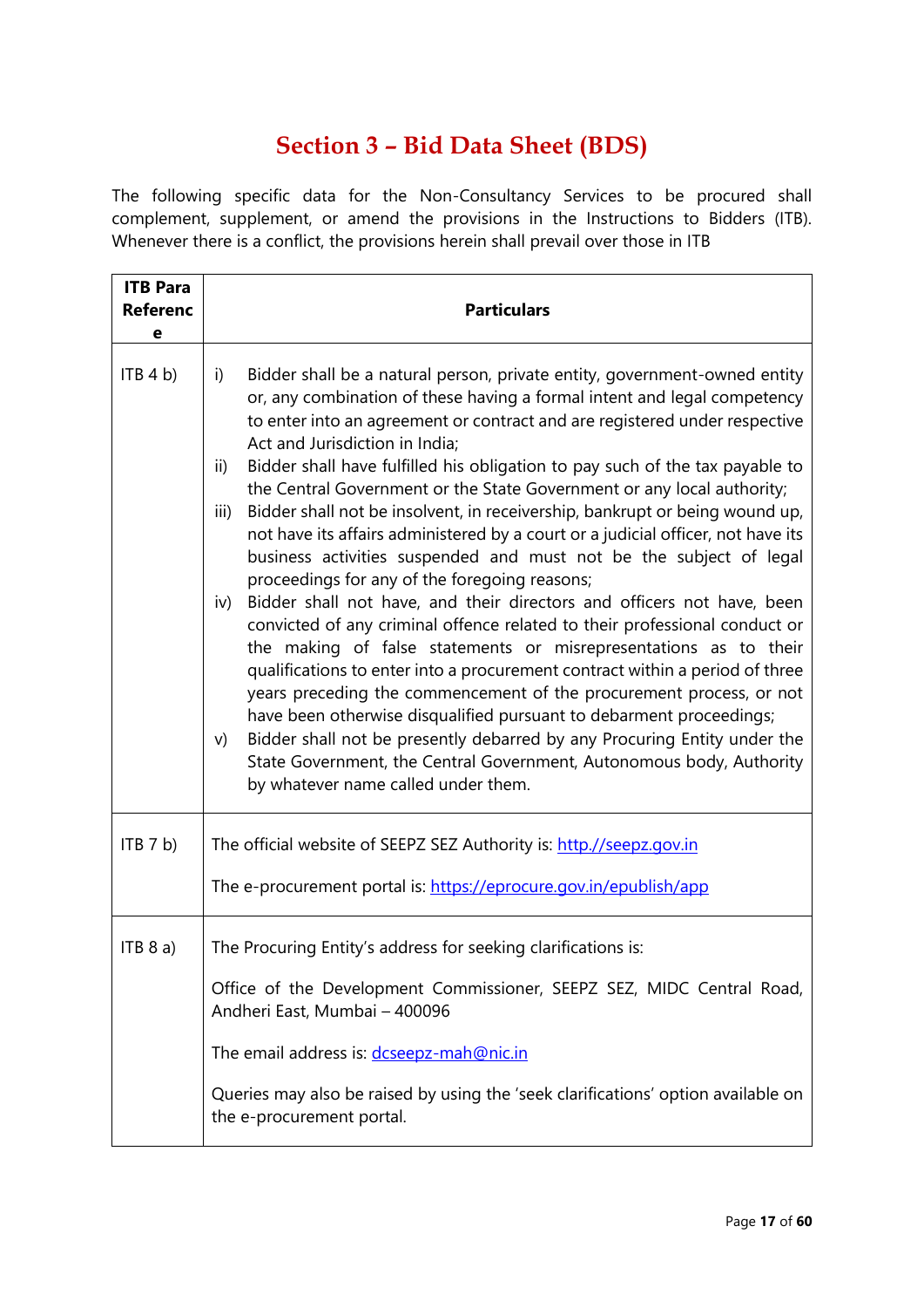# Section 3 – Bid Data Sheet (BDS)

The following specific data for the Non-Consultancy Services to be procured shall complement, supplement, or amend the provisions in the Instructions to Bidders (ITB). Whenever there is a conflict, the provisions herein shall prevail over those in ITB

| ITB Para Reference | Particulars |
|---|---|
| ITB 4 b) | i) Bidder shall be a natural person, private entity, government-owned entity or, any combination of these having a formal intent and legal competency to enter into an agreement or contract and are registered under respective Act and Jurisdiction in India;<br>ii) Bidder shall have fulfilled his obligation to pay such of the tax payable to the Central Government or the State Government or any local authority;<br>iii) Bidder shall not be insolvent, in receivership, bankrupt or being wound up, not have its affairs administered by a court or a judicial officer, not have its business activities suspended and must not be the subject of legal proceedings for any of the foregoing reasons;<br>iv) Bidder shall not have, and their directors and officers not have, been convicted of any criminal offence related to their professional conduct or the making of false statements or misrepresentations as to their qualifications to enter into a procurement contract within a period of three years preceding the commencement of the procurement process, or not have been otherwise disqualified pursuant to debarment proceedings;<br>v) Bidder shall not be presently debarred by any Procuring Entity under the State Government, the Central Government, Autonomous body, Authority by whatever name called under them. |
| ITB 7 b) | The official website of SEEPZ SEZ Authority is: http.//seepz.gov.in<br><br>The e-procurement portal is: https://eprocure.gov.in/epublish/app |
| ITB 8 a) | The Procuring Entity's address for seeking clarifications is:<br><br>Office of the Development Commissioner, SEEPZ SEZ, MIDC Central Road, Andheri East, Mumbai – 400096<br><br>The email address is: dcseepz-mah@nic.in<br><br>Queries may also be raised by using the 'seek clarifications' option available on the e-procurement portal. |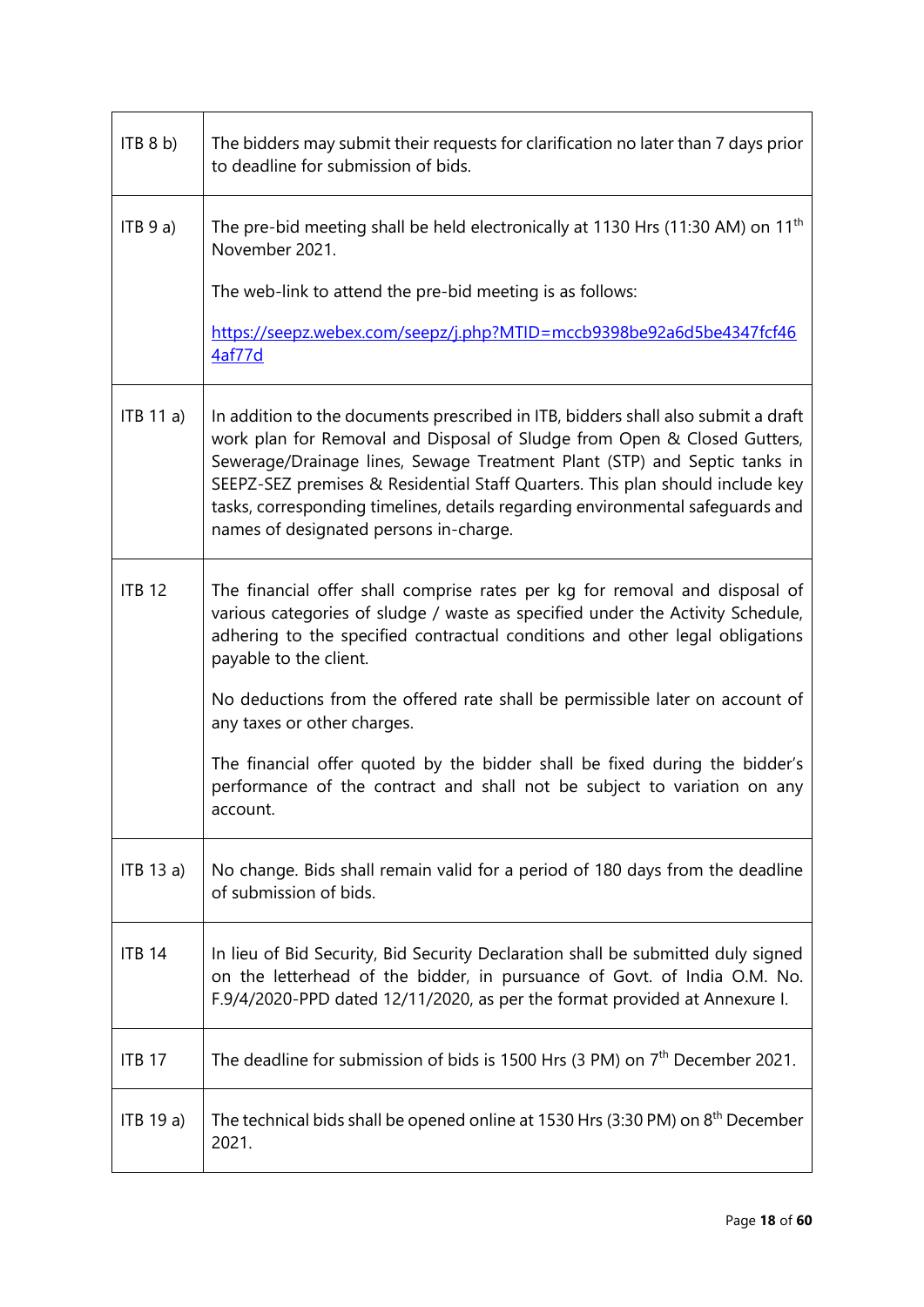| | |
|---|---|
| ITB 8 b) | The bidders may submit their requests for clarification no later than 7 days prior to deadline for submission of bids. |
| ITB 9 a) | The pre-bid meeting shall be held electronically at 1130 Hrs (11:30 AM) on 11th November 2021.<br><br>The web-link to attend the pre-bid meeting is as follows:<br><br>https://seepz.webex.com/seepz/j.php?MTID=mccb9398be92a6d5be4347fcf464af77d |
| ITB 11 a) | In addition to the documents prescribed in ITB, bidders shall also submit a draft work plan for Removal and Disposal of Sludge from Open & Closed Gutters, Sewerage/Drainage lines, Sewage Treatment Plant (STP) and Septic tanks in SEEPZ-SEZ premises & Residential Staff Quarters. This plan should include key tasks, corresponding timelines, details regarding environmental safeguards and names of designated persons in-charge. |
| ITB 12 | The financial offer shall comprise rates per kg for removal and disposal of various categories of sludge / waste as specified under the Activity Schedule, adhering to the specified contractual conditions and other legal obligations payable to the client.<br><br>No deductions from the offered rate shall be permissible later on account of any taxes or other charges.<br><br>The financial offer quoted by the bidder shall be fixed during the bidder's performance of the contract and shall not be subject to variation on any account. |
| ITB 13 a) | No change. Bids shall remain valid for a period of 180 days from the deadline of submission of bids. |
| ITB 14 | In lieu of Bid Security, Bid Security Declaration shall be submitted duly signed on the letterhead of the bidder, in pursuance of Govt. of India O.M. No. F.9/4/2020-PPD dated 12/11/2020, as per the format provided at Annexure I. |
| ITB 17 | The deadline for submission of bids is 1500 Hrs (3 PM) on 7th December 2021. |
| ITB 19 a) | The technical bids shall be opened online at 1530 Hrs (3:30 PM) on 8th December 2021. |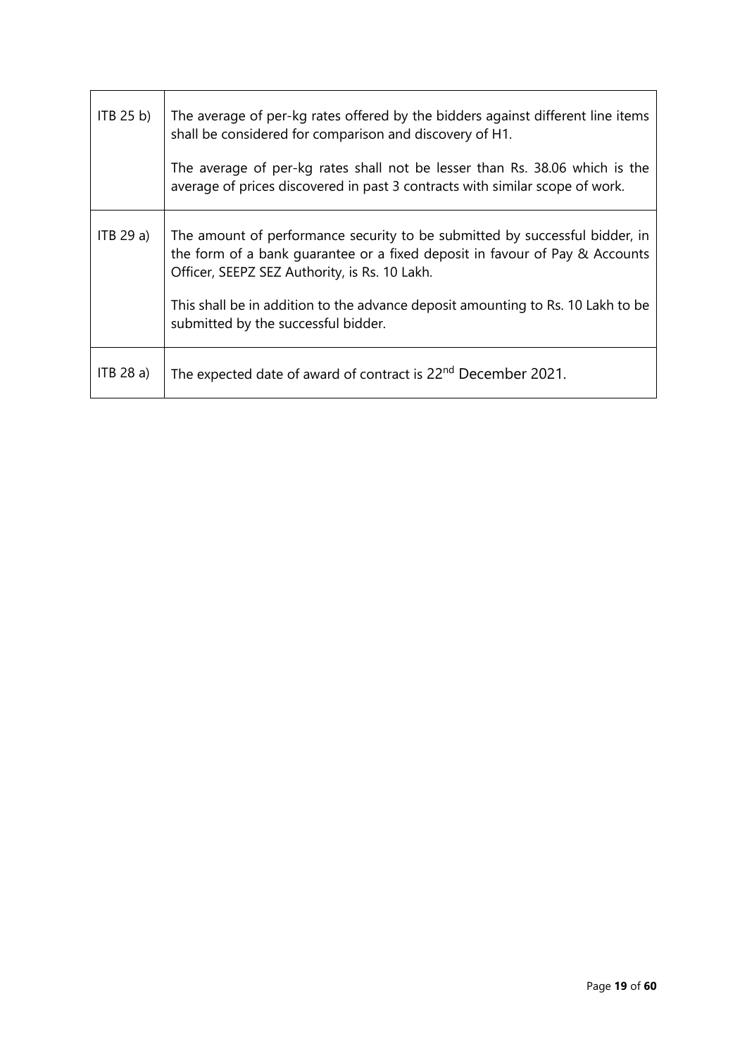| ITB 25 b) | The average of per-kg rates offered by the bidders against different line items shall be considered for comparison and discovery of H1.<br><br>The average of per-kg rates shall not be lesser than Rs. 38.06 which is the average of prices discovered in past 3 contracts with similar scope of work. |
|---|---|
| ITB 29 a) | The amount of performance security to be submitted by successful bidder, in the form of a bank guarantee or a fixed deposit in favour of Pay & Accounts Officer, SEEPZ SEZ Authority, is Rs. 10 Lakh.<br><br>This shall be in addition to the advance deposit amounting to Rs. 10 Lakh to be submitted by the successful bidder. |
| ITB 28 a) | The expected date of award of contract is 22nd December 2021. |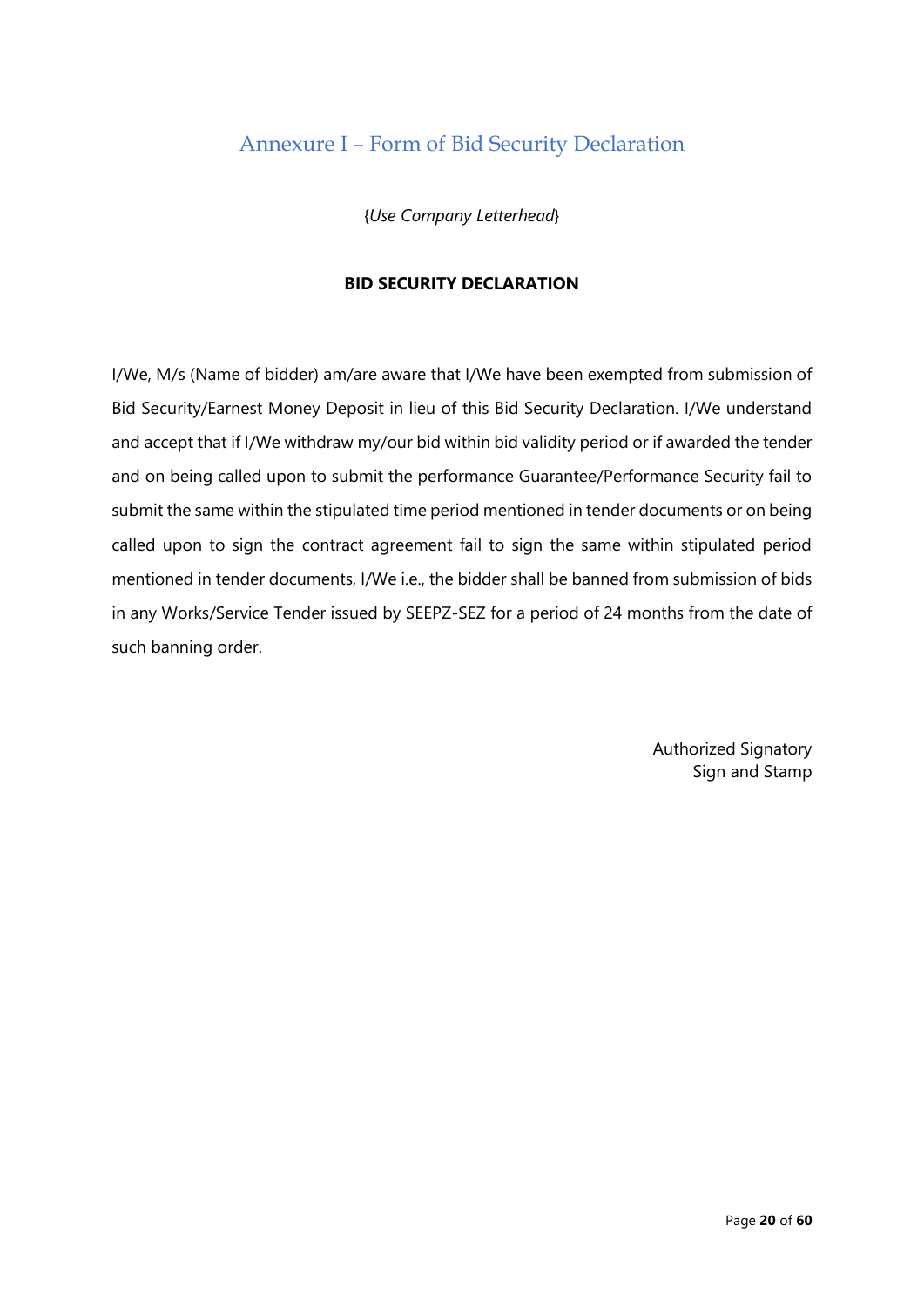# Annexure I – Form of Bid Security Declaration

{*Use Company Letterhead*}

**BID SECURITY DECLARATION**

I/We, M/s (Name of bidder) am/are aware that I/We have been exempted from submission of Bid Security/Earnest Money Deposit in lieu of this Bid Security Declaration. I/We understand and accept that if I/We withdraw my/our bid within bid validity period or if awarded the tender and on being called upon to submit the performance Guarantee/Performance Security fail to submit the same within the stipulated time period mentioned in tender documents or on being called upon to sign the contract agreement fail to sign the same within stipulated period mentioned in tender documents, I/We i.e., the bidder shall be banned from submission of bids in any Works/Service Tender issued by SEEPZ-SEZ for a period of 24 months from the date of such banning order.

Authorized Signatory
Sign and Stamp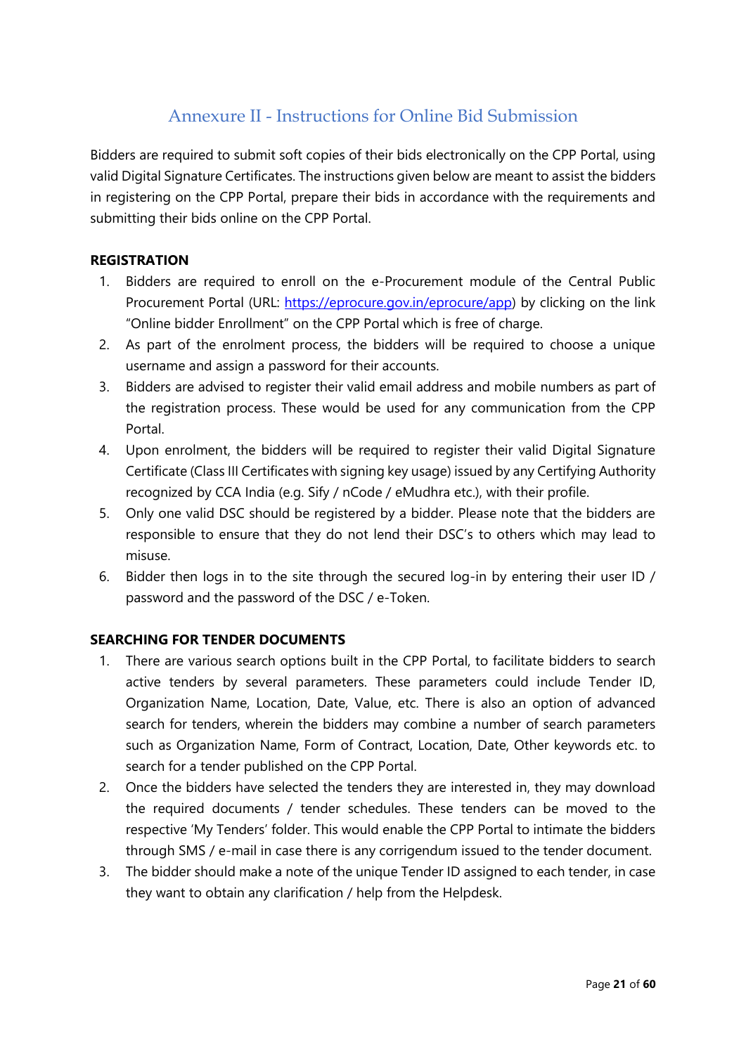# Annexure II - Instructions for Online Bid Submission

Bidders are required to submit soft copies of their bids electronically on the CPP Portal, using valid Digital Signature Certificates. The instructions given below are meant to assist the bidders in registering on the CPP Portal, prepare their bids in accordance with the requirements and submitting their bids online on the CPP Portal.

**REGISTRATION**

1. Bidders are required to enroll on the e-Procurement module of the Central Public Procurement Portal (URL: https://eprocure.gov.in/eprocure/app) by clicking on the link "Online bidder Enrollment" on the CPP Portal which is free of charge.
2. As part of the enrolment process, the bidders will be required to choose a unique username and assign a password for their accounts.
3. Bidders are advised to register their valid email address and mobile numbers as part of the registration process. These would be used for any communication from the CPP Portal.
4. Upon enrolment, the bidders will be required to register their valid Digital Signature Certificate (Class III Certificates with signing key usage) issued by any Certifying Authority recognized by CCA India (e.g. Sify / nCode / eMudhra etc.), with their profile.
5. Only one valid DSC should be registered by a bidder. Please note that the bidders are responsible to ensure that they do not lend their DSC's to others which may lead to misuse.
6. Bidder then logs in to the site through the secured log-in by entering their user ID / password and the password of the DSC / e-Token.

**SEARCHING FOR TENDER DOCUMENTS**

1. There are various search options built in the CPP Portal, to facilitate bidders to search active tenders by several parameters. These parameters could include Tender ID, Organization Name, Location, Date, Value, etc. There is also an option of advanced search for tenders, wherein the bidders may combine a number of search parameters such as Organization Name, Form of Contract, Location, Date, Other keywords etc. to search for a tender published on the CPP Portal.
2. Once the bidders have selected the tenders they are interested in, they may download the required documents / tender schedules. These tenders can be moved to the respective 'My Tenders' folder. This would enable the CPP Portal to intimate the bidders through SMS / e-mail in case there is any corrigendum issued to the tender document.
3. The bidder should make a note of the unique Tender ID assigned to each tender, in case they want to obtain any clarification / help from the Helpdesk.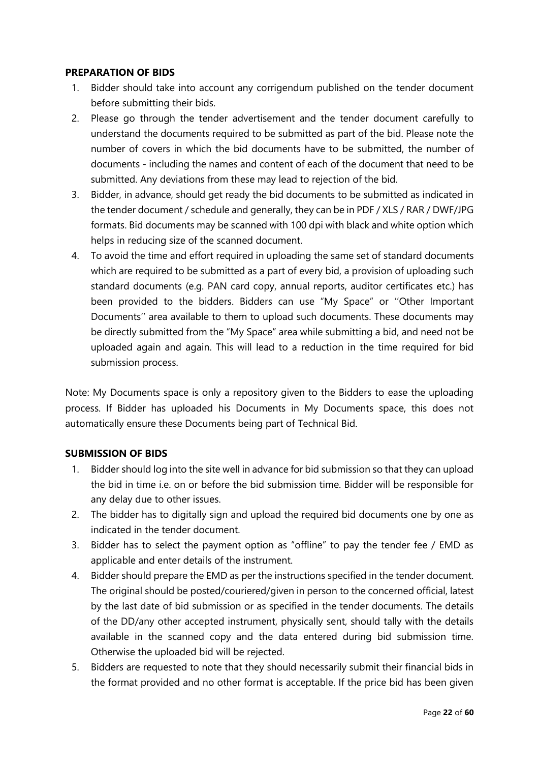**PREPARATION OF BIDS**

1. Bidder should take into account any corrigendum published on the tender document before submitting their bids.
2. Please go through the tender advertisement and the tender document carefully to understand the documents required to be submitted as part of the bid. Please note the number of covers in which the bid documents have to be submitted, the number of documents - including the names and content of each of the document that need to be submitted. Any deviations from these may lead to rejection of the bid.
3. Bidder, in advance, should get ready the bid documents to be submitted as indicated in the tender document / schedule and generally, they can be in PDF / XLS / RAR / DWF/JPG formats. Bid documents may be scanned with 100 dpi with black and white option which helps in reducing size of the scanned document.
4. To avoid the time and effort required in uploading the same set of standard documents which are required to be submitted as a part of every bid, a provision of uploading such standard documents (e.g. PAN card copy, annual reports, auditor certificates etc.) has been provided to the bidders. Bidders can use "My Space" or ''Other Important Documents'' area available to them to upload such documents. These documents may be directly submitted from the "My Space" area while submitting a bid, and need not be uploaded again and again. This will lead to a reduction in the time required for bid submission process.

Note: My Documents space is only a repository given to the Bidders to ease the uploading process. If Bidder has uploaded his Documents in My Documents space, this does not automatically ensure these Documents being part of Technical Bid.

**SUBMISSION OF BIDS**

1. Bidder should log into the site well in advance for bid submission so that they can upload the bid in time i.e. on or before the bid submission time. Bidder will be responsible for any delay due to other issues.
2. The bidder has to digitally sign and upload the required bid documents one by one as indicated in the tender document.
3. Bidder has to select the payment option as "offline" to pay the tender fee / EMD as applicable and enter details of the instrument.
4. Bidder should prepare the EMD as per the instructions specified in the tender document. The original should be posted/couriered/given in person to the concerned official, latest by the last date of bid submission or as specified in the tender documents. The details of the DD/any other accepted instrument, physically sent, should tally with the details available in the scanned copy and the data entered during bid submission time. Otherwise the uploaded bid will be rejected.
5. Bidders are requested to note that they should necessarily submit their financial bids in the format provided and no other format is acceptable. If the price bid has been given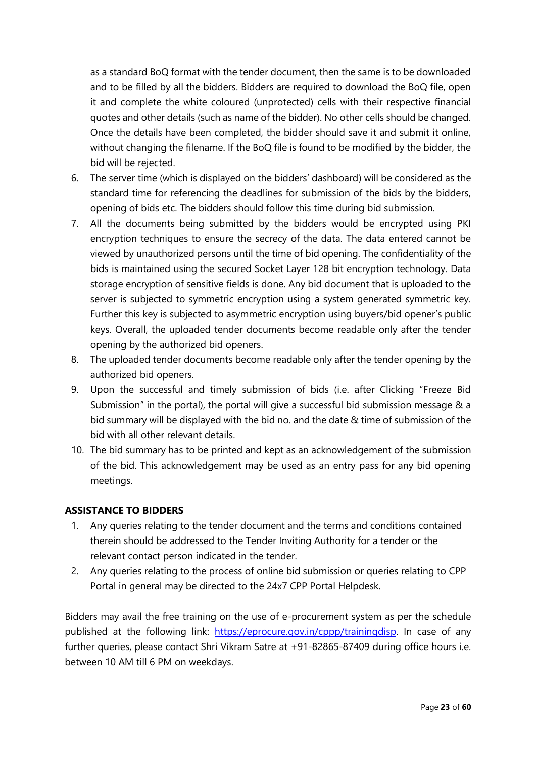as a standard BoQ format with the tender document, then the same is to be downloaded and to be filled by all the bidders. Bidders are required to download the BoQ file, open it and complete the white coloured (unprotected) cells with their respective financial quotes and other details (such as name of the bidder). No other cells should be changed. Once the details have been completed, the bidder should save it and submit it online, without changing the filename. If the BoQ file is found to be modified by the bidder, the bid will be rejected.

6. The server time (which is displayed on the bidders' dashboard) will be considered as the standard time for referencing the deadlines for submission of the bids by the bidders, opening of bids etc. The bidders should follow this time during bid submission.
7. All the documents being submitted by the bidders would be encrypted using PKI encryption techniques to ensure the secrecy of the data. The data entered cannot be viewed by unauthorized persons until the time of bid opening. The confidentiality of the bids is maintained using the secured Socket Layer 128 bit encryption technology. Data storage encryption of sensitive fields is done. Any bid document that is uploaded to the server is subjected to symmetric encryption using a system generated symmetric key. Further this key is subjected to asymmetric encryption using buyers/bid opener's public keys. Overall, the uploaded tender documents become readable only after the tender opening by the authorized bid openers.
8. The uploaded tender documents become readable only after the tender opening by the authorized bid openers.
9. Upon the successful and timely submission of bids (i.e. after Clicking "Freeze Bid Submission" in the portal), the portal will give a successful bid submission message & a bid summary will be displayed with the bid no. and the date & time of submission of the bid with all other relevant details.
10. The bid summary has to be printed and kept as an acknowledgement of the submission of the bid. This acknowledgement may be used as an entry pass for any bid opening meetings.

**ASSISTANCE TO BIDDERS**

1. Any queries relating to the tender document and the terms and conditions contained therein should be addressed to the Tender Inviting Authority for a tender or the relevant contact person indicated in the tender.
2. Any queries relating to the process of online bid submission or queries relating to CPP Portal in general may be directed to the 24x7 CPP Portal Helpdesk.

Bidders may avail the free training on the use of e-procurement system as per the schedule published at the following link: [https://eprocure.gov.in/cppp/trainingdisp](https://eprocure.gov.in/cppp/trainingdisp). In case of any further queries, please contact Shri Vikram Satre at +91-82865-87409 during office hours i.e. between 10 AM till 6 PM on weekdays.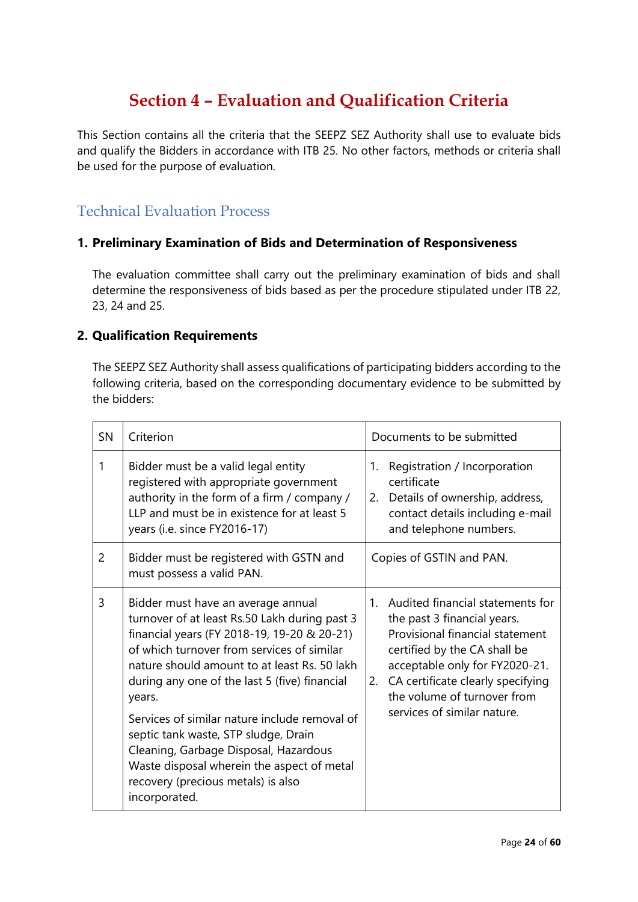# Section 4 – Evaluation and Qualification Criteria

This Section contains all the criteria that the SEEPZ SEZ Authority shall use to evaluate bids and qualify the Bidders in accordance with ITB 25. No other factors, methods or criteria shall be used for the purpose of evaluation.

## Technical Evaluation Process

### 1. Preliminary Examination of Bids and Determination of Responsiveness

The evaluation committee shall carry out the preliminary examination of bids and shall determine the responsiveness of bids based as per the procedure stipulated under ITB 22, 23, 24 and 25.

### 2. Qualification Requirements

The SEEPZ SEZ Authority shall assess qualifications of participating bidders according to the following criteria, based on the corresponding documentary evidence to be submitted by the bidders:

| SN | Criterion | Documents to be submitted |
|---|---|---|
| 1 | Bidder must be a valid legal entity registered with appropriate government authority in the form of a firm / company / LLP and must be in existence for at least 5 years (i.e. since FY2016-17) | 1. Registration / Incorporation certificate<br>2. Details of ownership, address, contact details including e-mail and telephone numbers. |
| 2 | Bidder must be registered with GSTN and must possess a valid PAN. | Copies of GSTIN and PAN. |
| 3 | Bidder must have an average annual turnover of at least Rs.50 Lakh during past 3 financial years (FY 2018-19, 19-20 & 20-21) of which turnover from services of similar nature should amount to at least Rs. 50 lakh during any one of the last 5 (five) financial years.<br><br>Services of similar nature include removal of septic tank waste, STP sludge, Drain Cleaning, Garbage Disposal, Hazardous Waste disposal wherein the aspect of metal recovery (precious metals) is also incorporated. | 1. Audited financial statements for the past 3 financial years. Provisional financial statement certified by the CA shall be acceptable only for FY2020-21.<br>2. CA certificate clearly specifying the volume of turnover from services of similar nature. |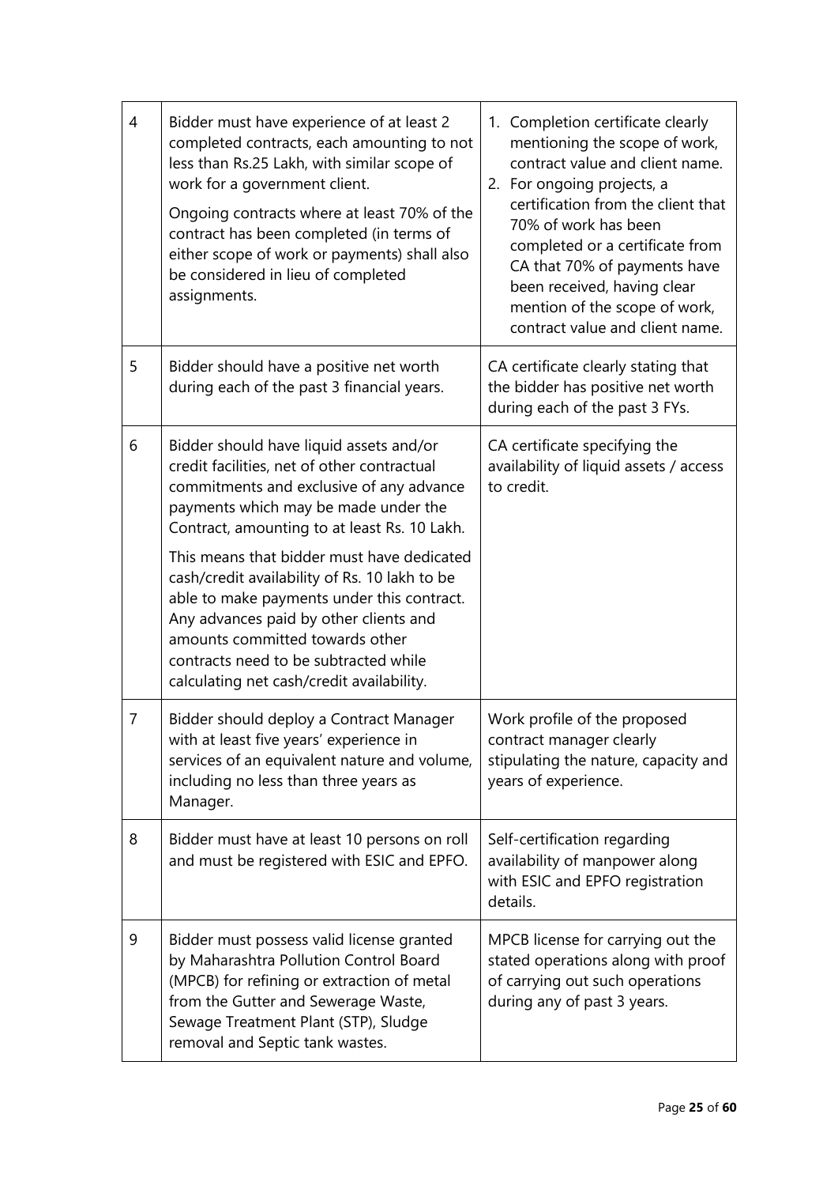| | | |
|---|---|---|
| 4 | Bidder must have experience of at least 2 completed contracts, each amounting to not less than Rs.25 Lakh, with similar scope of work for a government client.<br><br>Ongoing contracts where at least 70% of the contract has been completed (in terms of either scope of work or payments) shall also be considered in lieu of completed assignments. | 1. Completion certificate clearly mentioning the scope of work, contract value and client name.<br>2. For ongoing projects, a certification from the client that 70% of work has been completed or a certificate from CA that 70% of payments have been received, having clear mention of the scope of work, contract value and client name. |
| 5 | Bidder should have a positive net worth during each of the past 3 financial years. | CA certificate clearly stating that the bidder has positive net worth during each of the past 3 FYs. |
| 6 | Bidder should have liquid assets and/or credit facilities, net of other contractual commitments and exclusive of any advance payments which may be made under the Contract, amounting to at least Rs. 10 Lakh.<br><br>This means that bidder must have dedicated cash/credit availability of Rs. 10 lakh to be able to make payments under this contract. Any advances paid by other clients and amounts committed towards other contracts need to be subtracted while calculating net cash/credit availability. | CA certificate specifying the availability of liquid assets / access to credit. |
| 7 | Bidder should deploy a Contract Manager with at least five years' experience in services of an equivalent nature and volume, including no less than three years as Manager. | Work profile of the proposed contract manager clearly stipulating the nature, capacity and years of experience. |
| 8 | Bidder must have at least 10 persons on roll and must be registered with ESIC and EPFO. | Self-certification regarding availability of manpower along with ESIC and EPFO registration details. |
| 9 | Bidder must possess valid license granted by Maharashtra Pollution Control Board (MPCB) for refining or extraction of metal from the Gutter and Sewerage Waste, Sewage Treatment Plant (STP), Sludge removal and Septic tank wastes. | MPCB license for carrying out the stated operations along with proof of carrying out such operations during any of past 3 years. |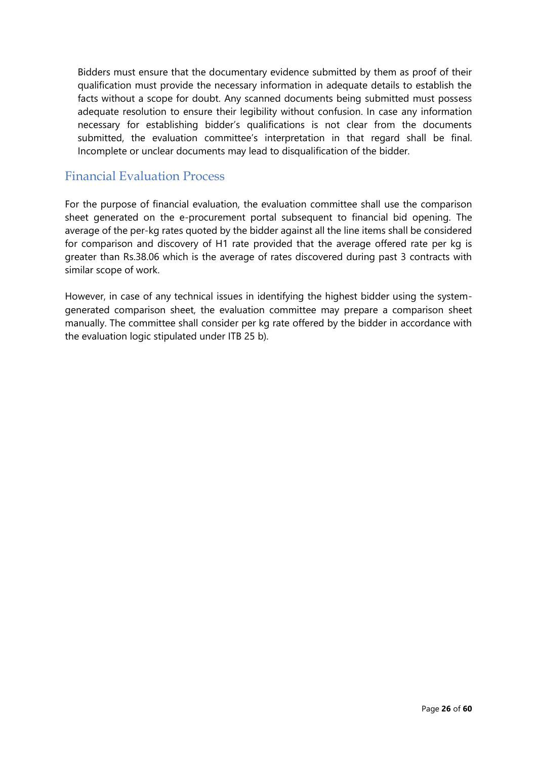Bidders must ensure that the documentary evidence submitted by them as proof of their qualification must provide the necessary information in adequate details to establish the facts without a scope for doubt. Any scanned documents being submitted must possess adequate resolution to ensure their legibility without confusion. In case any information necessary for establishing bidder's qualifications is not clear from the documents submitted, the evaluation committee's interpretation in that regard shall be final. Incomplete or unclear documents may lead to disqualification of the bidder.

## Financial Evaluation Process

For the purpose of financial evaluation, the evaluation committee shall use the comparison sheet generated on the e-procurement portal subsequent to financial bid opening. The average of the per-kg rates quoted by the bidder against all the line items shall be considered for comparison and discovery of H1 rate provided that the average offered rate per kg is greater than Rs.38.06 which is the average of rates discovered during past 3 contracts with similar scope of work.

However, in case of any technical issues in identifying the highest bidder using the system-generated comparison sheet, the evaluation committee may prepare a comparison sheet manually. The committee shall consider per kg rate offered by the bidder in accordance with the evaluation logic stipulated under ITB 25 b).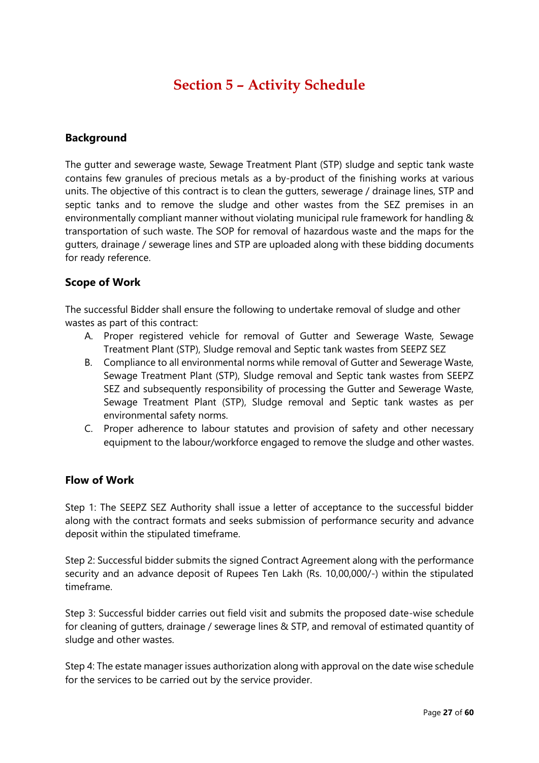# Section 5 – Activity Schedule

## Background

The gutter and sewerage waste, Sewage Treatment Plant (STP) sludge and septic tank waste contains few granules of precious metals as a by-product of the finishing works at various units. The objective of this contract is to clean the gutters, sewerage / drainage lines, STP and septic tanks and to remove the sludge and other wastes from the SEZ premises in an environmentally compliant manner without violating municipal rule framework for handling & transportation of such waste. The SOP for removal of hazardous waste and the maps for the gutters, drainage / sewerage lines and STP are uploaded along with these bidding documents for ready reference.

## Scope of Work

The successful Bidder shall ensure the following to undertake removal of sludge and other wastes as part of this contract:

A. Proper registered vehicle for removal of Gutter and Sewerage Waste, Sewage Treatment Plant (STP), Sludge removal and Septic tank wastes from SEEPZ SEZ

B. Compliance to all environmental norms while removal of Gutter and Sewerage Waste, Sewage Treatment Plant (STP), Sludge removal and Septic tank wastes from SEEPZ SEZ and subsequently responsibility of processing the Gutter and Sewerage Waste, Sewage Treatment Plant (STP), Sludge removal and Septic tank wastes as per environmental safety norms.

C. Proper adherence to labour statutes and provision of safety and other necessary equipment to the labour/workforce engaged to remove the sludge and other wastes.

## Flow of Work

Step 1: The SEEPZ SEZ Authority shall issue a letter of acceptance to the successful bidder along with the contract formats and seeks submission of performance security and advance deposit within the stipulated timeframe.

Step 2: Successful bidder submits the signed Contract Agreement along with the performance security and an advance deposit of Rupees Ten Lakh (Rs. 10,00,000/-) within the stipulated timeframe.

Step 3: Successful bidder carries out field visit and submits the proposed date-wise schedule for cleaning of gutters, drainage / sewerage lines & STP, and removal of estimated quantity of sludge and other wastes.

Step 4: The estate manager issues authorization along with approval on the date wise schedule for the services to be carried out by the service provider.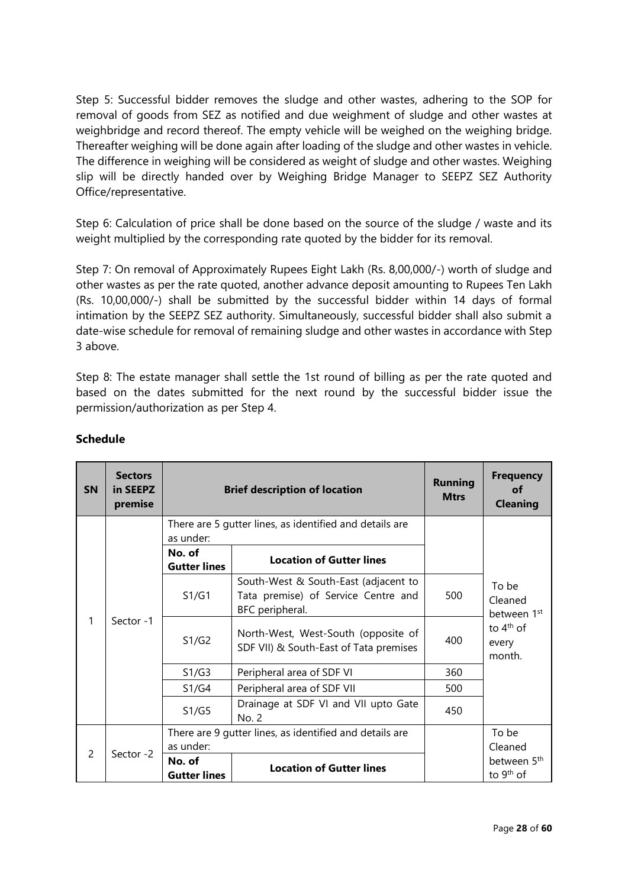Step 5: Successful bidder removes the sludge and other wastes, adhering to the SOP for removal of goods from SEZ as notified and due weighment of sludge and other wastes at weighbridge and record thereof. The empty vehicle will be weighed on the weighing bridge. Thereafter weighing will be done again after loading of the sludge and other wastes in vehicle. The difference in weighing will be considered as weight of sludge and other wastes. Weighing slip will be directly handed over by Weighing Bridge Manager to SEEPZ SEZ Authority Office/representative.

Step 6: Calculation of price shall be done based on the source of the sludge / waste and its weight multiplied by the corresponding rate quoted by the bidder for its removal.

Step 7: On removal of Approximately Rupees Eight Lakh (Rs. 8,00,000/-) worth of sludge and other wastes as per the rate quoted, another advance deposit amounting to Rupees Ten Lakh (Rs. 10,00,000/-) shall be submitted by the successful bidder within 14 days of formal intimation by the SEEPZ SEZ authority. Simultaneously, successful bidder shall also submit a date-wise schedule for removal of remaining sludge and other wastes in accordance with Step 3 above.

Step 8: The estate manager shall settle the 1st round of billing as per the rate quoted and based on the dates submitted for the next round by the successful bidder issue the permission/authorization as per Step 4.

**Schedule**

| SN | Sectors in SEEPZ premise | Brief description of location | | Running Mtrs | Frequency of Cleaning |
|---|---|---|---|---|---|
| 1 | Sector -1 | There are 5 gutter lines, as identified and details are as under: | | | To be Cleaned between 1st to 4th of every month. |
| | | **No. of Gutter lines** | **Location of Gutter lines** | | |
| | | S1/G1 | South-West & South-East (adjacent to Tata premise) of Service Centre and BFC peripheral. | 500 | |
| | | S1/G2 | North-West, West-South (opposite of SDF VII) & South-East of Tata premises | 400 | |
| | | S1/G3 | Peripheral area of SDF VI | 360 | |
| | | S1/G4 | Peripheral area of SDF VII | 500 | |
| | | S1/G5 | Drainage at SDF VI and VII upto Gate No. 2 | 450 | |
| 2 | Sector -2 | There are 9 gutter lines, as identified and details are as under: | | | To be Cleaned between 5th to 9th of |
| | | **No. of Gutter lines** | **Location of Gutter lines** | | |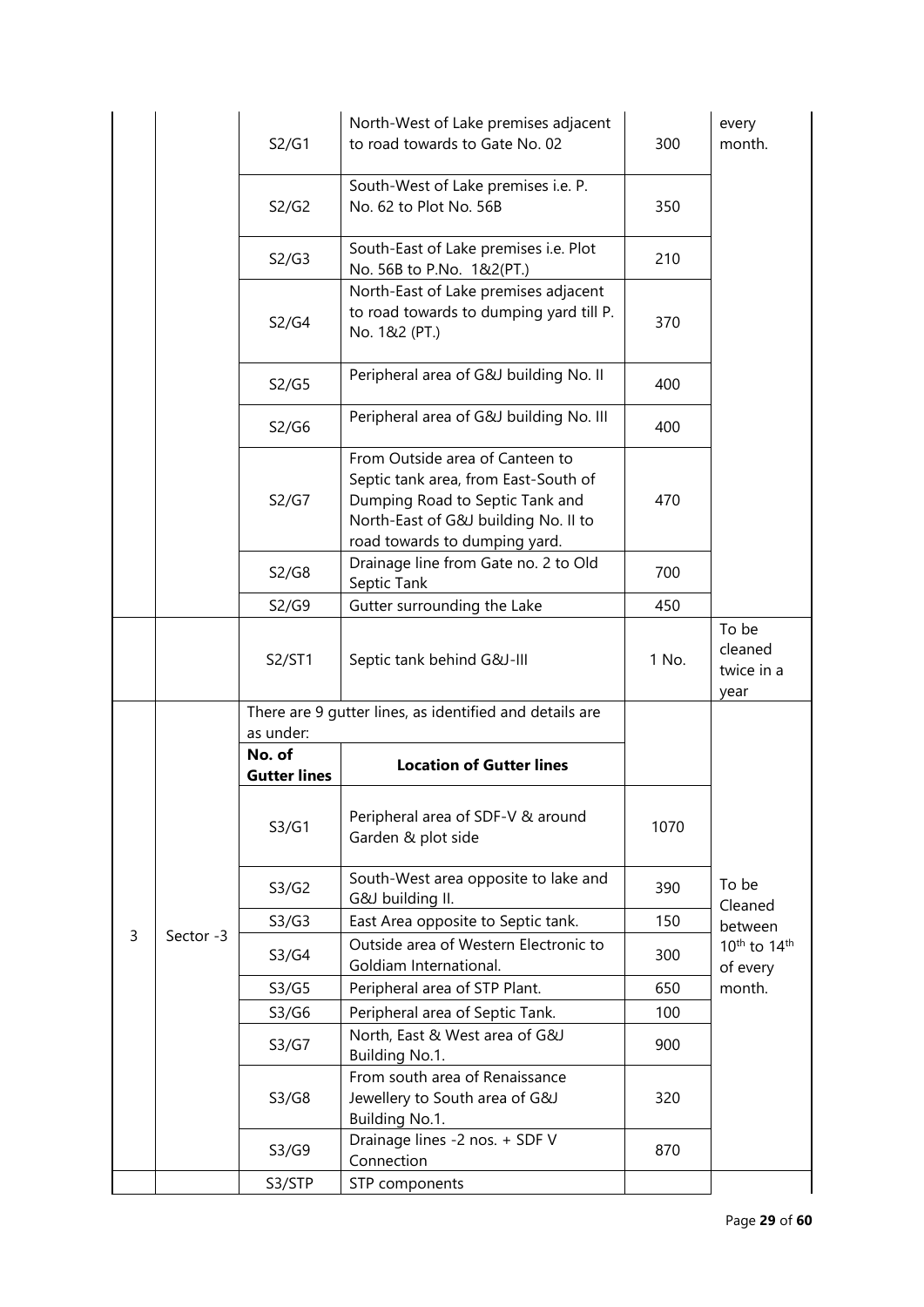|  |  |  |  |  |  |
|---|---|---|---|---|---|
|  |  | S2/G1 | North-West of Lake premises adjacent to road towards to Gate No. 02 | 300 | every month. |
|  |  | S2/G2 | South-West of Lake premises i.e. P. No. 62 to Plot No. 56B | 350 |  |
|  |  | S2/G3 | South-East of Lake premises i.e. Plot No. 56B to P.No. 1&2(PT.) | 210 |  |
|  |  | S2/G4 | North-East of Lake premises adjacent to road towards to dumping yard till P. No. 1&2 (PT.) | 370 |  |
|  |  | S2/G5 | Peripheral area of G&J building No. II | 400 |  |
|  |  | S2/G6 | Peripheral area of G&J building No. III | 400 |  |
|  |  | S2/G7 | From Outside area of Canteen to Septic tank area, from East-South of Dumping Road to Septic Tank and North-East of G&J building No. II to road towards to dumping yard. | 470 |  |
|  |  | S2/G8 | Drainage line from Gate no. 2 to Old Septic Tank | 700 |  |
|  |  | S2/G9 | Gutter surrounding the Lake | 450 |  |
|  |  | S2/ST1 | Septic tank behind G&J-III | 1 No. | To be cleaned twice in a year |
| 3 | Sector -3 | There are 9 gutter lines, as identified and details are as under: |  |  | To be Cleaned between 10th to 14th of every month. |
|  |  | **No. of Gutter lines** | **Location of Gutter lines** |  |  |
|  |  | S3/G1 | Peripheral area of SDF-V & around Garden & plot side | 1070 |  |
|  |  | S3/G2 | South-West area opposite to lake and G&J building II. | 390 |  |
|  |  | S3/G3 | East Area opposite to Septic tank. | 150 |  |
|  |  | S3/G4 | Outside area of Western Electronic to Goldiam International. | 300 |  |
|  |  | S3/G5 | Peripheral area of STP Plant. | 650 |  |
|  |  | S3/G6 | Peripheral area of Septic Tank. | 100 |  |
|  |  | S3/G7 | North, East & West area of G&J Building No.1. | 900 |  |
|  |  | S3/G8 | From south area of Renaissance Jewellery to South area of G&J Building No.1. | 320 |  |
|  |  | S3/G9 | Drainage lines -2 nos. + SDF V Connection | 870 |  |
|  |  | S3/STP | STP components |  |  |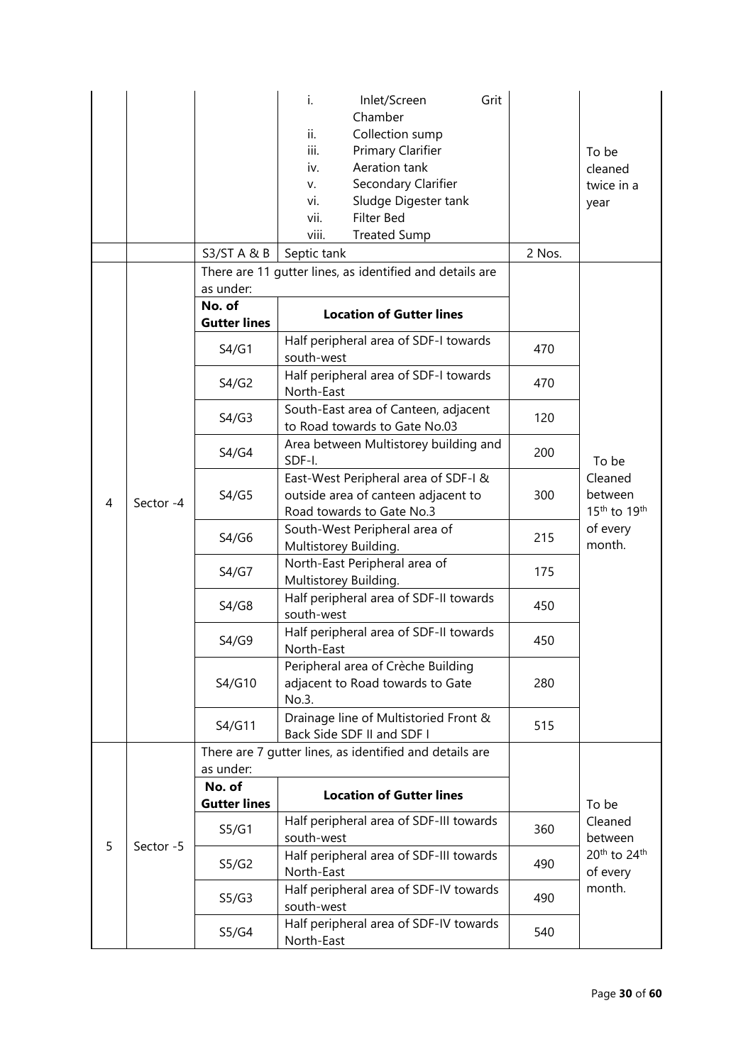| | | | | | |
|---|---|---|---|---|---|
| | | | i. Inlet/Screen Grit Chamber<br>ii. Collection sump<br>iii. Primary Clarifier<br>iv. Aeration tank<br>v. Secondary Clarifier<br>vi. Sludge Digester tank<br>vii. Filter Bed<br>viii. Treated Sump | | To be cleaned twice in a year |
| | | S3/ST A & B | Septic tank | 2 Nos. | |
| 4 | Sector -4 | There are 11 gutter lines, as identified and details are as under: | | | To be Cleaned between 15th to 19th of every month. |
| | | **No. of Gutter lines** | **Location of Gutter lines** | | |
| | | S4/G1 | Half peripheral area of SDF-I towards south-west | 470 | |
| | | S4/G2 | Half peripheral area of SDF-I towards North-East | 470 | |
| | | S4/G3 | South-East area of Canteen, adjacent to Road towards to Gate No.03 | 120 | |
| | | S4/G4 | Area between Multistorey building and SDF-I. | 200 | |
| | | S4/G5 | East-West Peripheral area of SDF-I & outside area of canteen adjacent to Road towards to Gate No.3 | 300 | |
| | | S4/G6 | South-West Peripheral area of Multistorey Building. | 215 | |
| | | S4/G7 | North-East Peripheral area of Multistorey Building. | 175 | |
| | | S4/G8 | Half peripheral area of SDF-II towards south-west | 450 | |
| | | S4/G9 | Half peripheral area of SDF-II towards North-East | 450 | |
| | | S4/G10 | Peripheral area of Crèche Building adjacent to Road towards to Gate No.3. | 280 | |
| | | S4/G11 | Drainage line of Multistoried Front & Back Side SDF II and SDF I | 515 | |
| 5 | Sector -5 | There are 7 gutter lines, as identified and details are as under: | | | To be Cleaned between 20th to 24th of every month. |
| | | **No. of Gutter lines** | **Location of Gutter lines** | | |
| | | S5/G1 | Half peripheral area of SDF-III towards south-west | 360 | |
| | | S5/G2 | Half peripheral area of SDF-III towards North-East | 490 | |
| | | S5/G3 | Half peripheral area of SDF-IV towards south-west | 490 | |
| | | S5/G4 | Half peripheral area of SDF-IV towards North-East | 540 | |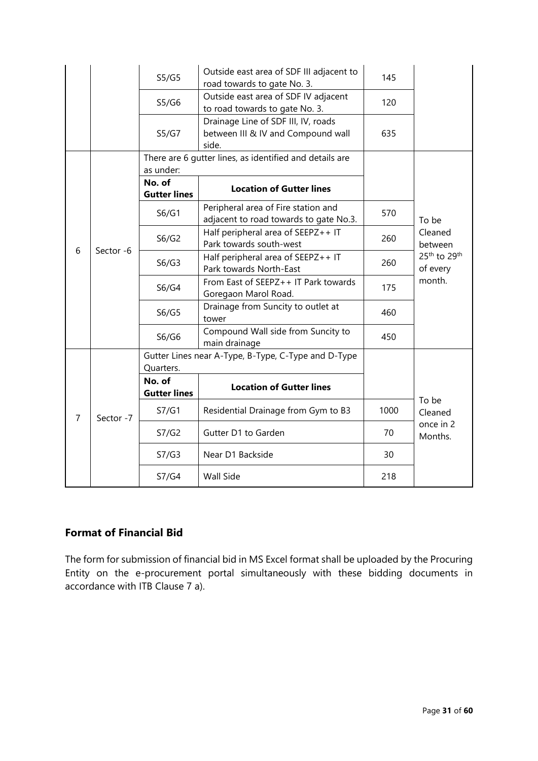| | | | | | |
|---|---|---|---|---|---|
| | | S5/G5 | Outside east area of SDF III adjacent to road towards to gate No. 3. | 145 | |
| | | S5/G6 | Outside east area of SDF IV adjacent to road towards to gate No. 3. | 120 | |
| | | S5/G7 | Drainage Line of SDF III, IV, roads between III & IV and Compound wall side. | 635 | |
| 6 | Sector -6 | There are 6 gutter lines, as identified and details are as under: | | | To be Cleaned between 25th to 29th of every month. |
| | | **No. of Gutter lines** | **Location of Gutter lines** | | |
| | | S6/G1 | Peripheral area of Fire station and adjacent to road towards to gate No.3. | 570 | |
| | | S6/G2 | Half peripheral area of SEEPZ++ IT Park towards south-west | 260 | |
| | | S6/G3 | Half peripheral area of SEEPZ++ IT Park towards North-East | 260 | |
| | | S6/G4 | From East of SEEPZ++ IT Park towards Goregaon Marol Road. | 175 | |
| | | S6/G5 | Drainage from Suncity to outlet at tower | 460 | |
| | | S6/G6 | Compound Wall side from Suncity to main drainage | 450 | |
| 7 | Sector -7 | Gutter Lines near A-Type, B-Type, C-Type and D-Type Quarters. | | | To be Cleaned once in 2 Months. |
| | | **No. of Gutter lines** | **Location of Gutter lines** | | |
| | | S7/G1 | Residential Drainage from Gym to B3 | 1000 | |
| | | S7/G2 | Gutter D1 to Garden | 70 | |
| | | S7/G3 | Near D1 Backside | 30 | |
| | | S7/G4 | Wall Side | 218 | |

## Format of Financial Bid

The form for submission of financial bid in MS Excel format shall be uploaded by the Procuring Entity on the e-procurement portal simultaneously with these bidding documents in accordance with ITB Clause 7 a).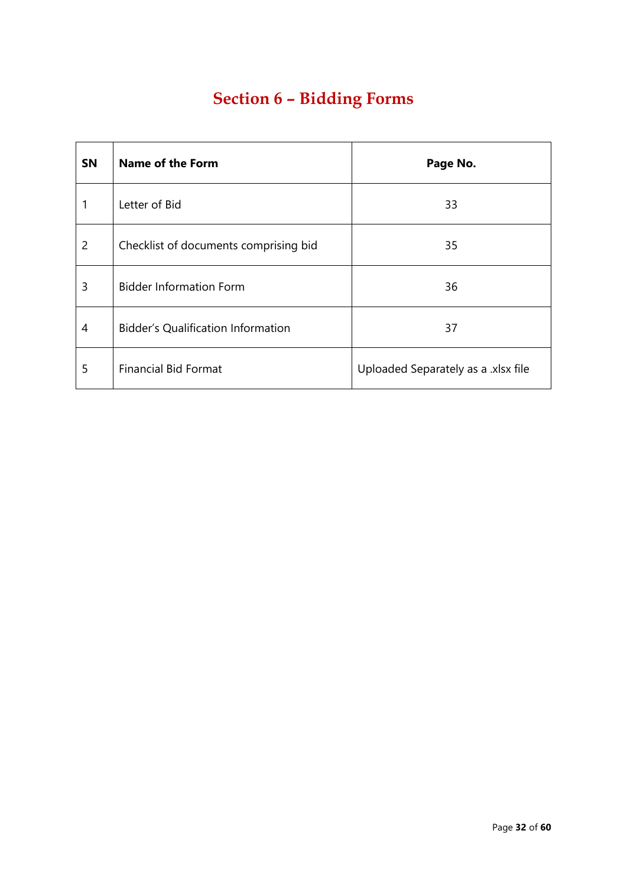# Section 6 – Bidding Forms

| SN | Name of the Form | Page No. |
|---|---|---|
| 1 | Letter of Bid | 33 |
| 2 | Checklist of documents comprising bid | 35 |
| 3 | Bidder Information Form | 36 |
| 4 | Bidder’s Qualification Information | 37 |
| 5 | Financial Bid Format | Uploaded Separately as a .xlsx file |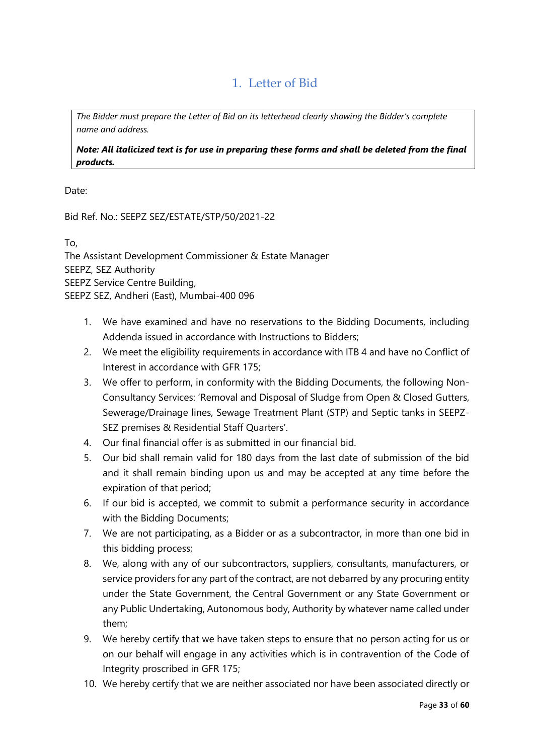# 1. Letter of Bid

> *The Bidder must prepare the Letter of Bid on its letterhead clearly showing the Bidder's complete name and address.*
>
> ***Note: All italicized text is for use in preparing these forms and shall be deleted from the final products.***

Date:

Bid Ref. No.: SEEPZ SEZ/ESTATE/STP/50/2021-22

To,
The Assistant Development Commissioner & Estate Manager
SEEPZ, SEZ Authority
SEEPZ Service Centre Building,
SEEPZ SEZ, Andheri (East), Mumbai-400 096

1. We have examined and have no reservations to the Bidding Documents, including Addenda issued in accordance with Instructions to Bidders;
2. We meet the eligibility requirements in accordance with ITB 4 and have no Conflict of Interest in accordance with GFR 175;
3. We offer to perform, in conformity with the Bidding Documents, the following Non-Consultancy Services: 'Removal and Disposal of Sludge from Open & Closed Gutters, Sewerage/Drainage lines, Sewage Treatment Plant (STP) and Septic tanks in SEEPZ-SEZ premises & Residential Staff Quarters'.
4. Our final financial offer is as submitted in our financial bid.
5. Our bid shall remain valid for 180 days from the last date of submission of the bid and it shall remain binding upon us and may be accepted at any time before the expiration of that period;
6. If our bid is accepted, we commit to submit a performance security in accordance with the Bidding Documents;
7. We are not participating, as a Bidder or as a subcontractor, in more than one bid in this bidding process;
8. We, along with any of our subcontractors, suppliers, consultants, manufacturers, or service providers for any part of the contract, are not debarred by any procuring entity under the State Government, the Central Government or any State Government or any Public Undertaking, Autonomous body, Authority by whatever name called under them;
9. We hereby certify that we have taken steps to ensure that no person acting for us or on our behalf will engage in any activities which is in contravention of the Code of Integrity proscribed in GFR 175;
10. We hereby certify that we are neither associated nor have been associated directly or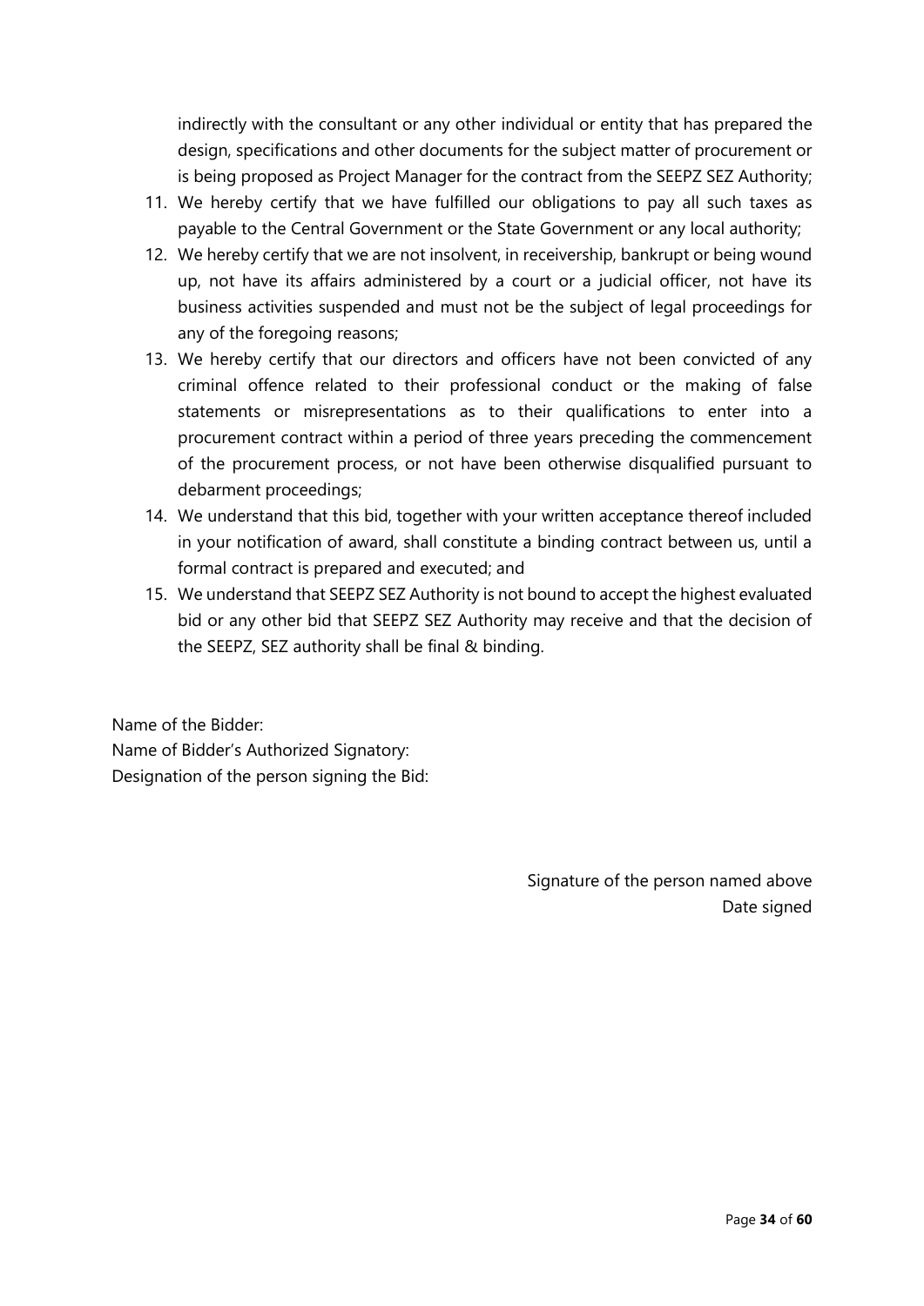indirectly with the consultant or any other individual or entity that has prepared the design, specifications and other documents for the subject matter of procurement or is being proposed as Project Manager for the contract from the SEEPZ SEZ Authority;

11. We hereby certify that we have fulfilled our obligations to pay all such taxes as payable to the Central Government or the State Government or any local authority;
12. We hereby certify that we are not insolvent, in receivership, bankrupt or being wound up, not have its affairs administered by a court or a judicial officer, not have its business activities suspended and must not be the subject of legal proceedings for any of the foregoing reasons;
13. We hereby certify that our directors and officers have not been convicted of any criminal offence related to their professional conduct or the making of false statements or misrepresentations as to their qualifications to enter into a procurement contract within a period of three years preceding the commencement of the procurement process, or not have been otherwise disqualified pursuant to debarment proceedings;
14. We understand that this bid, together with your written acceptance thereof included in your notification of award, shall constitute a binding contract between us, until a formal contract is prepared and executed; and
15. We understand that SEEPZ SEZ Authority is not bound to accept the highest evaluated bid or any other bid that SEEPZ SEZ Authority may receive and that the decision of the SEEPZ, SEZ authority shall be final & binding.

Name of the Bidder:
Name of Bidder's Authorized Signatory:
Designation of the person signing the Bid:

Signature of the person named above
Date signed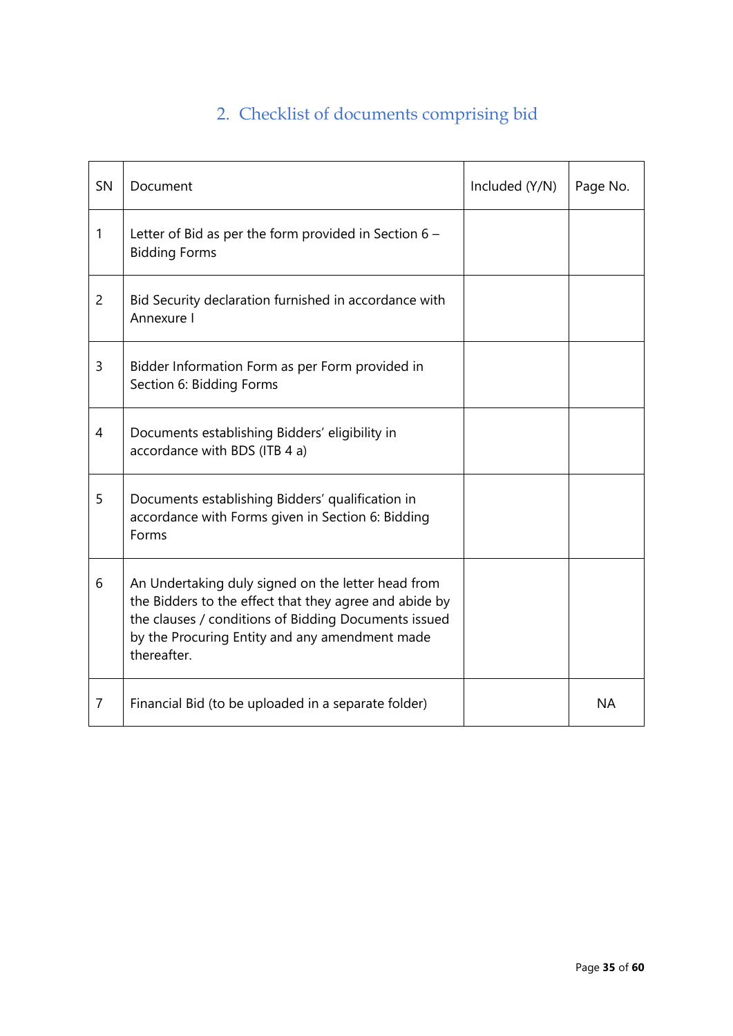## 2. Checklist of documents comprising bid

| SN | Document | Included (Y/N) | Page No. |
|---|---|---|---|
| 1 | Letter of Bid as per the form provided in Section 6 – Bidding Forms | | |
| 2 | Bid Security declaration furnished in accordance with Annexure I | | |
| 3 | Bidder Information Form as per Form provided in Section 6: Bidding Forms | | |
| 4 | Documents establishing Bidders' eligibility in accordance with BDS (ITB 4 a) | | |
| 5 | Documents establishing Bidders' qualification in accordance with Forms given in Section 6: Bidding Forms | | |
| 6 | An Undertaking duly signed on the letter head from the Bidders to the effect that they agree and abide by the clauses / conditions of Bidding Documents issued by the Procuring Entity and any amendment made thereafter. | | |
| 7 | Financial Bid (to be uploaded in a separate folder) | | NA |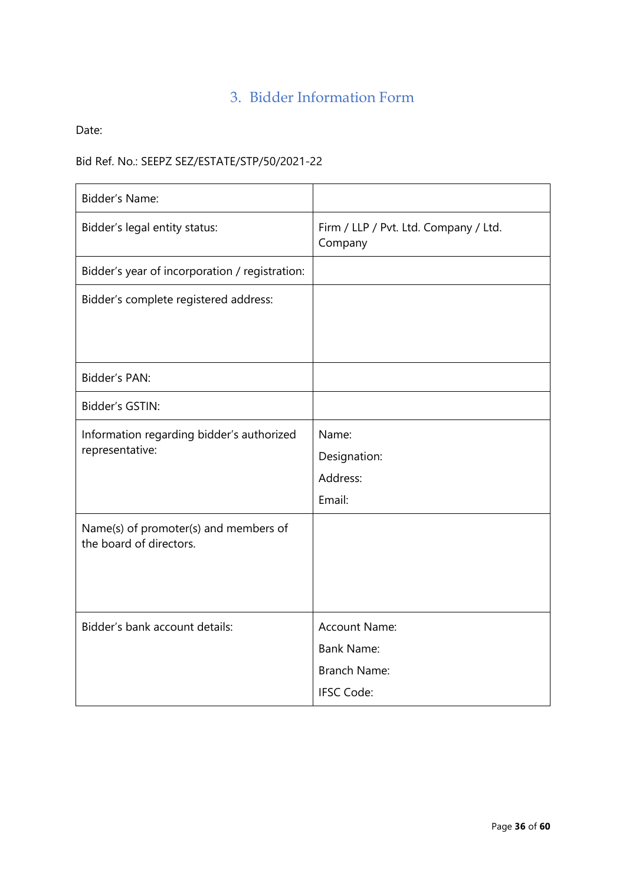## 3. Bidder Information Form

Date:

Bid Ref. No.: SEEPZ SEZ/ESTATE/STP/50/2021-22

| | |
|---|---|
| Bidder's Name: | |
| Bidder's legal entity status: | Firm / LLP / Pvt. Ltd. Company / Ltd. Company |
| Bidder's year of incorporation / registration: | |
| Bidder's complete registered address: | |
| Bidder's PAN: | |
| Bidder's GSTIN: | |
| Information regarding bidder's authorized representative: | Name:<br>Designation:<br>Address:<br>Email: |
| Name(s) of promoter(s) and members of the board of directors. | |
| Bidder's bank account details: | Account Name:<br>Bank Name:<br>Branch Name:<br>IFSC Code: |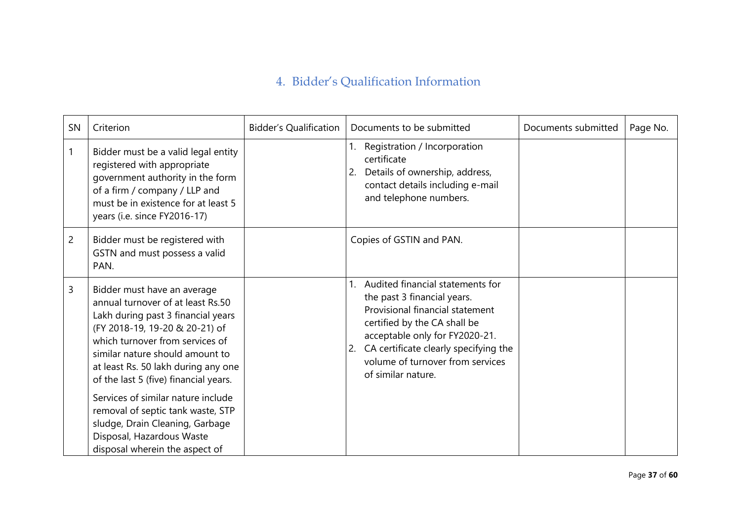## 4. Bidder's Qualification Information

| SN | Criterion | Bidder's Qualification | Documents to be submitted | Documents submitted | Page No. |
|---|---|---|---|---|---|
| 1 | Bidder must be a valid legal entity registered with appropriate government authority in the form of a firm / company / LLP and must be in existence for at least 5 years (i.e. since FY2016-17) | | 1. Registration / Incorporation certificate<br>2. Details of ownership, address, contact details including e-mail and telephone numbers. | | |
| 2 | Bidder must be registered with GSTN and must possess a valid PAN. | | Copies of GSTIN and PAN. | | |
| 3 | Bidder must have an average annual turnover of at least Rs.50 Lakh during past 3 financial years (FY 2018-19, 19-20 & 20-21) of which turnover from services of similar nature should amount to at least Rs. 50 lakh during any one of the last 5 (five) financial years.<br><br>Services of similar nature include removal of septic tank waste, STP sludge, Drain Cleaning, Garbage Disposal, Hazardous Waste disposal wherein the aspect of | | 1. Audited financial statements for the past 3 financial years. Provisional financial statement certified by the CA shall be acceptable only for FY2020-21.<br>2. CA certificate clearly specifying the volume of turnover from services of similar nature. | | |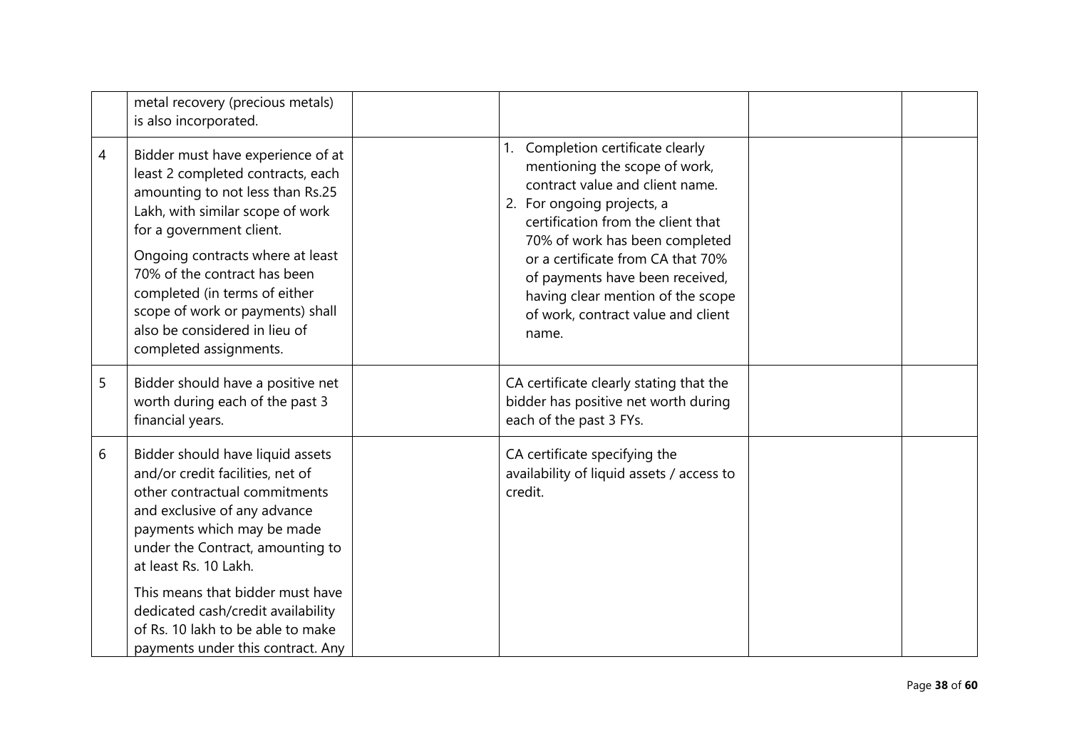|   |   |   |   |   |   |
|---|---|---|---|---|---|
|   | metal recovery (precious metals) is also incorporated. |   |   |   |   |
| 4 | Bidder must have experience of at least 2 completed contracts, each amounting to not less than Rs.25 Lakh, with similar scope of work for a government client.<br><br>Ongoing contracts where at least 70% of the contract has been completed (in terms of either scope of work or payments) shall also be considered in lieu of completed assignments. |   | 1. Completion certificate clearly mentioning the scope of work, contract value and client name.<br>2. For ongoing projects, a certification from the client that 70% of work has been completed or a certificate from CA that 70% of payments have been received, having clear mention of the scope of work, contract value and client name. |   |   |
| 5 | Bidder should have a positive net worth during each of the past 3 financial years. |   | CA certificate clearly stating that the bidder has positive net worth during each of the past 3 FYs. |   |   |
| 6 | Bidder should have liquid assets and/or credit facilities, net of other contractual commitments and exclusive of any advance payments which may be made under the Contract, amounting to at least Rs. 10 Lakh.<br><br>This means that bidder must have dedicated cash/credit availability of Rs. 10 lakh to be able to make payments under this contract. Any |   | CA certificate specifying the availability of liquid assets / access to credit. |   |   |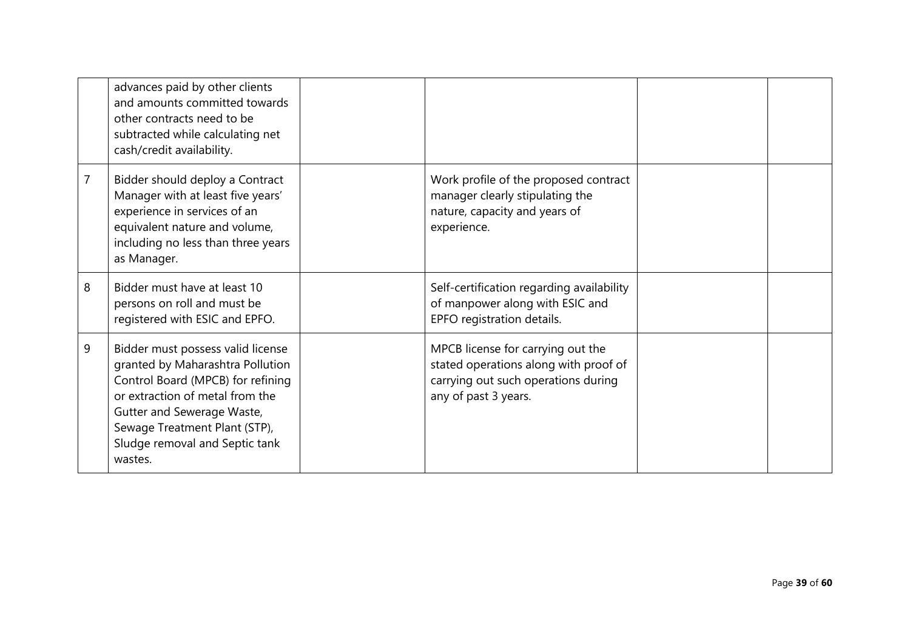|   |   |   |   |   |   |
|---|---|---|---|---|---|
|   | advances paid by other clients and amounts committed towards other contracts need to be subtracted while calculating net cash/credit availability. |   |   |   |   |
| 7 | Bidder should deploy a Contract Manager with at least five years' experience in services of an equivalent nature and volume, including no less than three years as Manager. |   | Work profile of the proposed contract manager clearly stipulating the nature, capacity and years of experience. |   |   |
| 8 | Bidder must have at least 10 persons on roll and must be registered with ESIC and EPFO. |   | Self-certification regarding availability of manpower along with ESIC and EPFO registration details. |   |   |
| 9 | Bidder must possess valid license granted by Maharashtra Pollution Control Board (MPCB) for refining or extraction of metal from the Gutter and Sewerage Waste, Sewage Treatment Plant (STP), Sludge removal and Septic tank wastes. |   | MPCB license for carrying out the stated operations along with proof of carrying out such operations during any of past 3 years. |   |   |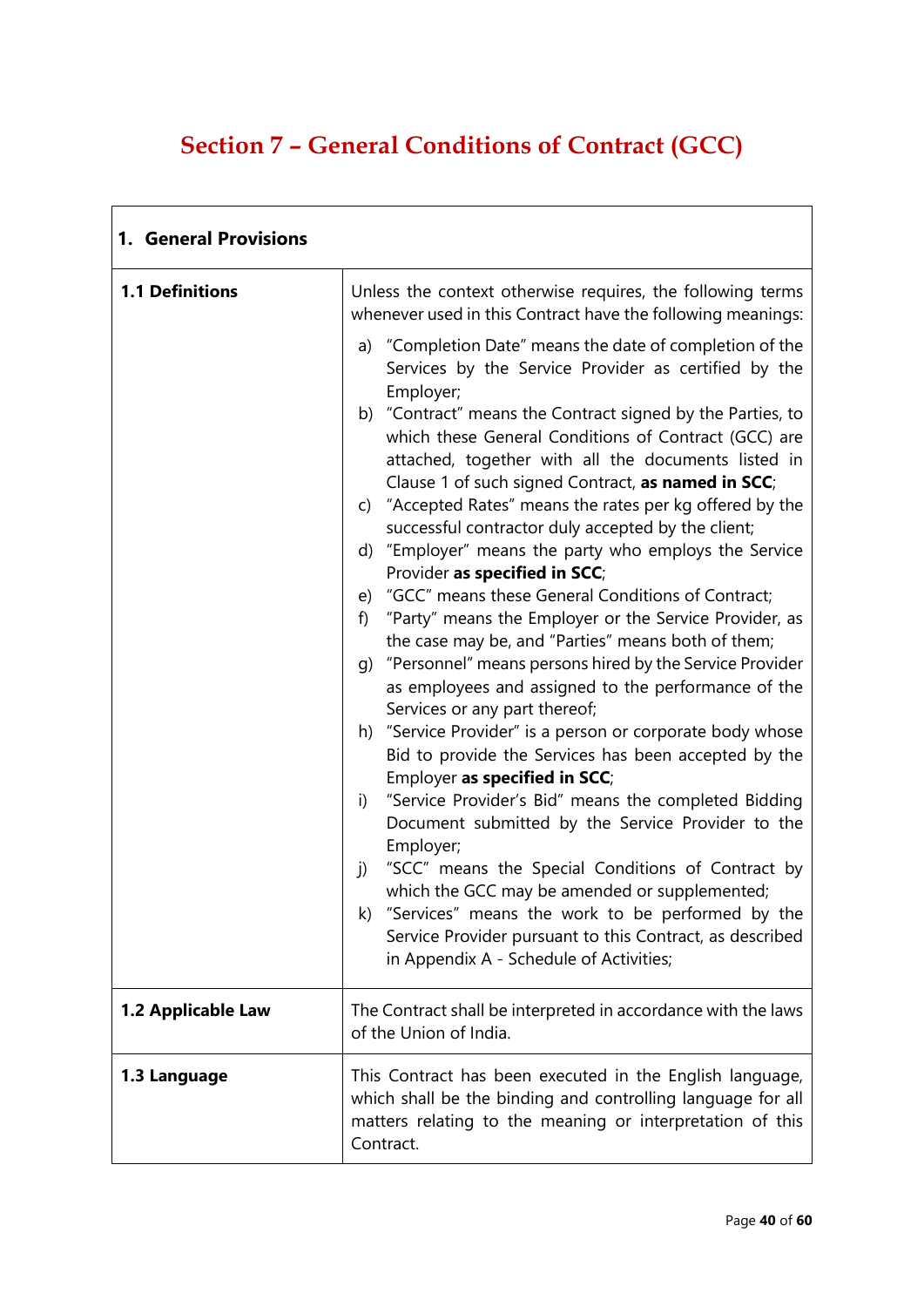# Section 7 – General Conditions of Contract (GCC)

| 1. General Provisions | |
|---|---|
| **1.1 Definitions** | Unless the context otherwise requires, the following terms whenever used in this Contract have the following meanings:<br>a) "Completion Date" means the date of completion of the Services by the Service Provider as certified by the Employer;<br>b) "Contract" means the Contract signed by the Parties, to which these General Conditions of Contract (GCC) are attached, together with all the documents listed in Clause 1 of such signed Contract, **as named in SCC**;<br>c) "Accepted Rates" means the rates per kg offered by the successful contractor duly accepted by the client;<br>d) "Employer" means the party who employs the Service Provider **as specified in SCC**;<br>e) "GCC" means these General Conditions of Contract;<br>f) "Party" means the Employer or the Service Provider, as the case may be, and "Parties" means both of them;<br>g) "Personnel" means persons hired by the Service Provider as employees and assigned to the performance of the Services or any part thereof;<br>h) "Service Provider" is a person or corporate body whose Bid to provide the Services has been accepted by the Employer **as specified in SCC**;<br>i) "Service Provider's Bid" means the completed Bidding Document submitted by the Service Provider to the Employer;<br>j) "SCC" means the Special Conditions of Contract by which the GCC may be amended or supplemented;<br>k) "Services" means the work to be performed by the Service Provider pursuant to this Contract, as described in Appendix A - Schedule of Activities; |
| **1.2 Applicable Law** | The Contract shall be interpreted in accordance with the laws of the Union of India. |
| **1.3 Language** | This Contract has been executed in the English language, which shall be the binding and controlling language for all matters relating to the meaning or interpretation of this Contract. |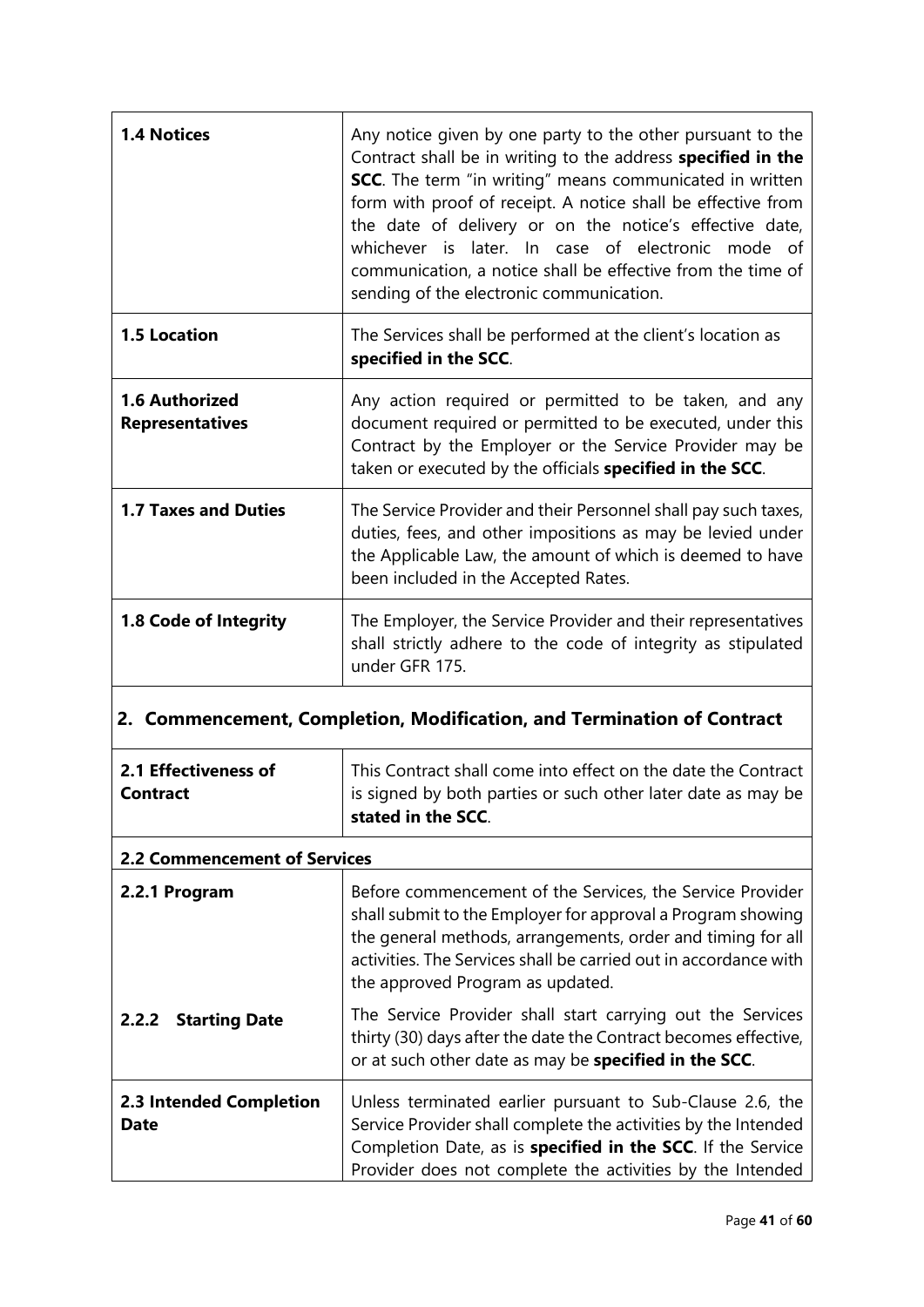| | |
|---|---|
| **1.4 Notices** | Any notice given by one party to the other pursuant to the Contract shall be in writing to the address **specified in the SCC**. The term "in writing" means communicated in written form with proof of receipt. A notice shall be effective from the date of delivery or on the notice's effective date, whichever is later. In case of electronic mode of communication, a notice shall be effective from the time of sending of the electronic communication. |
| **1.5 Location** | The Services shall be performed at the client's location as **specified in the SCC**. |
| **1.6 Authorized Representatives** | Any action required or permitted to be taken, and any document required or permitted to be executed, under this Contract by the Employer or the Service Provider may be taken or executed by the officials **specified in the SCC**. |
| **1.7 Taxes and Duties** | The Service Provider and their Personnel shall pay such taxes, duties, fees, and other impositions as may be levied under the Applicable Law, the amount of which is deemed to have been included in the Accepted Rates. |
| **1.8 Code of Integrity** | The Employer, the Service Provider and their representatives shall strictly adhere to the code of integrity as stipulated under GFR 175. |

## 2. Commencement, Completion, Modification, and Termination of Contract

| | |
|---|---|
| **2.1 Effectiveness of Contract** | This Contract shall come into effect on the date the Contract is signed by both parties or such other later date as may be **stated in the SCC**. |
| **2.2 Commencement of Services** | |
| **2.2.1 Program** | Before commencement of the Services, the Service Provider shall submit to the Employer for approval a Program showing the general methods, arrangements, order and timing for all activities. The Services shall be carried out in accordance with the approved Program as updated. |
| **2.2.2 Starting Date** | The Service Provider shall start carrying out the Services thirty (30) days after the date the Contract becomes effective, or at such other date as may be **specified in the SCC**. |
| **2.3 Intended Completion Date** | Unless terminated earlier pursuant to Sub-Clause 2.6, the Service Provider shall complete the activities by the Intended Completion Date, as is **specified in the SCC**. If the Service Provider does not complete the activities by the Intended |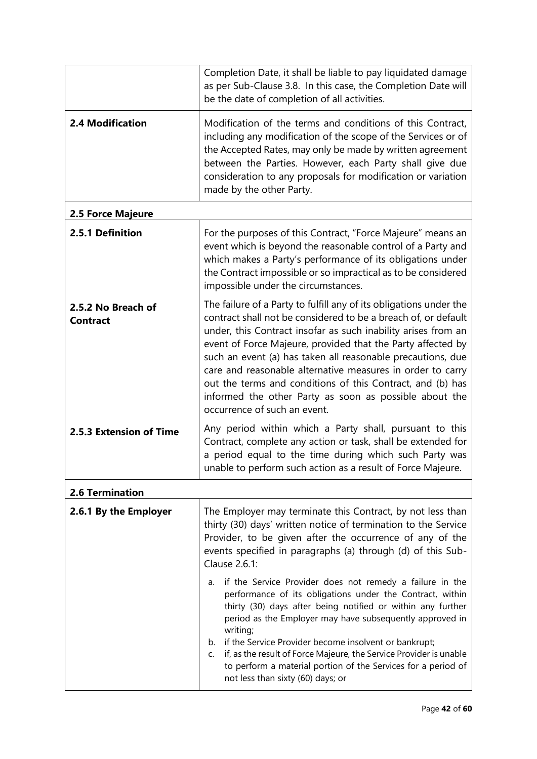| | |
|---|---|
| | Completion Date, it shall be liable to pay liquidated damage as per Sub-Clause 3.8. In this case, the Completion Date will be the date of completion of all activities. |
| **2.4 Modification** | Modification of the terms and conditions of this Contract, including any modification of the scope of the Services or of the Accepted Rates, may only be made by written agreement between the Parties. However, each Party shall give due consideration to any proposals for modification or variation made by the other Party. |
| **2.5 Force Majeure** | |
| **2.5.1 Definition** | For the purposes of this Contract, "Force Majeure" means an event which is beyond the reasonable control of a Party and which makes a Party's performance of its obligations under the Contract impossible or so impractical as to be considered impossible under the circumstances. |
| **2.5.2 No Breach of Contract** | The failure of a Party to fulfill any of its obligations under the contract shall not be considered to be a breach of, or default under, this Contract insofar as such inability arises from an event of Force Majeure, provided that the Party affected by such an event (a) has taken all reasonable precautions, due care and reasonable alternative measures in order to carry out the terms and conditions of this Contract, and (b) has informed the other Party as soon as possible about the occurrence of such an event. |
| **2.5.3 Extension of Time** | Any period within which a Party shall, pursuant to this Contract, complete any action or task, shall be extended for a period equal to the time during which such Party was unable to perform such action as a result of Force Majeure. |
| **2.6 Termination** | |
| **2.6.1 By the Employer** | The Employer may terminate this Contract, by not less than thirty (30) days' written notice of termination to the Service Provider, to be given after the occurrence of any of the events specified in paragraphs (a) through (d) of this Sub-Clause 2.6.1:<br><br>a. if the Service Provider does not remedy a failure in the performance of its obligations under the Contract, within thirty (30) days after being notified or within any further period as the Employer may have subsequently approved in writing;<br>b. if the Service Provider become insolvent or bankrupt;<br>c. if, as the result of Force Majeure, the Service Provider is unable to perform a material portion of the Services for a period of not less than sixty (60) days; or |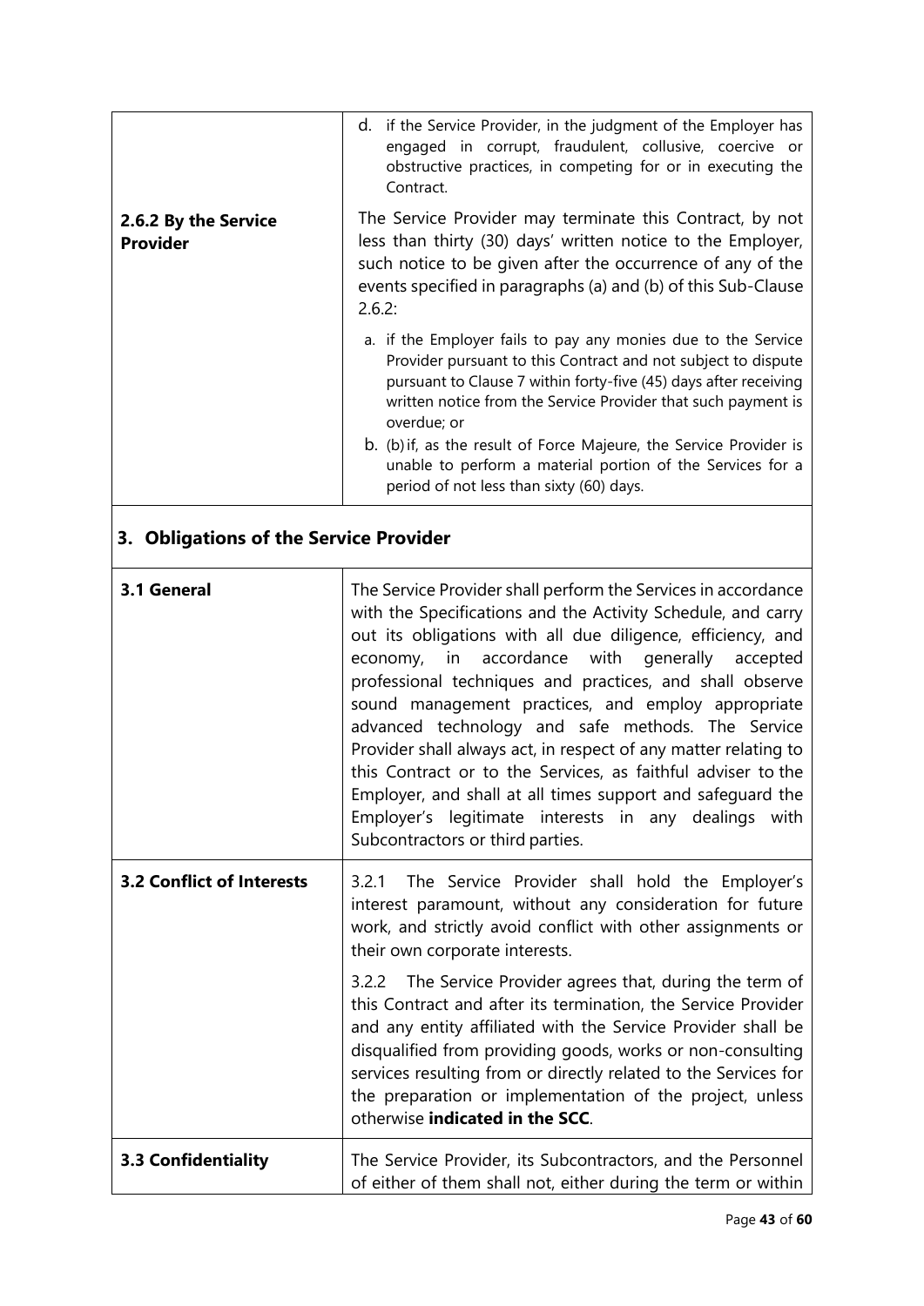| | |
|---|---|
| | d. if the Service Provider, in the judgment of the Employer has engaged in corrupt, fraudulent, collusive, coercive or obstructive practices, in competing for or in executing the Contract. |
| **2.6.2 By the Service Provider** | The Service Provider may terminate this Contract, by not less than thirty (30) days' written notice to the Employer, such notice to be given after the occurrence of any of the events specified in paragraphs (a) and (b) of this Sub-Clause 2.6.2:<br><br>a. if the Employer fails to pay any monies due to the Service Provider pursuant to this Contract and not subject to dispute pursuant to Clause 7 within forty-five (45) days after receiving written notice from the Service Provider that such payment is overdue; or<br>b. (b) if, as the result of Force Majeure, the Service Provider is unable to perform a material portion of the Services for a period of not less than sixty (60) days. |

## 3. Obligations of the Service Provider

| | |
|---|---|
| **3.1 General** | The Service Provider shall perform the Services in accordance with the Specifications and the Activity Schedule, and carry out its obligations with all due diligence, efficiency, and economy, in accordance with generally accepted professional techniques and practices, and shall observe sound management practices, and employ appropriate advanced technology and safe methods. The Service Provider shall always act, in respect of any matter relating to this Contract or to the Services, as faithful adviser to the Employer, and shall at all times support and safeguard the Employer's legitimate interests in any dealings with Subcontractors or third parties. |
| **3.2 Conflict of Interests** | 3.2.1 The Service Provider shall hold the Employer's interest paramount, without any consideration for future work, and strictly avoid conflict with other assignments or their own corporate interests.<br><br>3.2.2 The Service Provider agrees that, during the term of this Contract and after its termination, the Service Provider and any entity affiliated with the Service Provider shall be disqualified from providing goods, works or non-consulting services resulting from or directly related to the Services for the preparation or implementation of the project, unless otherwise **indicated in the SCC**. |
| **3.3 Confidentiality** | The Service Provider, its Subcontractors, and the Personnel of either of them shall not, either during the term or within |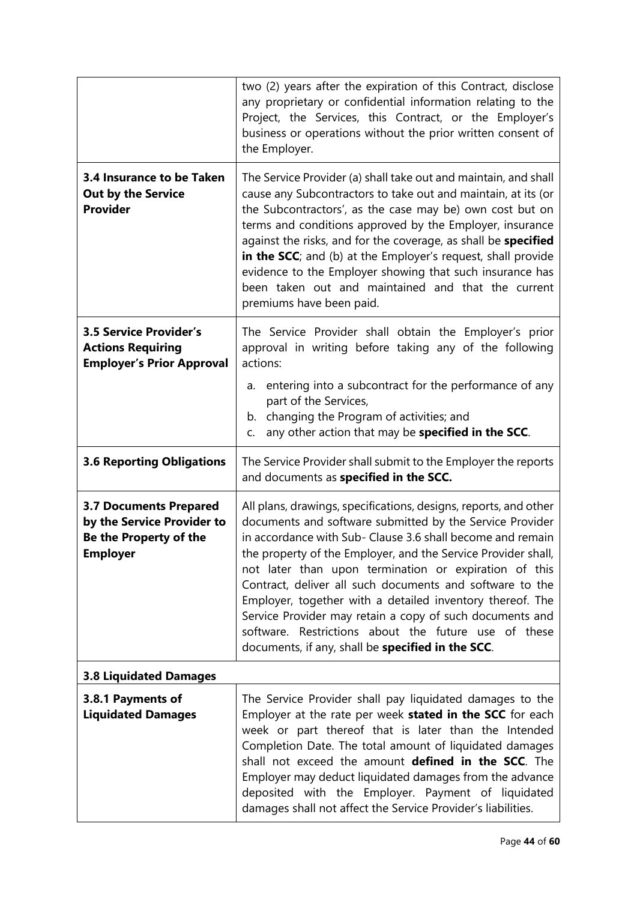| | |
|---|---|
| | two (2) years after the expiration of this Contract, disclose any proprietary or confidential information relating to the Project, the Services, this Contract, or the Employer's business or operations without the prior written consent of the Employer. |
| **3.4 Insurance to be Taken Out by the Service Provider** | The Service Provider (a) shall take out and maintain, and shall cause any Subcontractors to take out and maintain, at its (or the Subcontractors', as the case may be) own cost but on terms and conditions approved by the Employer, insurance against the risks, and for the coverage, as shall be **specified in the SCC**; and (b) at the Employer's request, shall provide evidence to the Employer showing that such insurance has been taken out and maintained and that the current premiums have been paid. |
| **3.5 Service Provider's Actions Requiring Employer's Prior Approval** | The Service Provider shall obtain the Employer's prior approval in writing before taking any of the following actions:<br>a. entering into a subcontract for the performance of any part of the Services,<br>b. changing the Program of activities; and<br>c. any other action that may be **specified in the SCC**. |
| **3.6 Reporting Obligations** | The Service Provider shall submit to the Employer the reports and documents as **specified in the SCC.** |
| **3.7 Documents Prepared by the Service Provider to Be the Property of the Employer** | All plans, drawings, specifications, designs, reports, and other documents and software submitted by the Service Provider in accordance with Sub- Clause 3.6 shall become and remain the property of the Employer, and the Service Provider shall, not later than upon termination or expiration of this Contract, deliver all such documents and software to the Employer, together with a detailed inventory thereof. The Service Provider may retain a copy of such documents and software. Restrictions about the future use of these documents, if any, shall be **specified in the SCC**. |
| **3.8 Liquidated Damages** | |
| **3.8.1 Payments of Liquidated Damages** | The Service Provider shall pay liquidated damages to the Employer at the rate per week **stated in the SCC** for each week or part thereof that is later than the Intended Completion Date. The total amount of liquidated damages shall not exceed the amount **defined in the SCC**. The Employer may deduct liquidated damages from the advance deposited with the Employer. Payment of liquidated damages shall not affect the Service Provider's liabilities. |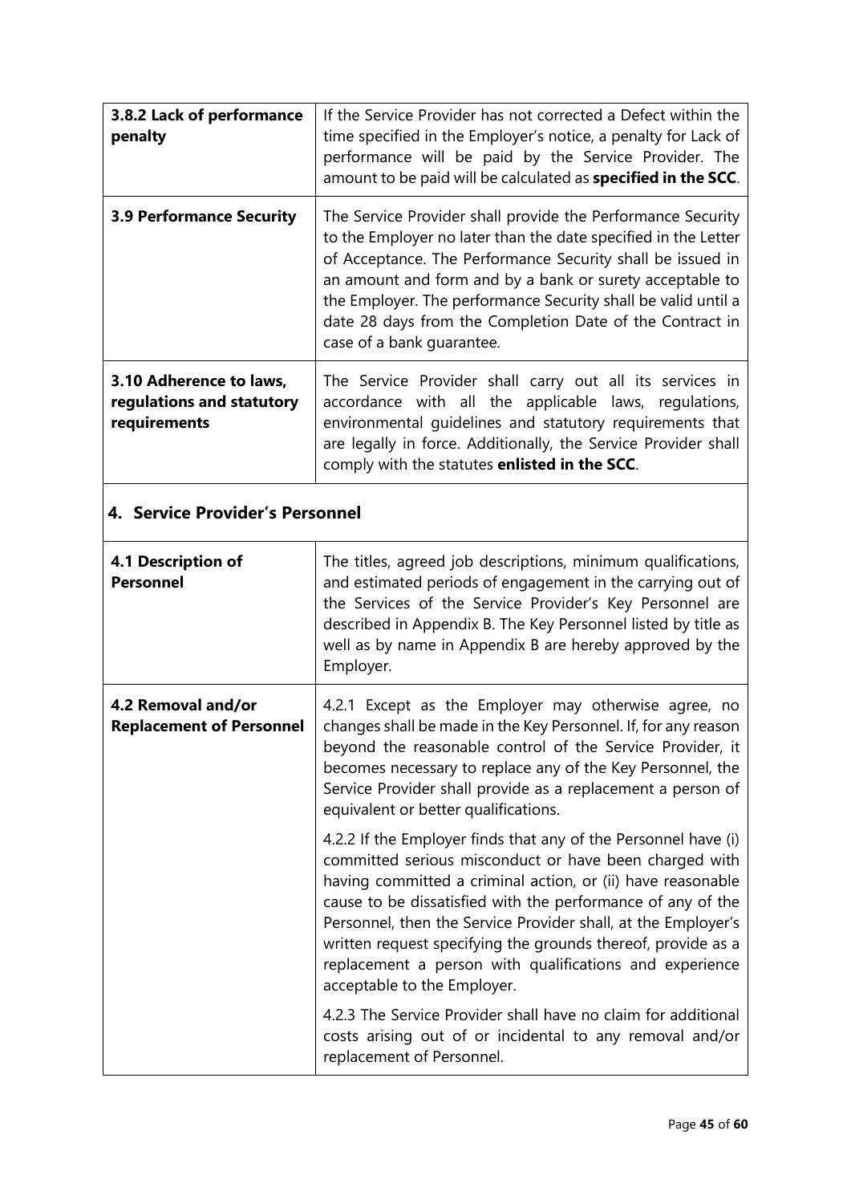| | |
|---|---|
| **3.8.2 Lack of performance penalty** | If the Service Provider has not corrected a Defect within the time specified in the Employer's notice, a penalty for Lack of performance will be paid by the Service Provider. The amount to be paid will be calculated as **specified in the SCC**. |
| **3.9 Performance Security** | The Service Provider shall provide the Performance Security to the Employer no later than the date specified in the Letter of Acceptance. The Performance Security shall be issued in an amount and form and by a bank or surety acceptable to the Employer. The performance Security shall be valid until a date 28 days from the Completion Date of the Contract in case of a bank guarantee. |
| **3.10 Adherence to laws, regulations and statutory requirements** | The Service Provider shall carry out all its services in accordance with all the applicable laws, regulations, environmental guidelines and statutory requirements that are legally in force. Additionally, the Service Provider shall comply with the statutes **enlisted in the SCC**. |

## 4. Service Provider's Personnel

| | |
|---|---|
| **4.1 Description of Personnel** | The titles, agreed job descriptions, minimum qualifications, and estimated periods of engagement in the carrying out of the Services of the Service Provider's Key Personnel are described in Appendix B. The Key Personnel listed by title as well as by name in Appendix B are hereby approved by the Employer. |
| **4.2 Removal and/or Replacement of Personnel** | 4.2.1 Except as the Employer may otherwise agree, no changes shall be made in the Key Personnel. If, for any reason beyond the reasonable control of the Service Provider, it becomes necessary to replace any of the Key Personnel, the Service Provider shall provide as a replacement a person of equivalent or better qualifications.<br><br>4.2.2 If the Employer finds that any of the Personnel have (i) committed serious misconduct or have been charged with having committed a criminal action, or (ii) have reasonable cause to be dissatisfied with the performance of any of the Personnel, then the Service Provider shall, at the Employer's written request specifying the grounds thereof, provide as a replacement a person with qualifications and experience acceptable to the Employer.<br><br>4.2.3 The Service Provider shall have no claim for additional costs arising out of or incidental to any removal and/or replacement of Personnel. |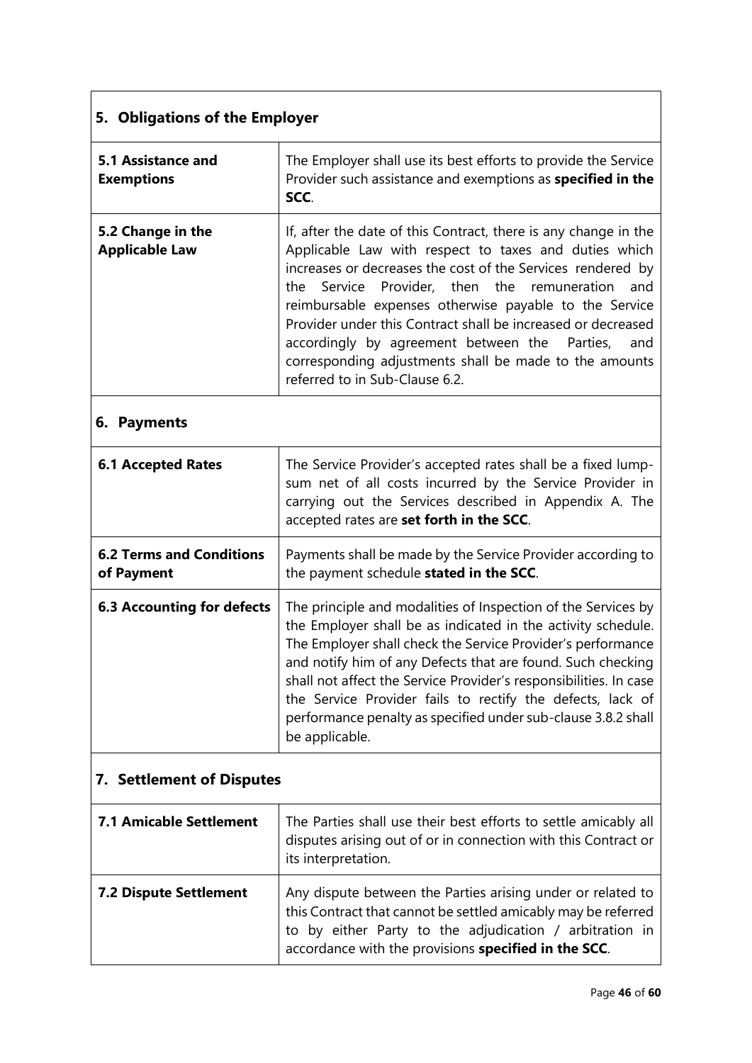## 5. Obligations of the Employer

| | |
|---|---|
| **5.1 Assistance and Exemptions** | The Employer shall use its best efforts to provide the Service Provider such assistance and exemptions as **specified in the SCC**. |
| **5.2 Change in the Applicable Law** | If, after the date of this Contract, there is any change in the Applicable Law with respect to taxes and duties which increases or decreases the cost of the Services rendered by the Service Provider, then the remuneration and reimbursable expenses otherwise payable to the Service Provider under this Contract shall be increased or decreased accordingly by agreement between the Parties, and corresponding adjustments shall be made to the amounts referred to in Sub-Clause 6.2. |

## 6. Payments

| | |
|---|---|
| **6.1 Accepted Rates** | The Service Provider's accepted rates shall be a fixed lump-sum net of all costs incurred by the Service Provider in carrying out the Services described in Appendix A. The accepted rates are **set forth in the SCC**. |
| **6.2 Terms and Conditions of Payment** | Payments shall be made by the Service Provider according to the payment schedule **stated in the SCC**. |
| **6.3 Accounting for defects** | The principle and modalities of Inspection of the Services by the Employer shall be as indicated in the activity schedule. The Employer shall check the Service Provider's performance and notify him of any Defects that are found. Such checking shall not affect the Service Provider's responsibilities. In case the Service Provider fails to rectify the defects, lack of performance penalty as specified under sub-clause 3.8.2 shall be applicable. |

## 7. Settlement of Disputes

| | |
|---|---|
| **7.1 Amicable Settlement** | The Parties shall use their best efforts to settle amicably all disputes arising out of or in connection with this Contract or its interpretation. |
| **7.2 Dispute Settlement** | Any dispute between the Parties arising under or related to this Contract that cannot be settled amicably may be referred to by either Party to the adjudication / arbitration in accordance with the provisions **specified in the SCC**. |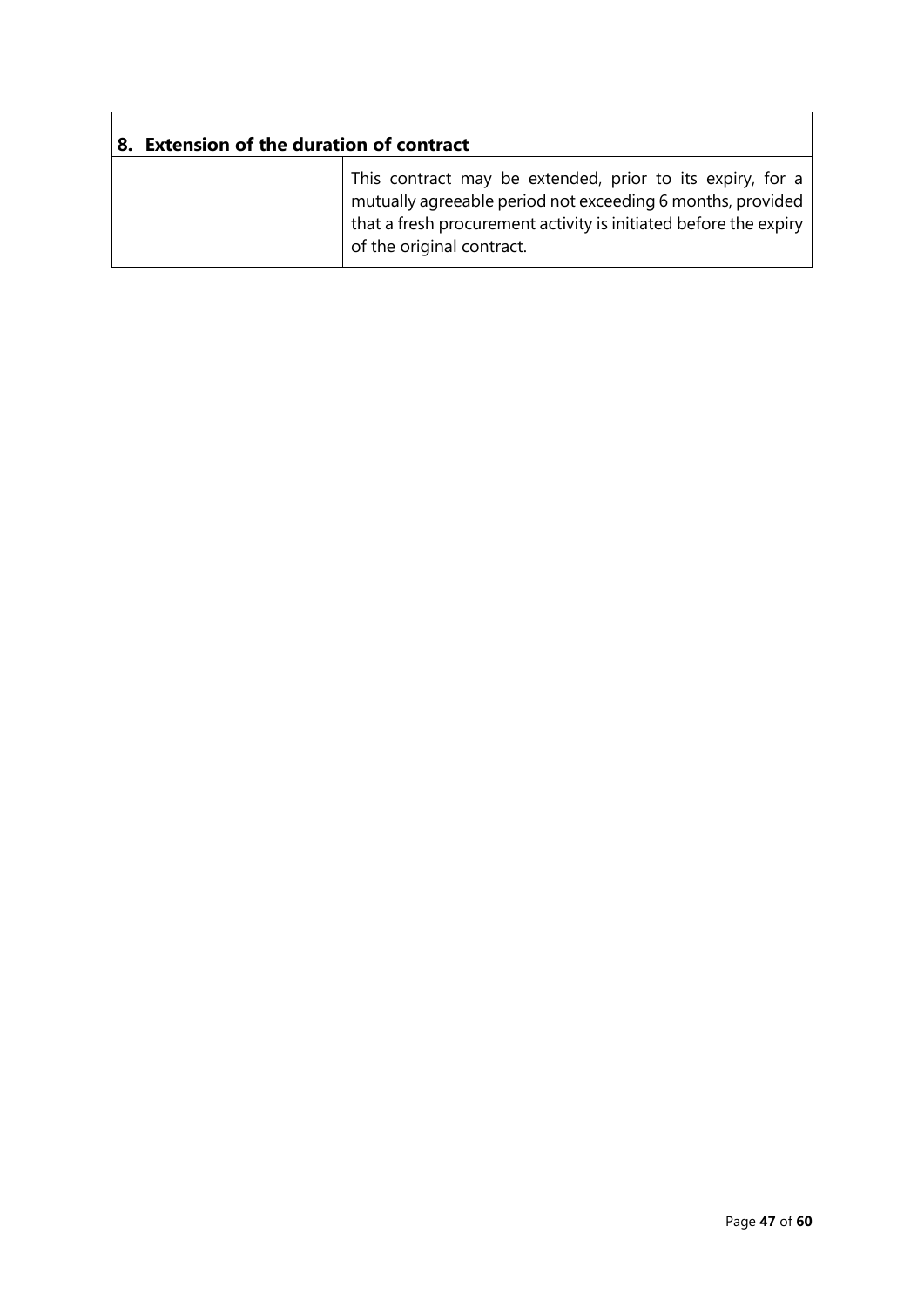| 8. Extension of the duration of contract | |
|---|---|
| | This contract may be extended, prior to its expiry, for a mutually agreeable period not exceeding 6 months, provided that a fresh procurement activity is initiated before the expiry of the original contract. |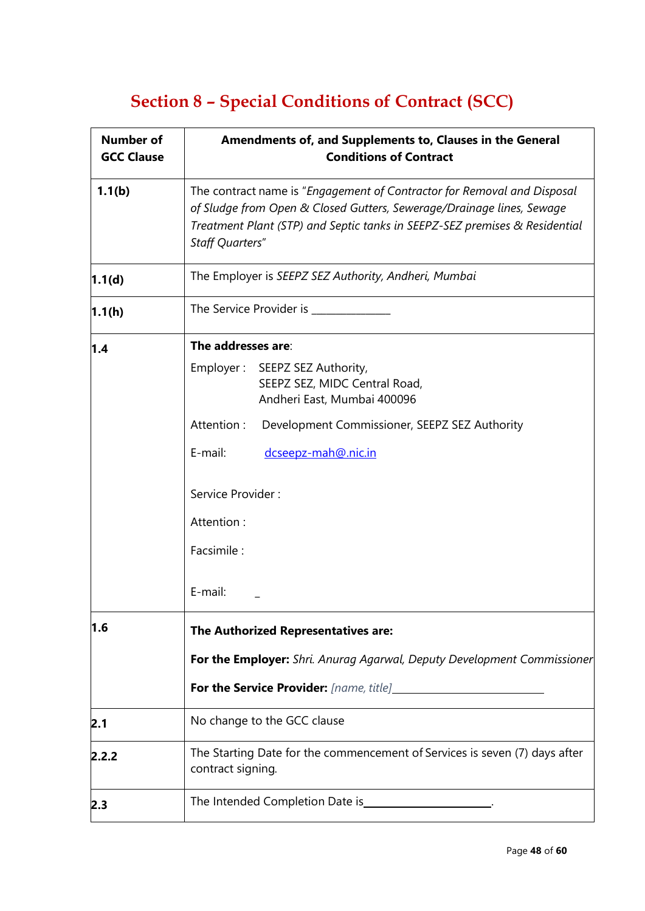# Section 8 – Special Conditions of Contract (SCC)

| Number of GCC Clause | Amendments of, and Supplements to, Clauses in the General Conditions of Contract |
|---|---|
| **1.1(b)** | The contract name is "*Engagement of Contractor for Removal and Disposal of Sludge from Open & Closed Gutters, Sewerage/Drainage lines, Sewage Treatment Plant (STP) and Septic tanks in SEEPZ-SEZ premises & Residential Staff Quarters*" |
| **1.1(d)** | The Employer is *SEEPZ SEZ Authority, Andheri, Mumbai* |
| **1.1(h)** | The Service Provider is ______________ |
| **1.4** | **The addresses are**:<br><br>Employer : SEEPZ SEZ Authority, SEEPZ SEZ, MIDC Central Road, Andheri East, Mumbai 400096<br><br>Attention : Development Commissioner, SEEPZ SEZ Authority<br><br>E-mail: dcseepz-mah@nic.in<br><br>Service Provider :<br><br>Attention :<br><br>Facsimile :<br><br>E-mail: _ |
| **1.6** | **The Authorized Representatives are:**<br><br>**For the Employer:** *Shri. Anurag Agarwal, Deputy Development Commissioner*<br><br>**For the Service Provider:** *[name, title]*__________________________ |
| **2.1** | No change to the GCC clause |
| **2.2.2** | The Starting Date for the commencement of Services is seven (7) days after contract signing. |
| **2.3** | The Intended Completion Date is______________________. |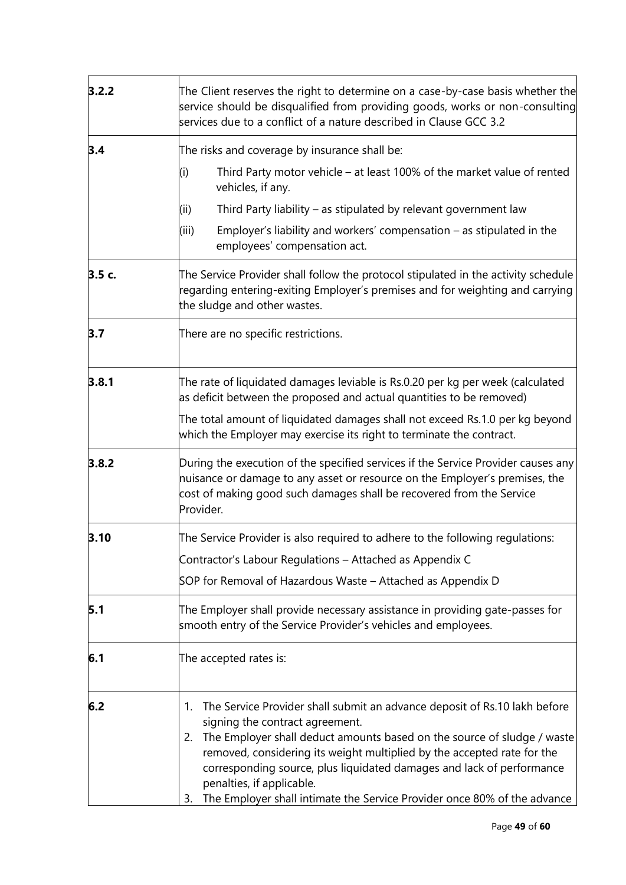| | |
|---|---|
| **3.2.2** | The Client reserves the right to determine on a case-by-case basis whether the service should be disqualified from providing goods, works or non-consulting services due to a conflict of a nature described in Clause GCC 3.2 |
| **3.4** | The risks and coverage by insurance shall be:<br>(i) Third Party motor vehicle – at least 100% of the market value of rented vehicles, if any.<br>(ii) Third Party liability – as stipulated by relevant government law<br>(iii) Employer's liability and workers' compensation – as stipulated in the employees' compensation act. |
| **3.5 c.** | The Service Provider shall follow the protocol stipulated in the activity schedule regarding entering-exiting Employer's premises and for weighting and carrying the sludge and other wastes. |
| **3.7** | There are no specific restrictions. |
| **3.8.1** | The rate of liquidated damages leviable is Rs.0.20 per kg per week (calculated as deficit between the proposed and actual quantities to be removed)<br>The total amount of liquidated damages shall not exceed Rs.1.0 per kg beyond which the Employer may exercise its right to terminate the contract. |
| **3.8.2** | During the execution of the specified services if the Service Provider causes any nuisance or damage to any asset or resource on the Employer's premises, the cost of making good such damages shall be recovered from the Service Provider. |
| **3.10** | The Service Provider is also required to adhere to the following regulations:<br>Contractor's Labour Regulations – Attached as Appendix C<br>SOP for Removal of Hazardous Waste – Attached as Appendix D |
| **5.1** | The Employer shall provide necessary assistance in providing gate-passes for smooth entry of the Service Provider's vehicles and employees. |
| **6.1** | The accepted rates is: |
| **6.2** | 1. The Service Provider shall submit an advance deposit of Rs.10 lakh before signing the contract agreement.<br>2. The Employer shall deduct amounts based on the source of sludge / waste removed, considering its weight multiplied by the accepted rate for the corresponding source, plus liquidated damages and lack of performance penalties, if applicable.<br>3. The Employer shall intimate the Service Provider once 80% of the advance |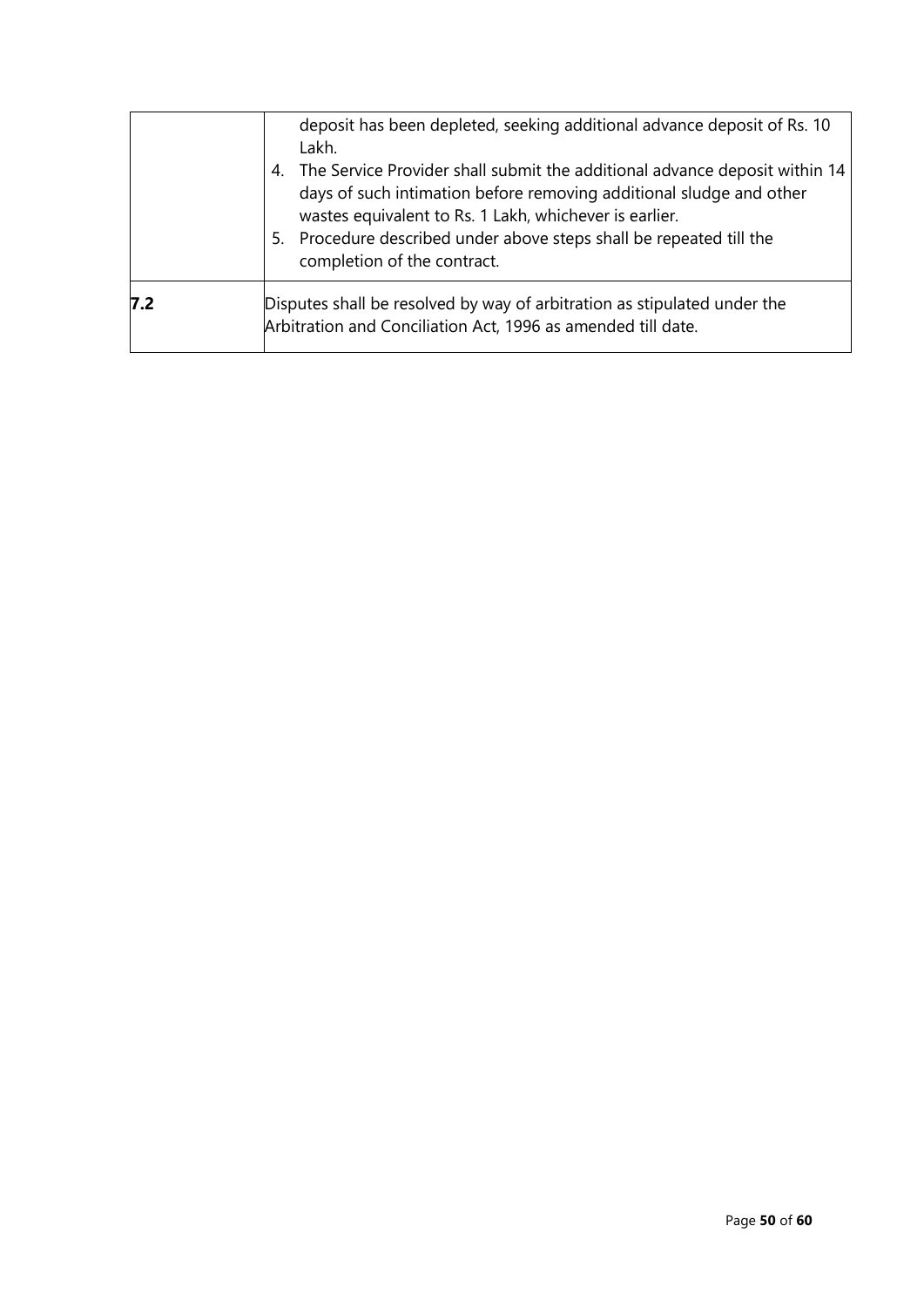| | |
|---|---|
| | deposit has been depleted, seeking additional advance deposit of Rs. 10 Lakh.<br>4. The Service Provider shall submit the additional advance deposit within 14 days of such intimation before removing additional sludge and other wastes equivalent to Rs. 1 Lakh, whichever is earlier.<br>5. Procedure described under above steps shall be repeated till the completion of the contract. |
| **7.2** | Disputes shall be resolved by way of arbitration as stipulated under the Arbitration and Conciliation Act, 1996 as amended till date. |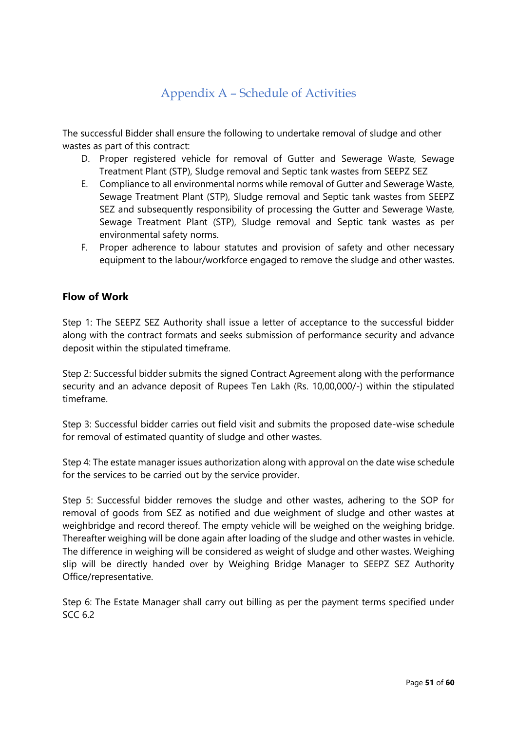# Appendix A – Schedule of Activities

The successful Bidder shall ensure the following to undertake removal of sludge and other wastes as part of this contract:

D. Proper registered vehicle for removal of Gutter and Sewerage Waste, Sewage Treatment Plant (STP), Sludge removal and Septic tank wastes from SEEPZ SEZ
E. Compliance to all environmental norms while removal of Gutter and Sewerage Waste, Sewage Treatment Plant (STP), Sludge removal and Septic tank wastes from SEEPZ SEZ and subsequently responsibility of processing the Gutter and Sewerage Waste, Sewage Treatment Plant (STP), Sludge removal and Septic tank wastes as per environmental safety norms.
F. Proper adherence to labour statutes and provision of safety and other necessary equipment to the labour/workforce engaged to remove the sludge and other wastes.

## Flow of Work

Step 1: The SEEPZ SEZ Authority shall issue a letter of acceptance to the successful bidder along with the contract formats and seeks submission of performance security and advance deposit within the stipulated timeframe.

Step 2: Successful bidder submits the signed Contract Agreement along with the performance security and an advance deposit of Rupees Ten Lakh (Rs. 10,00,000/-) within the stipulated timeframe.

Step 3: Successful bidder carries out field visit and submits the proposed date-wise schedule for removal of estimated quantity of sludge and other wastes.

Step 4: The estate manager issues authorization along with approval on the date wise schedule for the services to be carried out by the service provider.

Step 5: Successful bidder removes the sludge and other wastes, adhering to the SOP for removal of goods from SEZ as notified and due weighment of sludge and other wastes at weighbridge and record thereof. The empty vehicle will be weighed on the weighing bridge. Thereafter weighing will be done again after loading of the sludge and other wastes in vehicle. The difference in weighing will be considered as weight of sludge and other wastes. Weighing slip will be directly handed over by Weighing Bridge Manager to SEEPZ SEZ Authority Office/representative.

Step 6: The Estate Manager shall carry out billing as per the payment terms specified under SCC 6.2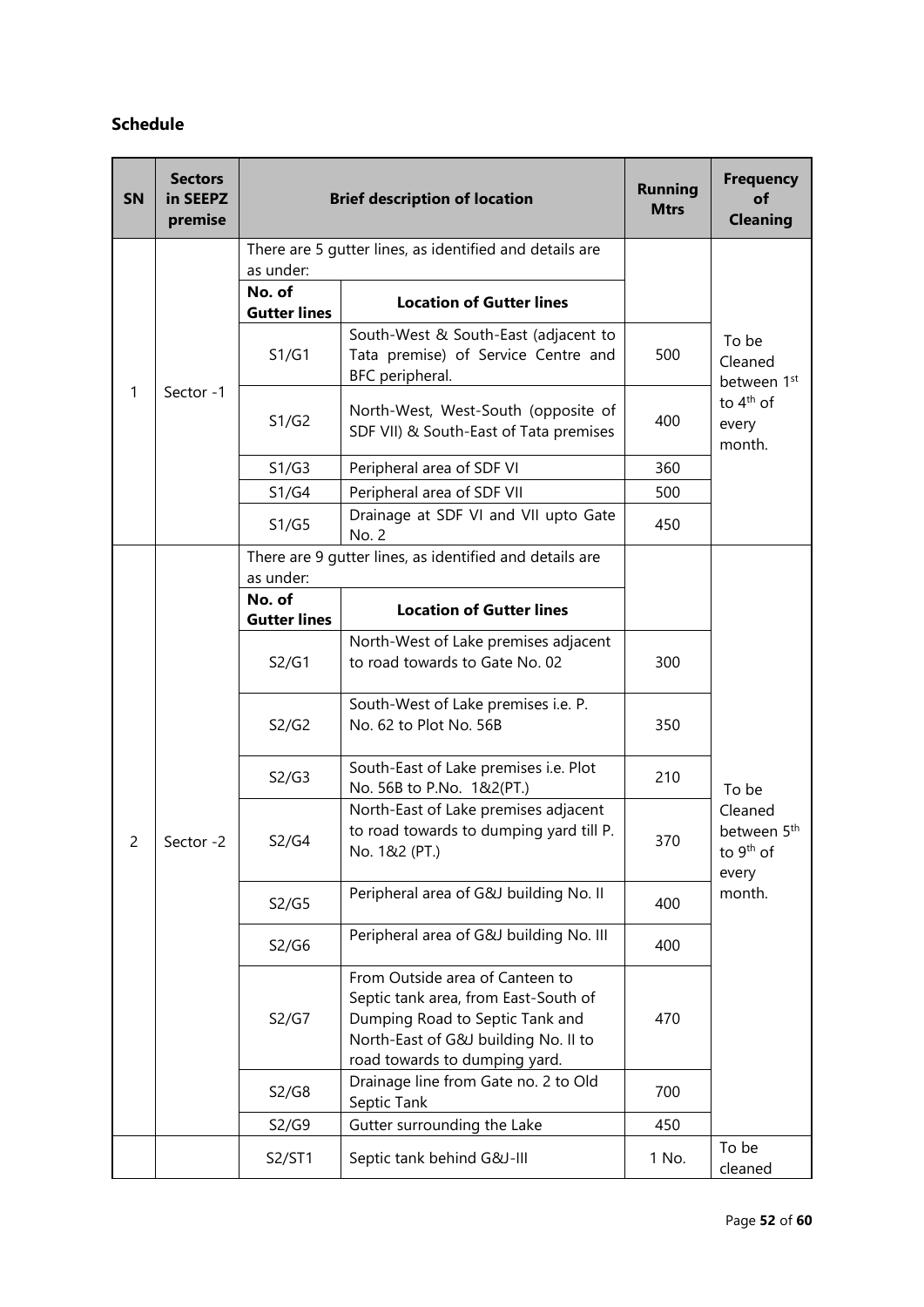**Schedule**

| SN | Sectors in SEEPZ premise | Brief description of location | | Running Mtrs | Frequency of Cleaning |
|---|---|---|---|---|---|
| 1 | Sector -1 | There are 5 gutter lines, as identified and details are as under: | | | To be Cleaned between 1st to 4th of every month. |
| | | **No. of Gutter lines** | **Location of Gutter lines** | | |
| | | S1/G1 | South-West & South-East (adjacent to Tata premise) of Service Centre and BFC peripheral. | 500 | |
| | | S1/G2 | North-West, West-South (opposite of SDF VII) & South-East of Tata premises | 400 | |
| | | S1/G3 | Peripheral area of SDF VI | 360 | |
| | | S1/G4 | Peripheral area of SDF VII | 500 | |
| | | S1/G5 | Drainage at SDF VI and VII upto Gate No. 2 | 450 | |
| 2 | Sector -2 | There are 9 gutter lines, as identified and details are as under: | | | To be Cleaned between 5th to 9th of every month. |
| | | **No. of Gutter lines** | **Location of Gutter lines** | | |
| | | S2/G1 | North-West of Lake premises adjacent to road towards to Gate No. 02 | 300 | |
| | | S2/G2 | South-West of Lake premises i.e. P. No. 62 to Plot No. 56B | 350 | |
| | | S2/G3 | South-East of Lake premises i.e. Plot No. 56B to P.No. 1&2(PT.) | 210 | |
| | | S2/G4 | North-East of Lake premises adjacent to road towards to dumping yard till P. No. 1&2 (PT.) | 370 | |
| | | S2/G5 | Peripheral area of G&J building No. II | 400 | |
| | | S2/G6 | Peripheral area of G&J building No. III | 400 | |
| | | S2/G7 | From Outside area of Canteen to Septic tank area, from East-South of Dumping Road to Septic Tank and North-East of G&J building No. II to road towards to dumping yard. | 470 | |
| | | S2/G8 | Drainage line from Gate no. 2 to Old Septic Tank | 700 | |
| | | S2/G9 | Gutter surrounding the Lake | 450 | |
| | | S2/ST1 | Septic tank behind G&J-III | 1 No. | To be cleaned |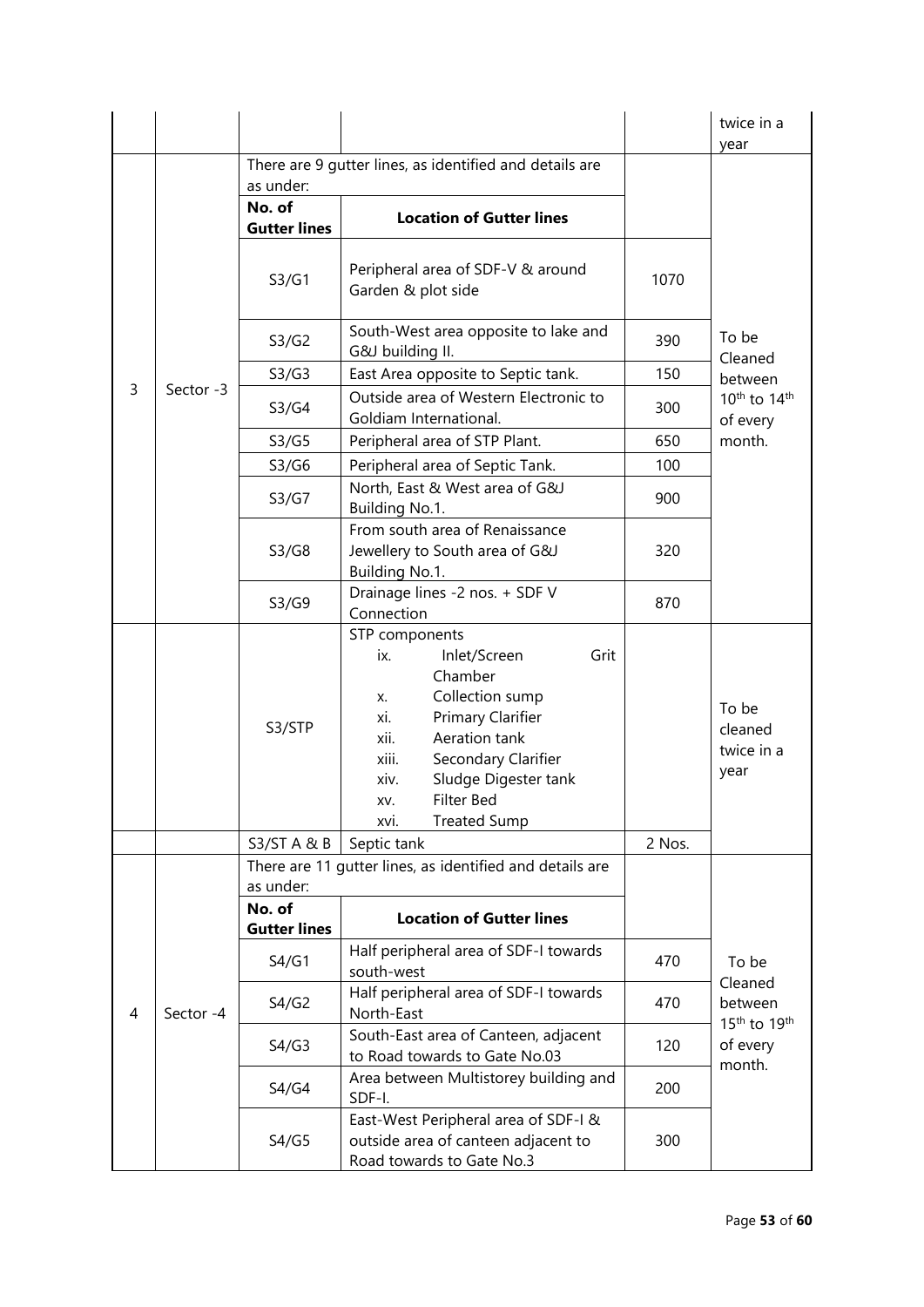|  |  |  |  |  | twice in a year |
|---|---|---|---|---|---|
| 3 | Sector -3 | There are 9 gutter lines, as identified and details are as under: | | | To be Cleaned between 10th to 14th of every month. |
|  |  | **No. of Gutter lines** | **Location of Gutter lines** |  |  |
|  |  | S3/G1 | Peripheral area of SDF-V & around Garden & plot side | 1070 |  |
|  |  | S3/G2 | South-West area opposite to lake and G&J building II. | 390 |  |
|  |  | S3/G3 | East Area opposite to Septic tank. | 150 |  |
|  |  | S3/G4 | Outside area of Western Electronic to Goldiam International. | 300 |  |
|  |  | S3/G5 | Peripheral area of STP Plant. | 650 |  |
|  |  | S3/G6 | Peripheral area of Septic Tank. | 100 |  |
|  |  | S3/G7 | North, East & West area of G&J Building No.1. | 900 |  |
|  |  | S3/G8 | From south area of Renaissance Jewellery to South area of G&J Building No.1. | 320 |  |
|  |  | S3/G9 | Drainage lines -2 nos. + SDF V Connection | 870 |  |
|  |  | S3/STP | STP components<br>ix. Inlet/Screen Grit Chamber<br>x. Collection sump<br>xi. Primary Clarifier<br>xii. Aeration tank<br>xiii. Secondary Clarifier<br>xiv. Sludge Digester tank<br>xv. Filter Bed<br>xvi. Treated Sump |  | To be cleaned twice in a year |
|  |  | S3/ST A & B | Septic tank | 2 Nos. |  |
| 4 | Sector -4 | There are 11 gutter lines, as identified and details are as under: | | | To be Cleaned between 15th to 19th of every month. |
|  |  | **No. of Gutter lines** | **Location of Gutter lines** |  |  |
|  |  | S4/G1 | Half peripheral area of SDF-I towards south-west | 470 |  |
|  |  | S4/G2 | Half peripheral area of SDF-I towards North-East | 470 |  |
|  |  | S4/G3 | South-East area of Canteen, adjacent to Road towards to Gate No.03 | 120 |  |
|  |  | S4/G4 | Area between Multistorey building and SDF-I. | 200 |  |
|  |  | S4/G5 | East-West Peripheral area of SDF-I & outside area of canteen adjacent to Road towards to Gate No.3 | 300 |  |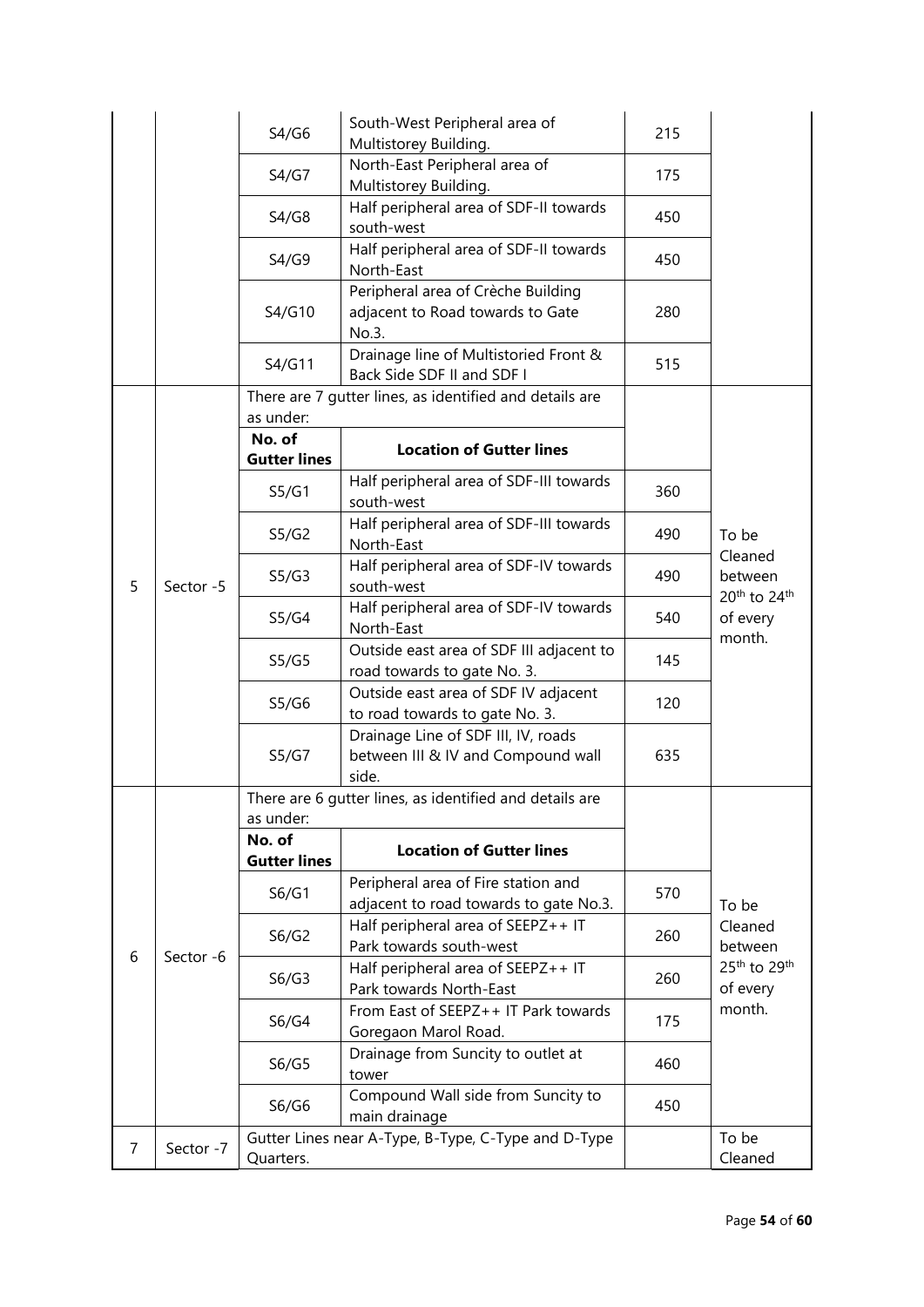| | | | | | |
|---|---|---|---|---|---|
| | | S4/G6 | South-West Peripheral area of Multistorey Building. | 215 | |
| | | S4/G7 | North-East Peripheral area of Multistorey Building. | 175 | |
| | | S4/G8 | Half peripheral area of SDF-II towards south-west | 450 | |
| | | S4/G9 | Half peripheral area of SDF-II towards North-East | 450 | |
| | | S4/G10 | Peripheral area of Crèche Building adjacent to Road towards to Gate No.3. | 280 | |
| | | S4/G11 | Drainage line of Multistoried Front & Back Side SDF II and SDF I | 515 | |
| 5 | Sector -5 | There are 7 gutter lines, as identified and details are as under: | | | To be Cleaned between 20th to 24th of every month. |
| | | **No. of Gutter lines** | **Location of Gutter lines** | | |
| | | S5/G1 | Half peripheral area of SDF-III towards south-west | 360 | |
| | | S5/G2 | Half peripheral area of SDF-III towards North-East | 490 | |
| | | S5/G3 | Half peripheral area of SDF-IV towards south-west | 490 | |
| | | S5/G4 | Half peripheral area of SDF-IV towards North-East | 540 | |
| | | S5/G5 | Outside east area of SDF III adjacent to road towards to gate No. 3. | 145 | |
| | | S5/G6 | Outside east area of SDF IV adjacent to road towards to gate No. 3. | 120 | |
| | | S5/G7 | Drainage Line of SDF III, IV, roads between III & IV and Compound wall side. | 635 | |
| 6 | Sector -6 | There are 6 gutter lines, as identified and details are as under: | | | To be Cleaned between 25th to 29th of every month. |
| | | **No. of Gutter lines** | **Location of Gutter lines** | | |
| | | S6/G1 | Peripheral area of Fire station and adjacent to road towards to gate No.3. | 570 | |
| | | S6/G2 | Half peripheral area of SEEPZ++ IT Park towards south-west | 260 | |
| | | S6/G3 | Half peripheral area of SEEPZ++ IT Park towards North-East | 260 | |
| | | S6/G4 | From East of SEEPZ++ IT Park towards Goregaon Marol Road. | 175 | |
| | | S6/G5 | Drainage from Suncity to outlet at tower | 460 | |
| | | S6/G6 | Compound Wall side from Suncity to main drainage | 450 | |
| 7 | Sector -7 | Gutter Lines near A-Type, B-Type, C-Type and D-Type Quarters. | | | To be Cleaned |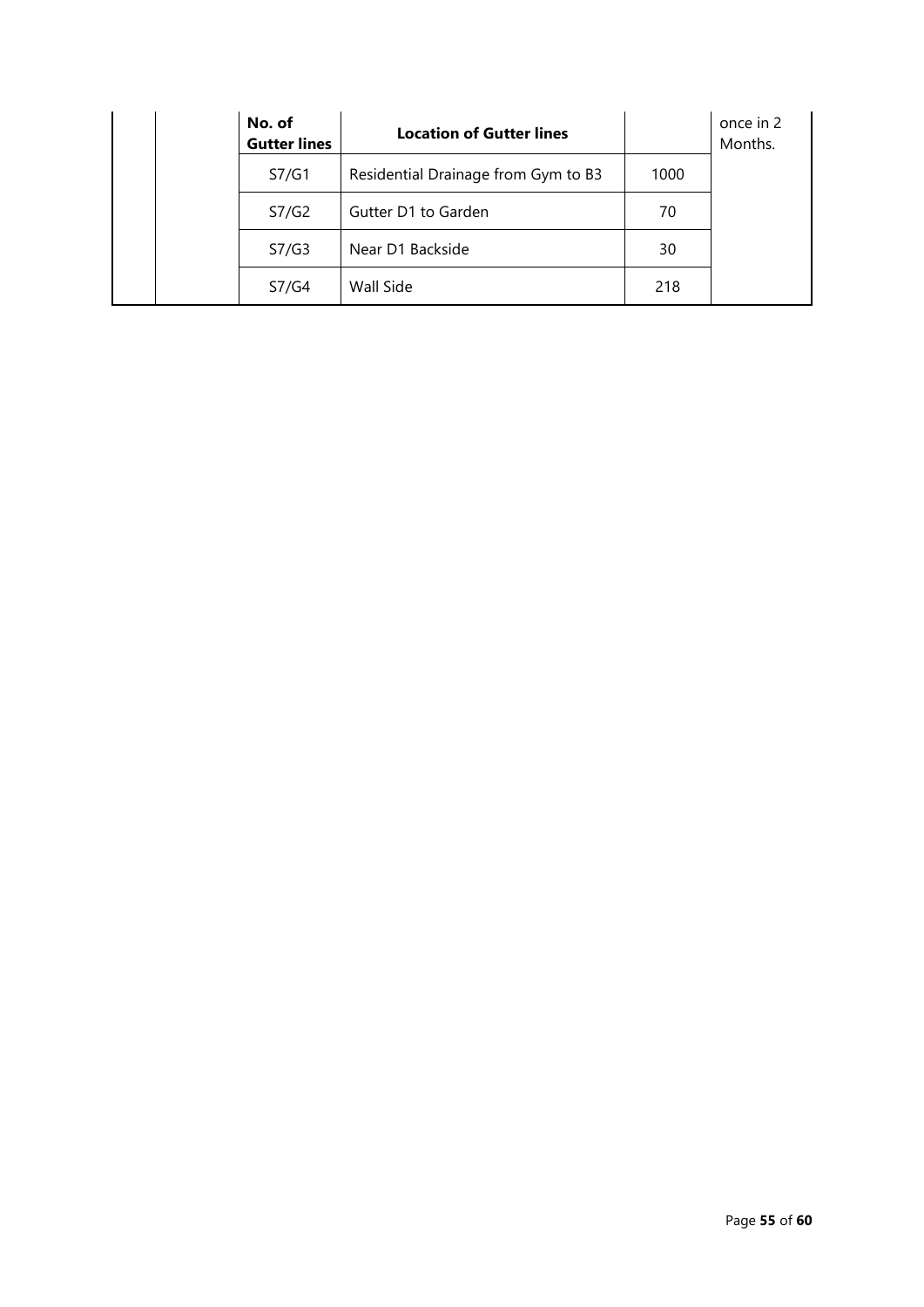| | | No. of Gutter lines | Location of Gutter lines | | once in 2 Months. |
|---|---|---|---|---|---|
| | | S7/G1 | Residential Drainage from Gym to B3 | 1000 | |
| | | S7/G2 | Gutter D1 to Garden | 70 | |
| | | S7/G3 | Near D1 Backside | 30 | |
| | | S7/G4 | Wall Side | 218 | |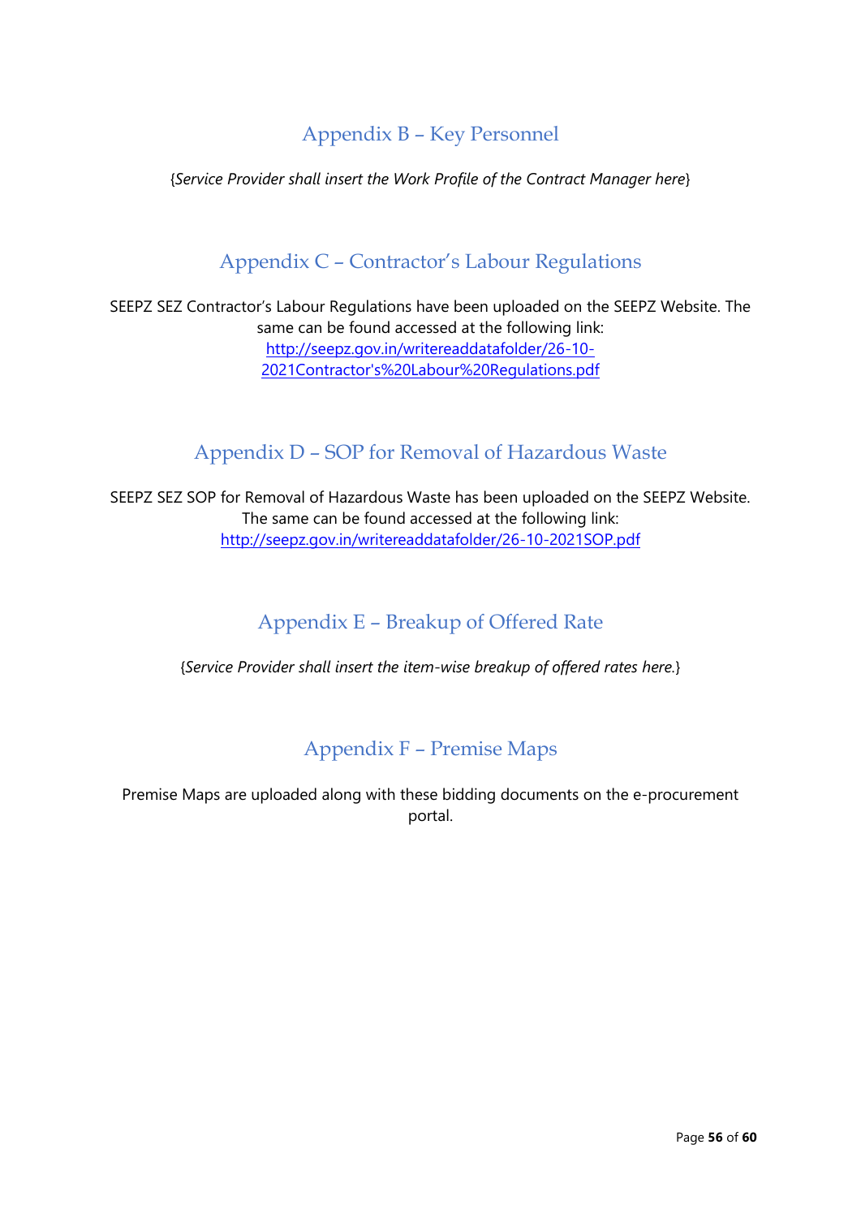## Appendix B – Key Personnel

{*Service Provider shall insert the Work Profile of the Contract Manager here*}

## Appendix C – Contractor's Labour Regulations

SEEPZ SEZ Contractor's Labour Regulations have been uploaded on the SEEPZ Website. The same can be found accessed at the following link: [http://seepz.gov.in/writereaddatafolder/26-10-2021Contractor's%20Labour%20Regulations.pdf](http://seepz.gov.in/writereaddatafolder/26-10-2021Contractor's%20Labour%20Regulations.pdf)

## Appendix D – SOP for Removal of Hazardous Waste

SEEPZ SEZ SOP for Removal of Hazardous Waste has been uploaded on the SEEPZ Website. The same can be found accessed at the following link: [http://seepz.gov.in/writereaddatafolder/26-10-2021SOP.pdf](http://seepz.gov.in/writereaddatafolder/26-10-2021SOP.pdf)

## Appendix E – Breakup of Offered Rate

{*Service Provider shall insert the item-wise breakup of offered rates here.*}

## Appendix F – Premise Maps

Premise Maps are uploaded along with these bidding documents on the e-procurement portal.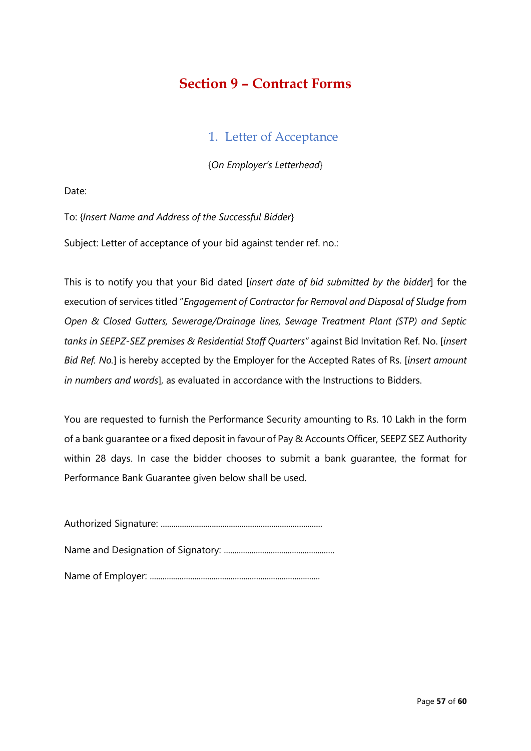# Section 9 – Contract Forms

## 1. Letter of Acceptance

{*On Employer's Letterhead*}

Date:

To: {*Insert Name and Address of the Successful Bidder*}

Subject: Letter of acceptance of your bid against tender ref. no.:

This is to notify you that your Bid dated [*insert date of bid submitted by the bidder*] for the execution of services titled "*Engagement of Contractor for Removal and Disposal of Sludge from Open & Closed Gutters, Sewerage/Drainage lines, Sewage Treatment Plant (STP) and Septic tanks in SEEPZ-SEZ premises & Residential Staff Quarters*" against Bid Invitation Ref. No. [*insert Bid Ref. No.*] is hereby accepted by the Employer for the Accepted Rates of Rs. [*insert amount in numbers and words*], as evaluated in accordance with the Instructions to Bidders.

You are requested to furnish the Performance Security amounting to Rs. 10 Lakh in the form of a bank guarantee or a fixed deposit in favour of Pay & Accounts Officer, SEEPZ SEZ Authority within 28 days. In case the bidder chooses to submit a bank guarantee, the format for Performance Bank Guarantee given below shall be used.

Authorized Signature: ...........................................................................

Name and Designation of Signatory: ...................................................

Name of Employer: ...............................................................................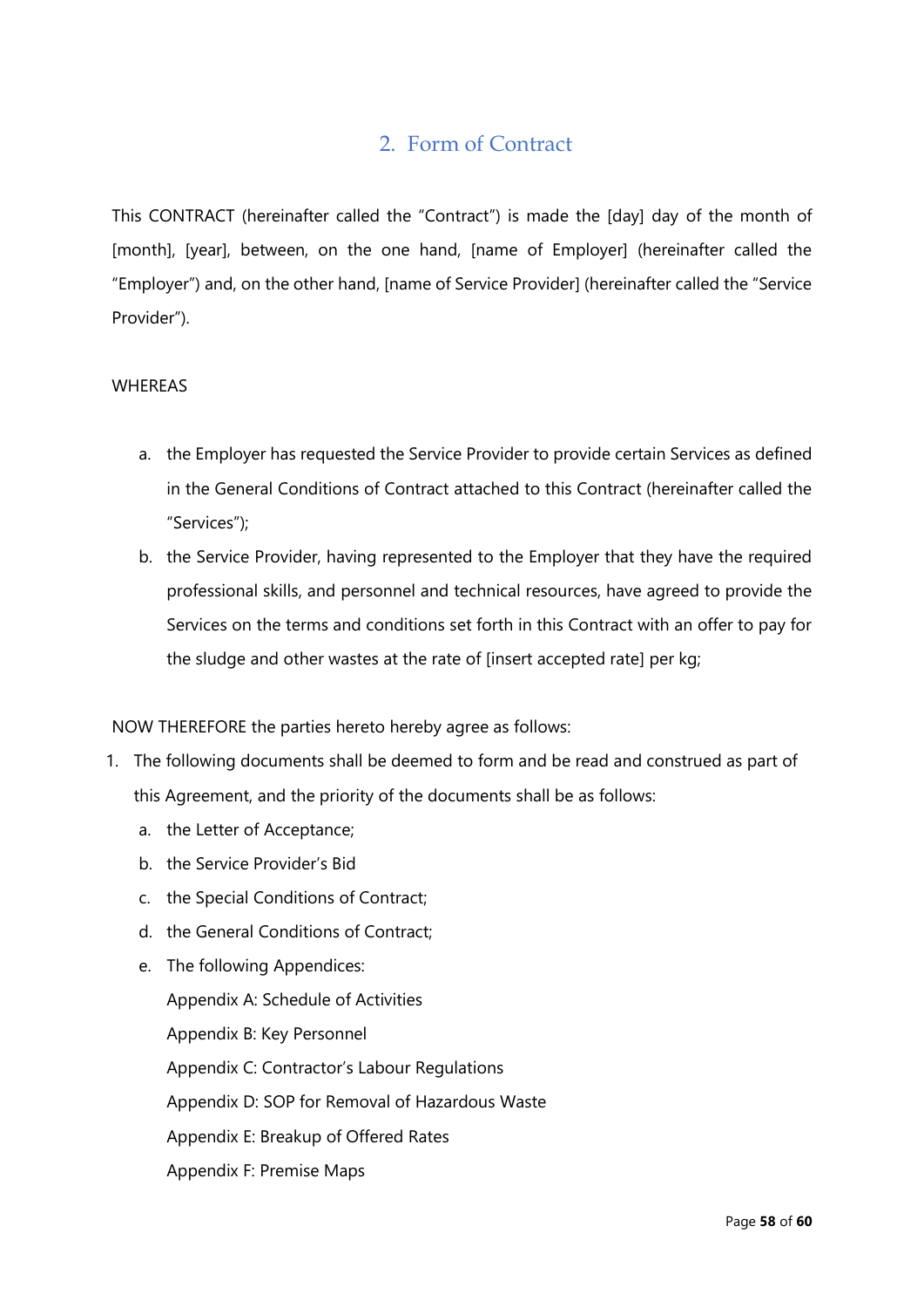## 2. Form of Contract

This CONTRACT (hereinafter called the "Contract") is made the [day] day of the month of [month], [year], between, on the one hand, [name of Employer] (hereinafter called the "Employer") and, on the other hand, [name of Service Provider] (hereinafter called the "Service Provider").

WHEREAS

a. the Employer has requested the Service Provider to provide certain Services as defined in the General Conditions of Contract attached to this Contract (hereinafter called the "Services");
b. the Service Provider, having represented to the Employer that they have the required professional skills, and personnel and technical resources, have agreed to provide the Services on the terms and conditions set forth in this Contract with an offer to pay for the sludge and other wastes at the rate of [insert accepted rate] per kg;

NOW THEREFORE the parties hereto hereby agree as follows:

1. The following documents shall be deemed to form and be read and construed as part of this Agreement, and the priority of the documents shall be as follows:
   a. the Letter of Acceptance;
   b. the Service Provider's Bid
   c. the Special Conditions of Contract;
   d. the General Conditions of Contract;
   e. The following Appendices:

      Appendix A: Schedule of Activities

      Appendix B: Key Personnel

      Appendix C: Contractor's Labour Regulations

      Appendix D: SOP for Removal of Hazardous Waste

      Appendix E: Breakup of Offered Rates

      Appendix F: Premise Maps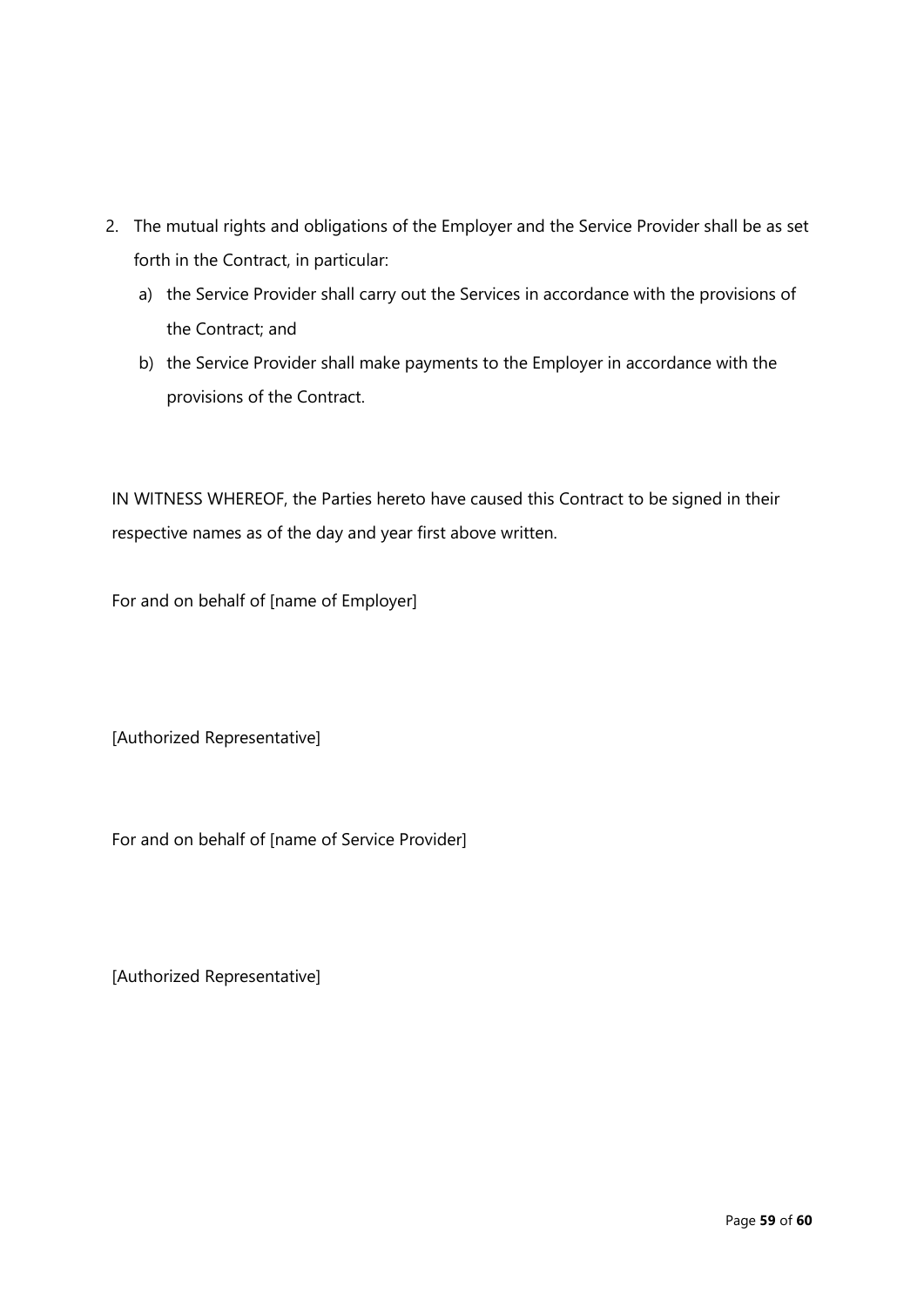2. The mutual rights and obligations of the Employer and the Service Provider shall be as set forth in the Contract, in particular:
   a) the Service Provider shall carry out the Services in accordance with the provisions of the Contract; and
   b) the Service Provider shall make payments to the Employer in accordance with the provisions of the Contract.

IN WITNESS WHEREOF, the Parties hereto have caused this Contract to be signed in their respective names as of the day and year first above written.

For and on behalf of [name of Employer]

[Authorized Representative]

For and on behalf of [name of Service Provider]

[Authorized Representative]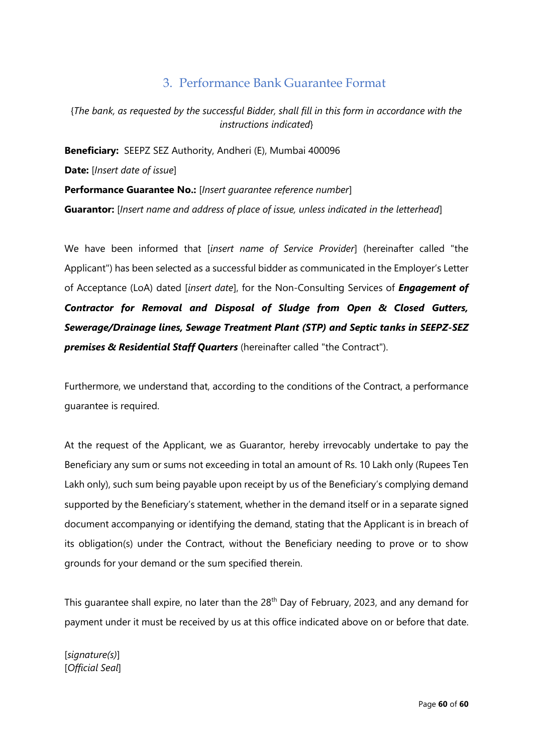## 3. Performance Bank Guarantee Format

{*The bank, as requested by the successful Bidder, shall fill in this form in accordance with the instructions indicated*}

**Beneficiary:** SEEPZ SEZ Authority, Andheri (E), Mumbai 400096

**Date:** [*Insert date of issue*]

**Performance Guarantee No.:** [*Insert guarantee reference number*]

**Guarantor:** [*Insert name and address of place of issue, unless indicated in the letterhead*]

We have been informed that [*insert name of Service Provider*] (hereinafter called "the Applicant") has been selected as a successful bidder as communicated in the Employer's Letter of Acceptance (LoA) dated [*insert date*], for the Non-Consulting Services of ***Engagement of Contractor for Removal and Disposal of Sludge from Open & Closed Gutters, Sewerage/Drainage lines, Sewage Treatment Plant (STP) and Septic tanks in SEEPZ-SEZ premises & Residential Staff Quarters*** (hereinafter called "the Contract").

Furthermore, we understand that, according to the conditions of the Contract, a performance guarantee is required.

At the request of the Applicant, we as Guarantor, hereby irrevocably undertake to pay the Beneficiary any sum or sums not exceeding in total an amount of Rs. 10 Lakh only (Rupees Ten Lakh only), such sum being payable upon receipt by us of the Beneficiary's complying demand supported by the Beneficiary's statement, whether in the demand itself or in a separate signed document accompanying or identifying the demand, stating that the Applicant is in breach of its obligation(s) under the Contract, without the Beneficiary needing to prove or to show grounds for your demand or the sum specified therein.

This guarantee shall expire, no later than the 28th Day of February, 2023, and any demand for payment under it must be received by us at this office indicated above on or before that date.

[*signature(s)*]
[*Official Seal*]